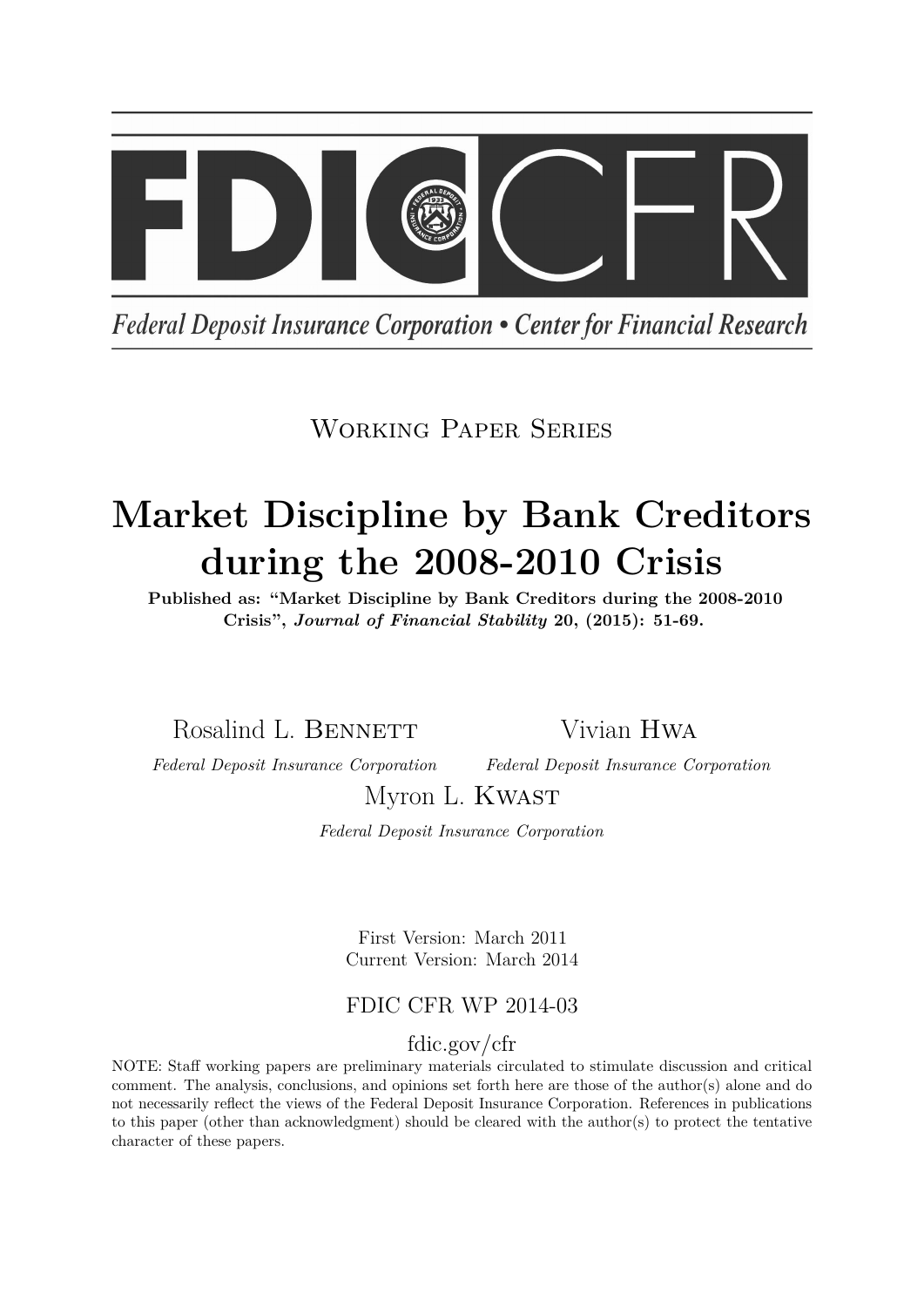FDIC CFR

Federal Deposit Insurance Corporation • Center for Financial Research

Working Paper Series

# Market Discipline by Bank Creditors during the 2008-2010 Crisis

**Published as: "Market Discipline by Bank Creditors during the 2008-2010 Crisis", *Journal of Financial Stability* 20, (2015): 51-69.**

Rosalind L. Bennett
*Federal Deposit Insurance Corporation*

Vivian Hwa
*Federal Deposit Insurance Corporation*

Myron L. Kwast
*Federal Deposit Insurance Corporation*

First Version: March 2011
Current Version: March 2014

FDIC CFR WP 2014-03

fdic.gov/cfr

NOTE: Staff working papers are preliminary materials circulated to stimulate discussion and critical comment. The analysis, conclusions, and opinions set forth here are those of the author(s) alone and do not necessarily reflect the views of the Federal Deposit Insurance Corporation. References in publications to this paper (other than acknowledgment) should be cleared with the author(s) to protect the tentative character of these papers.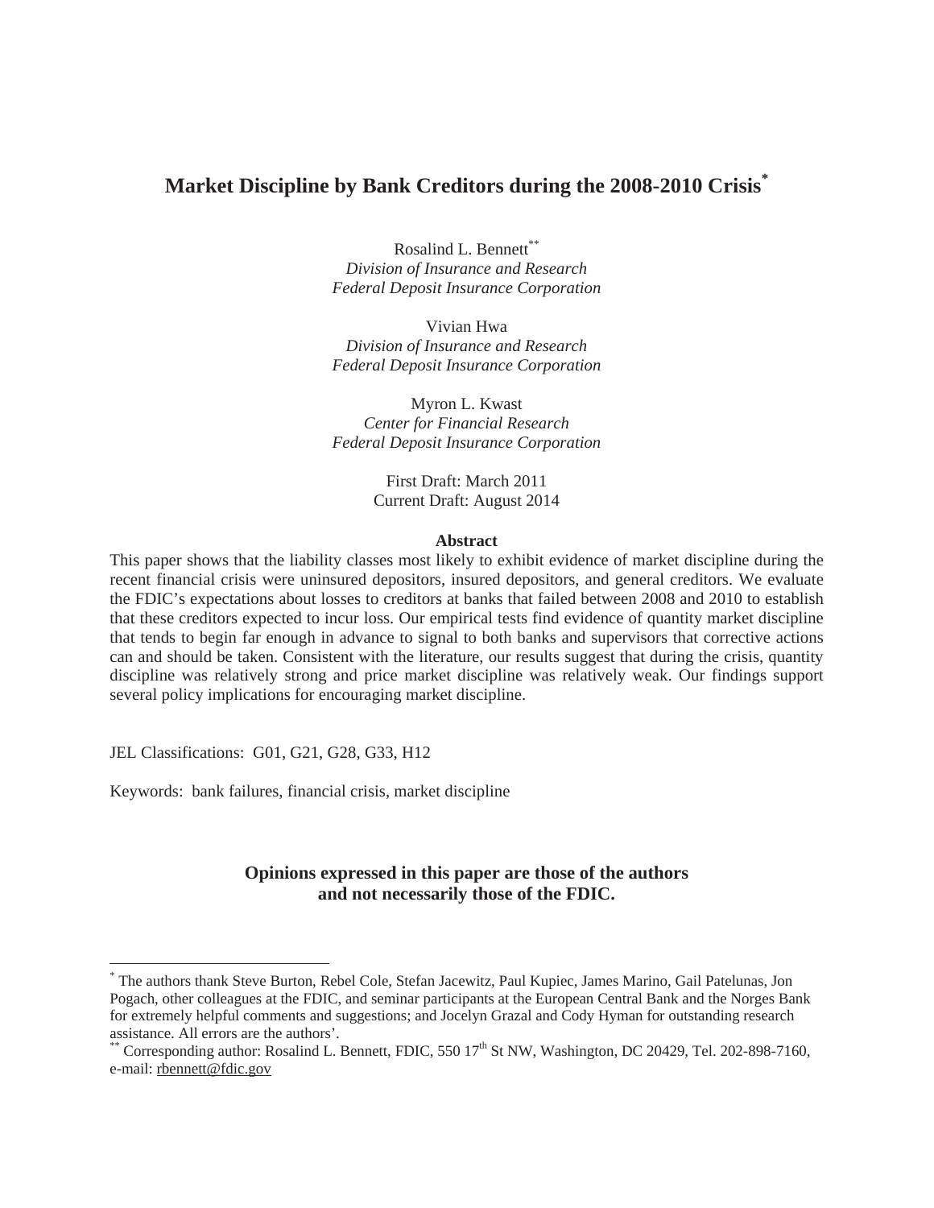# Market Discipline by Bank Creditors during the 2008-2010 Crisis[*]

Rosalind L. Bennett[**]
*Division of Insurance and Research*
*Federal Deposit Insurance Corporation*

Vivian Hwa
*Division of Insurance and Research*
*Federal Deposit Insurance Corporation*

Myron L. Kwast
*Center for Financial Research*
*Federal Deposit Insurance Corporation*

First Draft: March 2011
Current Draft: August 2014

**Abstract**

This paper shows that the liability classes most likely to exhibit evidence of market discipline during the recent financial crisis were uninsured depositors, insured depositors, and general creditors. We evaluate the FDIC's expectations about losses to creditors at banks that failed between 2008 and 2010 to establish that these creditors expected to incur loss. Our empirical tests find evidence of quantity market discipline that tends to begin far enough in advance to signal to both banks and supervisors that corrective actions can and should be taken. Consistent with the literature, our results suggest that during the crisis, quantity discipline was relatively strong and price market discipline was relatively weak. Our findings support several policy implications for encouraging market discipline.

JEL Classifications: G01, G21, G28, G33, H12

Keywords: bank failures, financial crisis, market discipline

**Opinions expressed in this paper are those of the authors and not necessarily those of the FDIC.**

---

[*] The authors thank Steve Burton, Rebel Cole, Stefan Jacewitz, Paul Kupiec, James Marino, Gail Patelunas, Jon Pogach, other colleagues at the FDIC, and seminar participants at the European Central Bank and the Norges Bank for extremely helpful comments and suggestions; and Jocelyn Grazal and Cody Hyman for outstanding research assistance. All errors are the authors'.

[**] Corresponding author: Rosalind L. Bennett, FDIC, 550 17th St NW, Washington, DC 20429, Tel. 202-898-7160, e-mail: rbennett@fdic.gov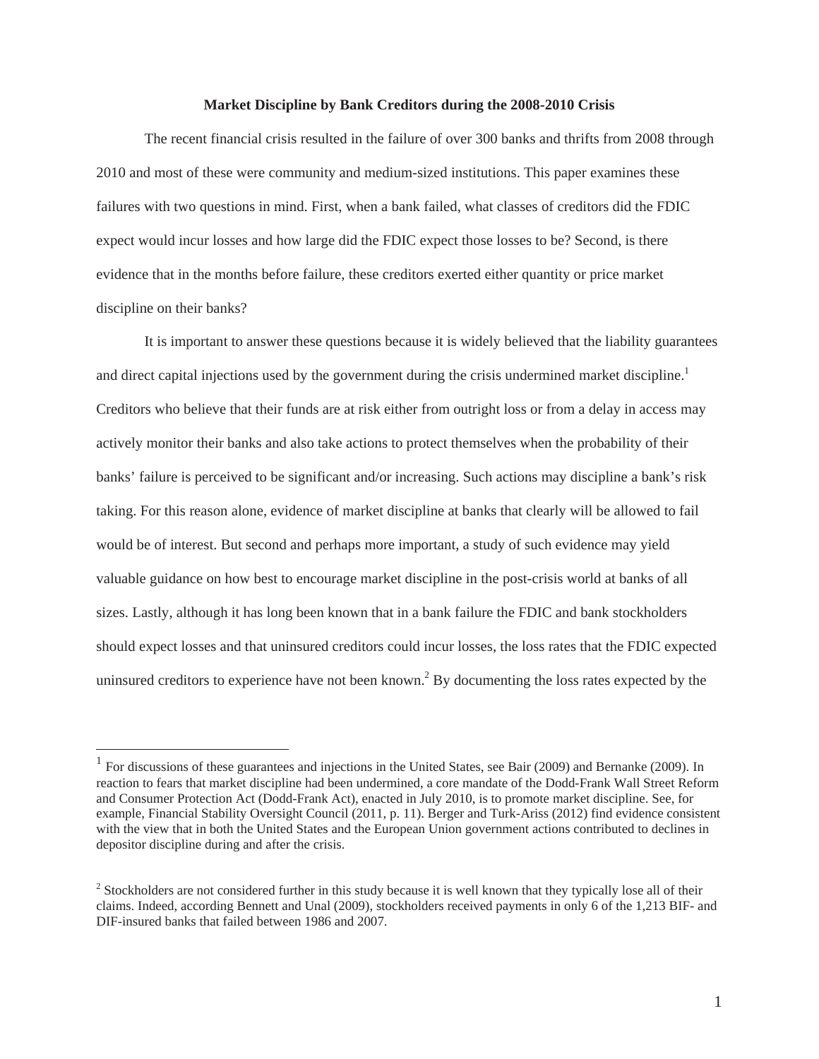**Market Discipline by Bank Creditors during the 2008-2010 Crisis**

The recent financial crisis resulted in the failure of over 300 banks and thrifts from 2008 through 2010 and most of these were community and medium-sized institutions. This paper examines these failures with two questions in mind. First, when a bank failed, what classes of creditors did the FDIC expect would incur losses and how large did the FDIC expect those losses to be? Second, is there evidence that in the months before failure, these creditors exerted either quantity or price market discipline on their banks?

It is important to answer these questions because it is widely believed that the liability guarantees and direct capital injections used by the government during the crisis undermined market discipline.[1] Creditors who believe that their funds are at risk either from outright loss or from a delay in access may actively monitor their banks and also take actions to protect themselves when the probability of their banks' failure is perceived to be significant and/or increasing. Such actions may discipline a bank's risk taking. For this reason alone, evidence of market discipline at banks that clearly will be allowed to fail would be of interest. But second and perhaps more important, a study of such evidence may yield valuable guidance on how best to encourage market discipline in the post-crisis world at banks of all sizes. Lastly, although it has long been known that in a bank failure the FDIC and bank stockholders should expect losses and that uninsured creditors could incur losses, the loss rates that the FDIC expected uninsured creditors to experience have not been known.[2] By documenting the loss rates expected by the

[1] For discussions of these guarantees and injections in the United States, see Bair (2009) and Bernanke (2009). In reaction to fears that market discipline had been undermined, a core mandate of the Dodd-Frank Wall Street Reform and Consumer Protection Act (Dodd-Frank Act), enacted in July 2010, is to promote market discipline. See, for example, Financial Stability Oversight Council (2011, p. 11). Berger and Turk-Ariss (2012) find evidence consistent with the view that in both the United States and the European Union government actions contributed to declines in depositor discipline during and after the crisis.

[2] Stockholders are not considered further in this study because it is well known that they typically lose all of their claims. Indeed, according Bennett and Unal (2009), stockholders received payments in only 6 of the 1,213 BIF- and DIF-insured banks that failed between 1986 and 2007.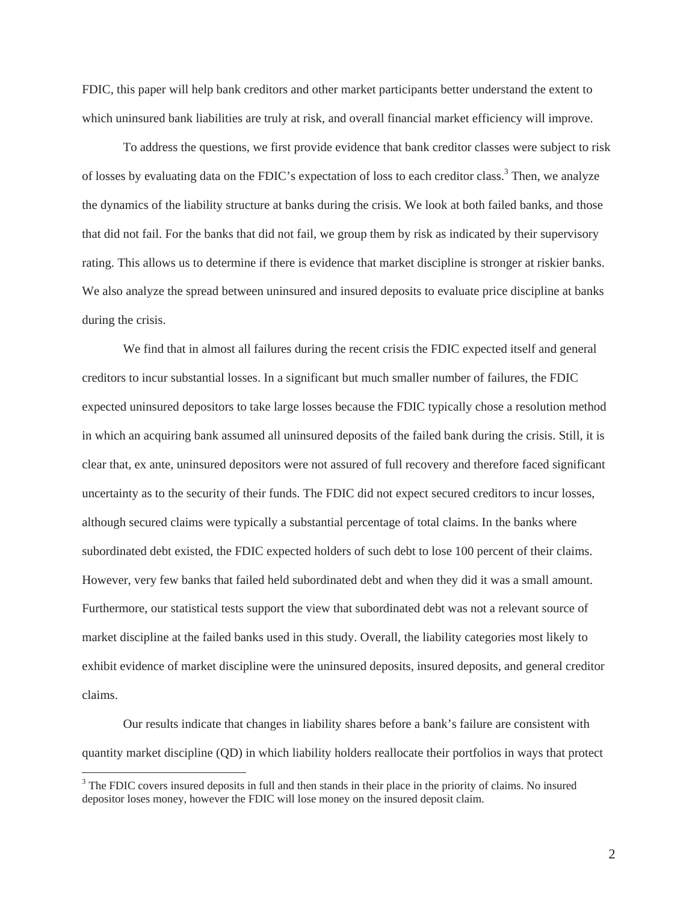FDIC, this paper will help bank creditors and other market participants better understand the extent to which uninsured bank liabilities are truly at risk, and overall financial market efficiency will improve.

To address the questions, we first provide evidence that bank creditor classes were subject to risk of losses by evaluating data on the FDIC's expectation of loss to each creditor class.[3] Then, we analyze the dynamics of the liability structure at banks during the crisis. We look at both failed banks, and those that did not fail. For the banks that did not fail, we group them by risk as indicated by their supervisory rating. This allows us to determine if there is evidence that market discipline is stronger at riskier banks. We also analyze the spread between uninsured and insured deposits to evaluate price discipline at banks during the crisis.

We find that in almost all failures during the recent crisis the FDIC expected itself and general creditors to incur substantial losses. In a significant but much smaller number of failures, the FDIC expected uninsured depositors to take large losses because the FDIC typically chose a resolution method in which an acquiring bank assumed all uninsured deposits of the failed bank during the crisis. Still, it is clear that, ex ante, uninsured depositors were not assured of full recovery and therefore faced significant uncertainty as to the security of their funds. The FDIC did not expect secured creditors to incur losses, although secured claims were typically a substantial percentage of total claims. In the banks where subordinated debt existed, the FDIC expected holders of such debt to lose 100 percent of their claims. However, very few banks that failed held subordinated debt and when they did it was a small amount. Furthermore, our statistical tests support the view that subordinated debt was not a relevant source of market discipline at the failed banks used in this study. Overall, the liability categories most likely to exhibit evidence of market discipline were the uninsured deposits, insured deposits, and general creditor claims.

Our results indicate that changes in liability shares before a bank's failure are consistent with quantity market discipline (QD) in which liability holders reallocate their portfolios in ways that protect

[3] The FDIC covers insured deposits in full and then stands in their place in the priority of claims. No insured depositor loses money, however the FDIC will lose money on the insured deposit claim.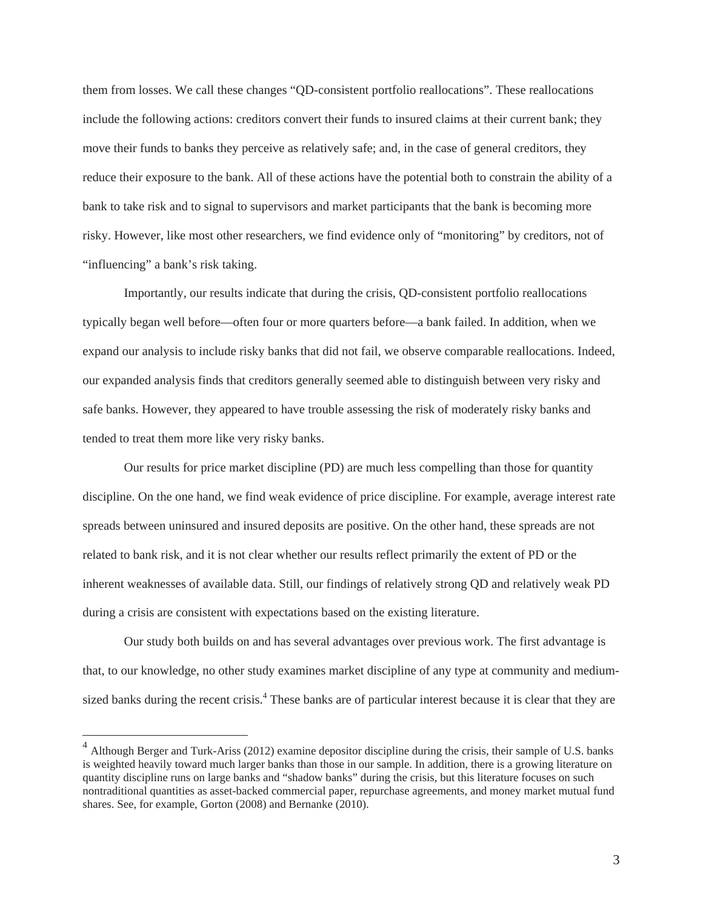them from losses. We call these changes "QD-consistent portfolio reallocations". These reallocations include the following actions: creditors convert their funds to insured claims at their current bank; they move their funds to banks they perceive as relatively safe; and, in the case of general creditors, they reduce their exposure to the bank. All of these actions have the potential both to constrain the ability of a bank to take risk and to signal to supervisors and market participants that the bank is becoming more risky. However, like most other researchers, we find evidence only of "monitoring" by creditors, not of "influencing" a bank's risk taking.

Importantly, our results indicate that during the crisis, QD-consistent portfolio reallocations typically began well before—often four or more quarters before—a bank failed. In addition, when we expand our analysis to include risky banks that did not fail, we observe comparable reallocations. Indeed, our expanded analysis finds that creditors generally seemed able to distinguish between very risky and safe banks. However, they appeared to have trouble assessing the risk of moderately risky banks and tended to treat them more like very risky banks.

Our results for price market discipline (PD) are much less compelling than those for quantity discipline. On the one hand, we find weak evidence of price discipline. For example, average interest rate spreads between uninsured and insured deposits are positive. On the other hand, these spreads are not related to bank risk, and it is not clear whether our results reflect primarily the extent of PD or the inherent weaknesses of available data. Still, our findings of relatively strong QD and relatively weak PD during a crisis are consistent with expectations based on the existing literature.

Our study both builds on and has several advantages over previous work. The first advantage is that, to our knowledge, no other study examines market discipline of any type at community and medium-sized banks during the recent crisis.[4] These banks are of particular interest because it is clear that they are

[4] Although Berger and Turk-Ariss (2012) examine depositor discipline during the crisis, their sample of U.S. banks is weighted heavily toward much larger banks than those in our sample. In addition, there is a growing literature on quantity discipline runs on large banks and "shadow banks" during the crisis, but this literature focuses on such nontraditional quantities as asset-backed commercial paper, repurchase agreements, and money market mutual fund shares. See, for example, Gorton (2008) and Bernanke (2010).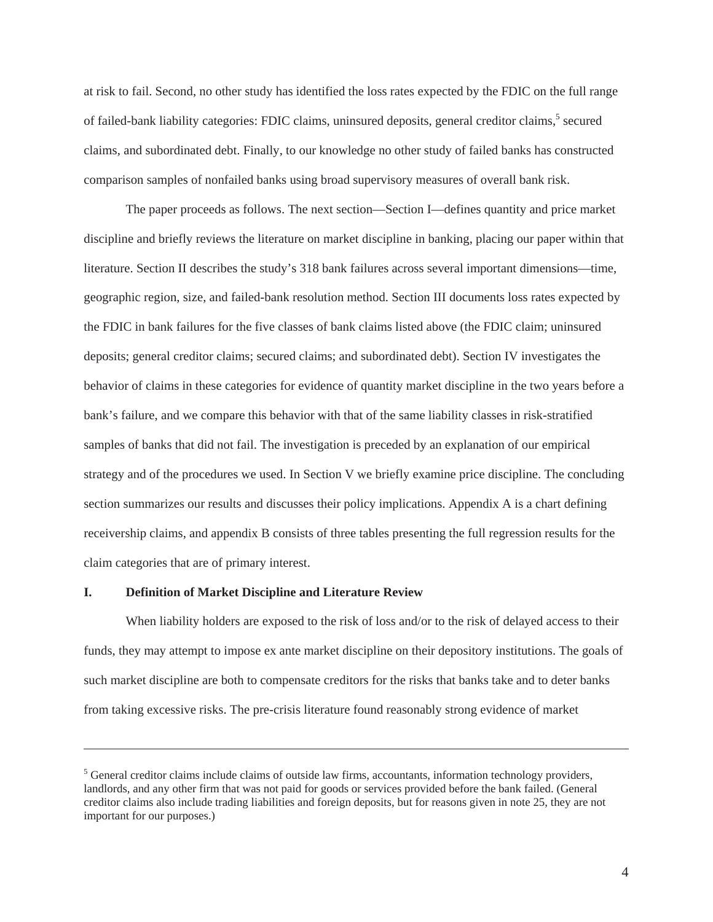at risk to fail. Second, no other study has identified the loss rates expected by the FDIC on the full range of failed-bank liability categories: FDIC claims, uninsured deposits, general creditor claims,[5] secured claims, and subordinated debt. Finally, to our knowledge no other study of failed banks has constructed comparison samples of nonfailed banks using broad supervisory measures of overall bank risk.

The paper proceeds as follows. The next section—Section I—defines quantity and price market discipline and briefly reviews the literature on market discipline in banking, placing our paper within that literature. Section II describes the study's 318 bank failures across several important dimensions—time, geographic region, size, and failed-bank resolution method. Section III documents loss rates expected by the FDIC in bank failures for the five classes of bank claims listed above (the FDIC claim; uninsured deposits; general creditor claims; secured claims; and subordinated debt). Section IV investigates the behavior of claims in these categories for evidence of quantity market discipline in the two years before a bank's failure, and we compare this behavior with that of the same liability classes in risk-stratified samples of banks that did not fail. The investigation is preceded by an explanation of our empirical strategy and of the procedures we used. In Section V we briefly examine price discipline. The concluding section summarizes our results and discusses their policy implications. Appendix A is a chart defining receivership claims, and appendix B consists of three tables presenting the full regression results for the claim categories that are of primary interest.

## I. Definition of Market Discipline and Literature Review

When liability holders are exposed to the risk of loss and/or to the risk of delayed access to their funds, they may attempt to impose ex ante market discipline on their depository institutions. The goals of such market discipline are both to compensate creditors for the risks that banks take and to deter banks from taking excessive risks. The pre-crisis literature found reasonably strong evidence of market

---

[5] General creditor claims include claims of outside law firms, accountants, information technology providers, landlords, and any other firm that was not paid for goods or services provided before the bank failed. (General creditor claims also include trading liabilities and foreign deposits, but for reasons given in note 25, they are not important for our purposes.)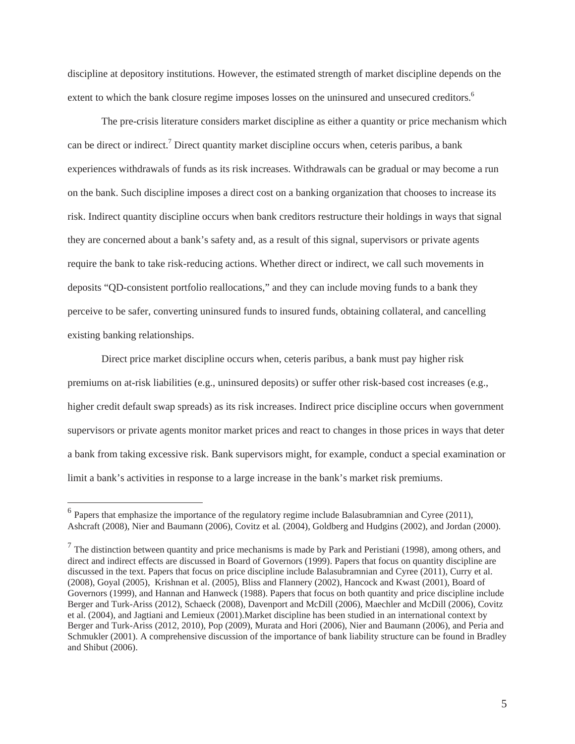discipline at depository institutions. However, the estimated strength of market discipline depends on the extent to which the bank closure regime imposes losses on the uninsured and unsecured creditors.[6]

The pre-crisis literature considers market discipline as either a quantity or price mechanism which can be direct or indirect.[7] Direct quantity market discipline occurs when, ceteris paribus, a bank experiences withdrawals of funds as its risk increases. Withdrawals can be gradual or may become a run on the bank. Such discipline imposes a direct cost on a banking organization that chooses to increase its risk. Indirect quantity discipline occurs when bank creditors restructure their holdings in ways that signal they are concerned about a bank's safety and, as a result of this signal, supervisors or private agents require the bank to take risk-reducing actions. Whether direct or indirect, we call such movements in deposits "QD-consistent portfolio reallocations," and they can include moving funds to a bank they perceive to be safer, converting uninsured funds to insured funds, obtaining collateral, and cancelling existing banking relationships.

Direct price market discipline occurs when, ceteris paribus, a bank must pay higher risk premiums on at-risk liabilities (e.g., uninsured deposits) or suffer other risk-based cost increases (e.g., higher credit default swap spreads) as its risk increases. Indirect price discipline occurs when government supervisors or private agents monitor market prices and react to changes in those prices in ways that deter a bank from taking excessive risk. Bank supervisors might, for example, conduct a special examination or limit a bank's activities in response to a large increase in the bank's market risk premiums.

---

[6] Papers that emphasize the importance of the regulatory regime include Balasubramnian and Cyree (2011), Ashcraft (2008), Nier and Baumann (2006), Covitz et al*.* (2004), Goldberg and Hudgins (2002), and Jordan (2000).

[7] The distinction between quantity and price mechanisms is made by Park and Peristiani (1998), among others, and direct and indirect effects are discussed in Board of Governors (1999). Papers that focus on quantity discipline are discussed in the text. Papers that focus on price discipline include Balasubramnian and Cyree (2011), Curry et al. (2008), Goyal (2005), Krishnan et al. (2005), Bliss and Flannery (2002), Hancock and Kwast (2001), Board of Governors (1999), and Hannan and Hanweck (1988). Papers that focus on both quantity and price discipline include Berger and Turk-Ariss (2012), Schaeck (2008), Davenport and McDill (2006), Maechler and McDill (2006), Covitz et al. (2004), and Jagtiani and Lemieux (2001).Market discipline has been studied in an international context by Berger and Turk-Ariss (2012, 2010), Pop (2009), Murata and Hori (2006), Nier and Baumann (2006), and Peria and Schmukler (2001). A comprehensive discussion of the importance of bank liability structure can be found in Bradley and Shibut (2006).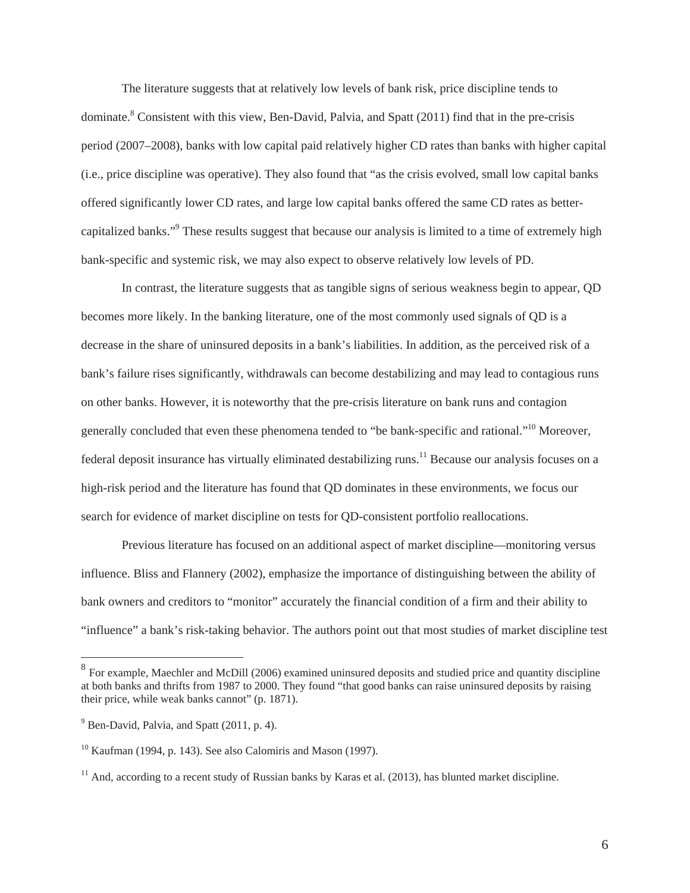The literature suggests that at relatively low levels of bank risk, price discipline tends to dominate.[8] Consistent with this view, Ben-David, Palvia, and Spatt (2011) find that in the pre-crisis period (2007–2008), banks with low capital paid relatively higher CD rates than banks with higher capital (i.e., price discipline was operative). They also found that "as the crisis evolved, small low capital banks offered significantly lower CD rates, and large low capital banks offered the same CD rates as better-capitalized banks."[9] These results suggest that because our analysis is limited to a time of extremely high bank-specific and systemic risk, we may also expect to observe relatively low levels of PD.

In contrast, the literature suggests that as tangible signs of serious weakness begin to appear, QD becomes more likely. In the banking literature, one of the most commonly used signals of QD is a decrease in the share of uninsured deposits in a bank's liabilities. In addition, as the perceived risk of a bank's failure rises significantly, withdrawals can become destabilizing and may lead to contagious runs on other banks. However, it is noteworthy that the pre-crisis literature on bank runs and contagion generally concluded that even these phenomena tended to "be bank-specific and rational."[10] Moreover, federal deposit insurance has virtually eliminated destabilizing runs.[11] Because our analysis focuses on a high-risk period and the literature has found that QD dominates in these environments, we focus our search for evidence of market discipline on tests for QD-consistent portfolio reallocations.

Previous literature has focused on an additional aspect of market discipline—monitoring versus influence. Bliss and Flannery (2002), emphasize the importance of distinguishing between the ability of bank owners and creditors to "monitor" accurately the financial condition of a firm and their ability to "influence" a bank's risk-taking behavior. The authors point out that most studies of market discipline test

---

[8] For example, Maechler and McDill (2006) examined uninsured deposits and studied price and quantity discipline at both banks and thrifts from 1987 to 2000. They found "that good banks can raise uninsured deposits by raising their price, while weak banks cannot" (p. 1871).

[9] Ben-David, Palvia, and Spatt (2011, p. 4).

[10] Kaufman (1994, p. 143). See also Calomiris and Mason (1997).

[11] And, according to a recent study of Russian banks by Karas et al. (2013), has blunted market discipline.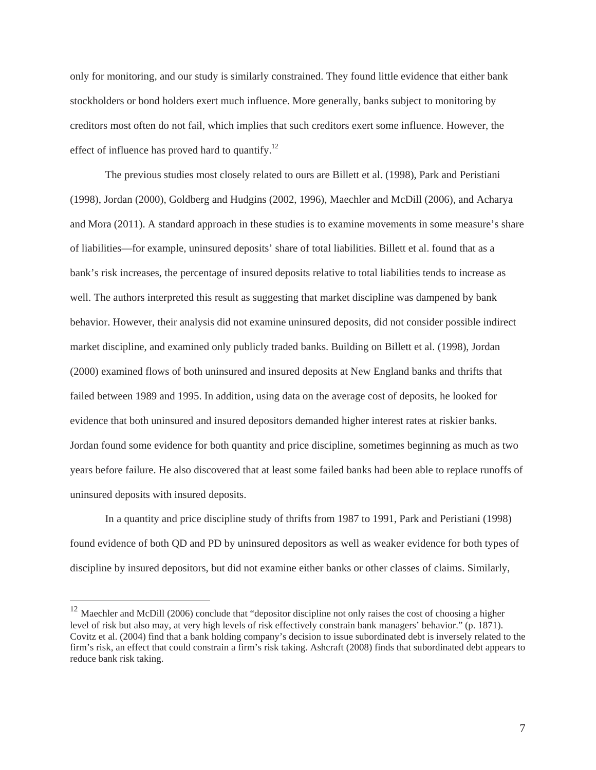only for monitoring, and our study is similarly constrained. They found little evidence that either bank stockholders or bond holders exert much influence. More generally, banks subject to monitoring by creditors most often do not fail, which implies that such creditors exert some influence. However, the effect of influence has proved hard to quantify.[12]

The previous studies most closely related to ours are Billett et al. (1998), Park and Peristiani (1998), Jordan (2000), Goldberg and Hudgins (2002, 1996), Maechler and McDill (2006), and Acharya and Mora (2011). A standard approach in these studies is to examine movements in some measure's share of liabilities—for example, uninsured deposits' share of total liabilities. Billett et al. found that as a bank's risk increases, the percentage of insured deposits relative to total liabilities tends to increase as well. The authors interpreted this result as suggesting that market discipline was dampened by bank behavior. However, their analysis did not examine uninsured deposits, did not consider possible indirect market discipline, and examined only publicly traded banks. Building on Billett et al. (1998), Jordan (2000) examined flows of both uninsured and insured deposits at New England banks and thrifts that failed between 1989 and 1995. In addition, using data on the average cost of deposits, he looked for evidence that both uninsured and insured depositors demanded higher interest rates at riskier banks. Jordan found some evidence for both quantity and price discipline, sometimes beginning as much as two years before failure. He also discovered that at least some failed banks had been able to replace runoffs of uninsured deposits with insured deposits.

In a quantity and price discipline study of thrifts from 1987 to 1991, Park and Peristiani (1998) found evidence of both QD and PD by uninsured depositors as well as weaker evidence for both types of discipline by insured depositors, but did not examine either banks or other classes of claims. Similarly,

[12] Maechler and McDill (2006) conclude that "depositor discipline not only raises the cost of choosing a higher level of risk but also may, at very high levels of risk effectively constrain bank managers' behavior." (p. 1871). Covitz et al. (2004) find that a bank holding company's decision to issue subordinated debt is inversely related to the firm's risk, an effect that could constrain a firm's risk taking. Ashcraft (2008) finds that subordinated debt appears to reduce bank risk taking.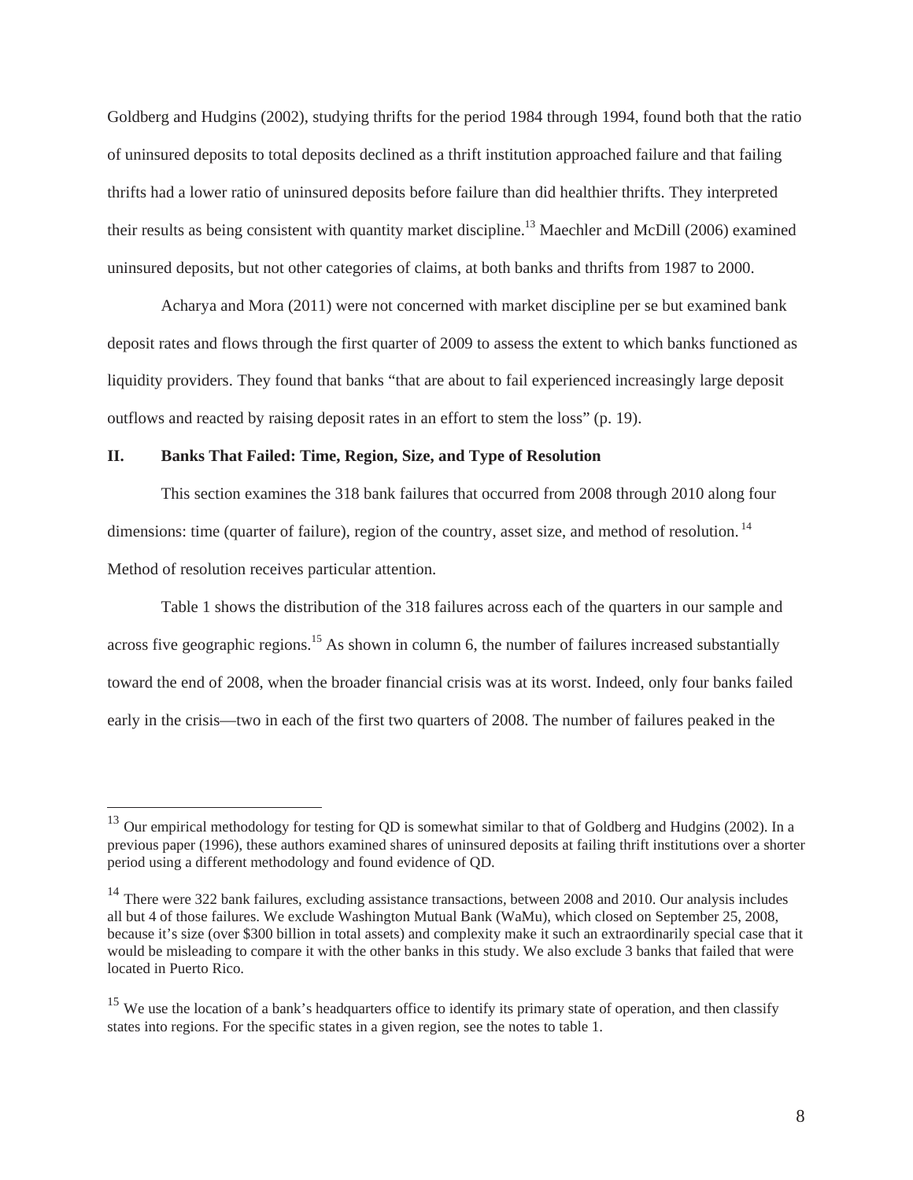Goldberg and Hudgins (2002), studying thrifts for the period 1984 through 1994, found both that the ratio of uninsured deposits to total deposits declined as a thrift institution approached failure and that failing thrifts had a lower ratio of uninsured deposits before failure than did healthier thrifts. They interpreted their results as being consistent with quantity market discipline.[13] Maechler and McDill (2006) examined uninsured deposits, but not other categories of claims, at both banks and thrifts from 1987 to 2000.

Acharya and Mora (2011) were not concerned with market discipline per se but examined bank deposit rates and flows through the first quarter of 2009 to assess the extent to which banks functioned as liquidity providers. They found that banks "that are about to fail experienced increasingly large deposit outflows and reacted by raising deposit rates in an effort to stem the loss" (p. 19).

## II. Banks That Failed: Time, Region, Size, and Type of Resolution

This section examines the 318 bank failures that occurred from 2008 through 2010 along four dimensions: time (quarter of failure), region of the country, asset size, and method of resolution.[14] Method of resolution receives particular attention.

Table 1 shows the distribution of the 318 failures across each of the quarters in our sample and across five geographic regions.[15] As shown in column 6, the number of failures increased substantially toward the end of 2008, when the broader financial crisis was at its worst. Indeed, only four banks failed early in the crisis—two in each of the first two quarters of 2008. The number of failures peaked in the

---

[13] Our empirical methodology for testing for QD is somewhat similar to that of Goldberg and Hudgins (2002). In a previous paper (1996), these authors examined shares of uninsured deposits at failing thrift institutions over a shorter period using a different methodology and found evidence of QD.

[14] There were 322 bank failures, excluding assistance transactions, between 2008 and 2010. Our analysis includes all but 4 of those failures. We exclude Washington Mutual Bank (WaMu), which closed on September 25, 2008, because it's size (over $300 billion in total assets) and complexity make it such an extraordinarily special case that it would be misleading to compare it with the other banks in this study. We also exclude 3 banks that failed that were located in Puerto Rico.

[15] We use the location of a bank's headquarters office to identify its primary state of operation, and then classify states into regions. For the specific states in a given region, see the notes to table 1.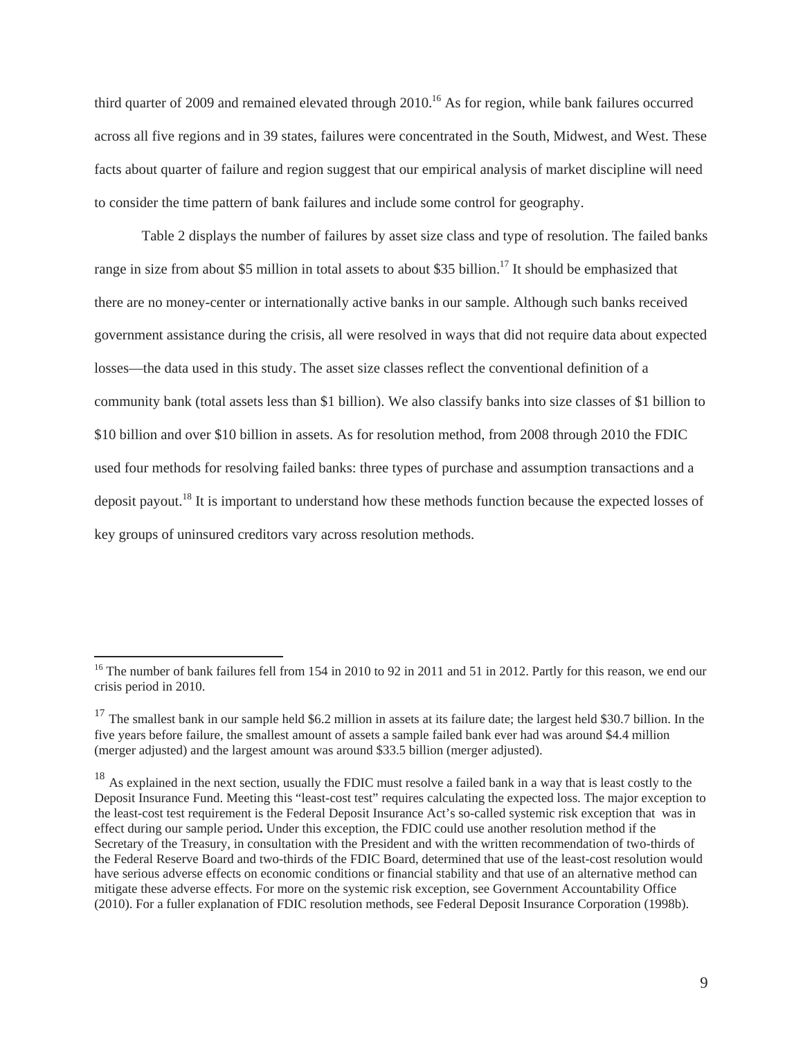third quarter of 2009 and remained elevated through 2010.[16] As for region, while bank failures occurred across all five regions and in 39 states, failures were concentrated in the South, Midwest, and West. These facts about quarter of failure and region suggest that our empirical analysis of market discipline will need to consider the time pattern of bank failures and include some control for geography.

Table 2 displays the number of failures by asset size class and type of resolution. The failed banks range in size from about $5 million in total assets to about $35 billion.[17] It should be emphasized that there are no money-center or internationally active banks in our sample. Although such banks received government assistance during the crisis, all were resolved in ways that did not require data about expected losses—the data used in this study. The asset size classes reflect the conventional definition of a community bank (total assets less than $1 billion). We also classify banks into size classes of $1 billion to $10 billion and over $10 billion in assets. As for resolution method, from 2008 through 2010 the FDIC used four methods for resolving failed banks: three types of purchase and assumption transactions and a deposit payout.[18] It is important to understand how these methods function because the expected losses of key groups of uninsured creditors vary across resolution methods.

---

[16] The number of bank failures fell from 154 in 2010 to 92 in 2011 and 51 in 2012. Partly for this reason, we end our crisis period in 2010.

[17] The smallest bank in our sample held $6.2 million in assets at its failure date; the largest held $30.7 billion. In the five years before failure, the smallest amount of assets a sample failed bank ever had was around $4.4 million (merger adjusted) and the largest amount was around $33.5 billion (merger adjusted).

[18] As explained in the next section, usually the FDIC must resolve a failed bank in a way that is least costly to the Deposit Insurance Fund. Meeting this "least-cost test" requires calculating the expected loss. The major exception to the least-cost test requirement is the Federal Deposit Insurance Act's so-called systemic risk exception that was in effect during our sample period**.** Under this exception, the FDIC could use another resolution method if the Secretary of the Treasury, in consultation with the President and with the written recommendation of two-thirds of the Federal Reserve Board and two-thirds of the FDIC Board, determined that use of the least-cost resolution would have serious adverse effects on economic conditions or financial stability and that use of an alternative method can mitigate these adverse effects. For more on the systemic risk exception, see Government Accountability Office (2010). For a fuller explanation of FDIC resolution methods, see Federal Deposit Insurance Corporation (1998b).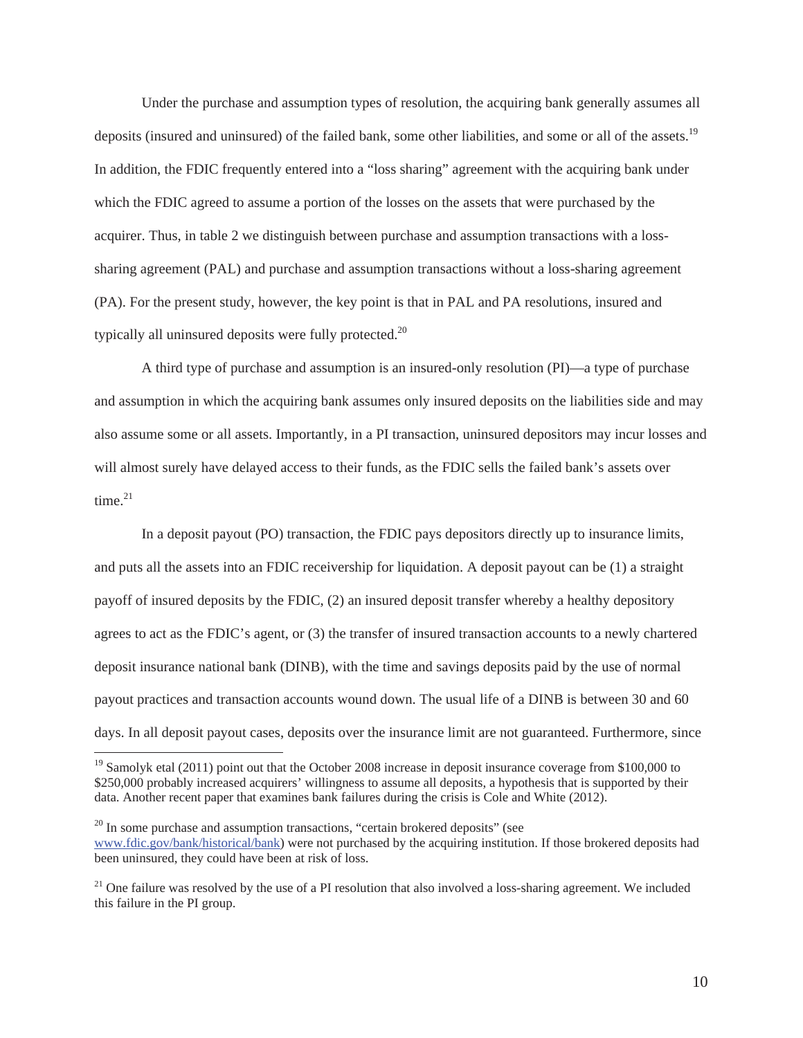Under the purchase and assumption types of resolution, the acquiring bank generally assumes all deposits (insured and uninsured) of the failed bank, some other liabilities, and some or all of the assets.[19] In addition, the FDIC frequently entered into a "loss sharing" agreement with the acquiring bank under which the FDIC agreed to assume a portion of the losses on the assets that were purchased by the acquirer. Thus, in table 2 we distinguish between purchase and assumption transactions with a loss-sharing agreement (PAL) and purchase and assumption transactions without a loss-sharing agreement (PA). For the present study, however, the key point is that in PAL and PA resolutions, insured and typically all uninsured deposits were fully protected.[20]

A third type of purchase and assumption is an insured-only resolution (PI)—a type of purchase and assumption in which the acquiring bank assumes only insured deposits on the liabilities side and may also assume some or all assets. Importantly, in a PI transaction, uninsured depositors may incur losses and will almost surely have delayed access to their funds, as the FDIC sells the failed bank's assets over time.[21]

In a deposit payout (PO) transaction, the FDIC pays depositors directly up to insurance limits, and puts all the assets into an FDIC receivership for liquidation. A deposit payout can be (1) a straight payoff of insured deposits by the FDIC, (2) an insured deposit transfer whereby a healthy depository agrees to act as the FDIC's agent, or (3) the transfer of insured transaction accounts to a newly chartered deposit insurance national bank (DINB), with the time and savings deposits paid by the use of normal payout practices and transaction accounts wound down. The usual life of a DINB is between 30 and 60 days. In all deposit payout cases, deposits over the insurance limit are not guaranteed. Furthermore, since

---

[19] Samolyk etal (2011) point out that the October 2008 increase in deposit insurance coverage from $100,000 to $250,000 probably increased acquirers' willingness to assume all deposits, a hypothesis that is supported by their data. Another recent paper that examines bank failures during the crisis is Cole and White (2012).

[20] In some purchase and assumption transactions, "certain brokered deposits" (see www.fdic.gov/bank/historical/bank) were not purchased by the acquiring institution. If those brokered deposits had been uninsured, they could have been at risk of loss.

[21] One failure was resolved by the use of a PI resolution that also involved a loss-sharing agreement. We included this failure in the PI group.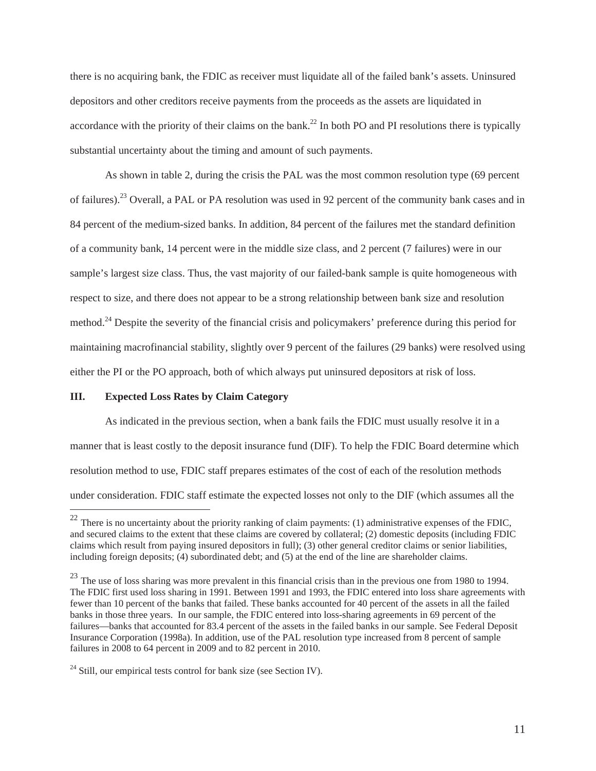there is no acquiring bank, the FDIC as receiver must liquidate all of the failed bank's assets. Uninsured depositors and other creditors receive payments from the proceeds as the assets are liquidated in accordance with the priority of their claims on the bank.[22] In both PO and PI resolutions there is typically substantial uncertainty about the timing and amount of such payments.

As shown in table 2, during the crisis the PAL was the most common resolution type (69 percent of failures).[23] Overall, a PAL or PA resolution was used in 92 percent of the community bank cases and in 84 percent of the medium-sized banks. In addition, 84 percent of the failures met the standard definition of a community bank, 14 percent were in the middle size class, and 2 percent (7 failures) were in our sample's largest size class. Thus, the vast majority of our failed-bank sample is quite homogeneous with respect to size, and there does not appear to be a strong relationship between bank size and resolution method.[24] Despite the severity of the financial crisis and policymakers' preference during this period for maintaining macrofinancial stability, slightly over 9 percent of the failures (29 banks) were resolved using either the PI or the PO approach, both of which always put uninsured depositors at risk of loss.

## III. Expected Loss Rates by Claim Category

As indicated in the previous section, when a bank fails the FDIC must usually resolve it in a manner that is least costly to the deposit insurance fund (DIF). To help the FDIC Board determine which resolution method to use, FDIC staff prepares estimates of the cost of each of the resolution methods under consideration. FDIC staff estimate the expected losses not only to the DIF (which assumes all the

---

[22] There is no uncertainty about the priority ranking of claim payments: (1) administrative expenses of the FDIC, and secured claims to the extent that these claims are covered by collateral; (2) domestic deposits (including FDIC claims which result from paying insured depositors in full); (3) other general creditor claims or senior liabilities, including foreign deposits; (4) subordinated debt; and (5) at the end of the line are shareholder claims.

[23] The use of loss sharing was more prevalent in this financial crisis than in the previous one from 1980 to 1994. The FDIC first used loss sharing in 1991. Between 1991 and 1993, the FDIC entered into loss share agreements with fewer than 10 percent of the banks that failed. These banks accounted for 40 percent of the assets in all the failed banks in those three years. In our sample, the FDIC entered into loss-sharing agreements in 69 percent of the failures—banks that accounted for 83.4 percent of the assets in the failed banks in our sample. See Federal Deposit Insurance Corporation (1998a). In addition, use of the PAL resolution type increased from 8 percent of sample failures in 2008 to 64 percent in 2009 and to 82 percent in 2010.

[24] Still, our empirical tests control for bank size (see Section IV).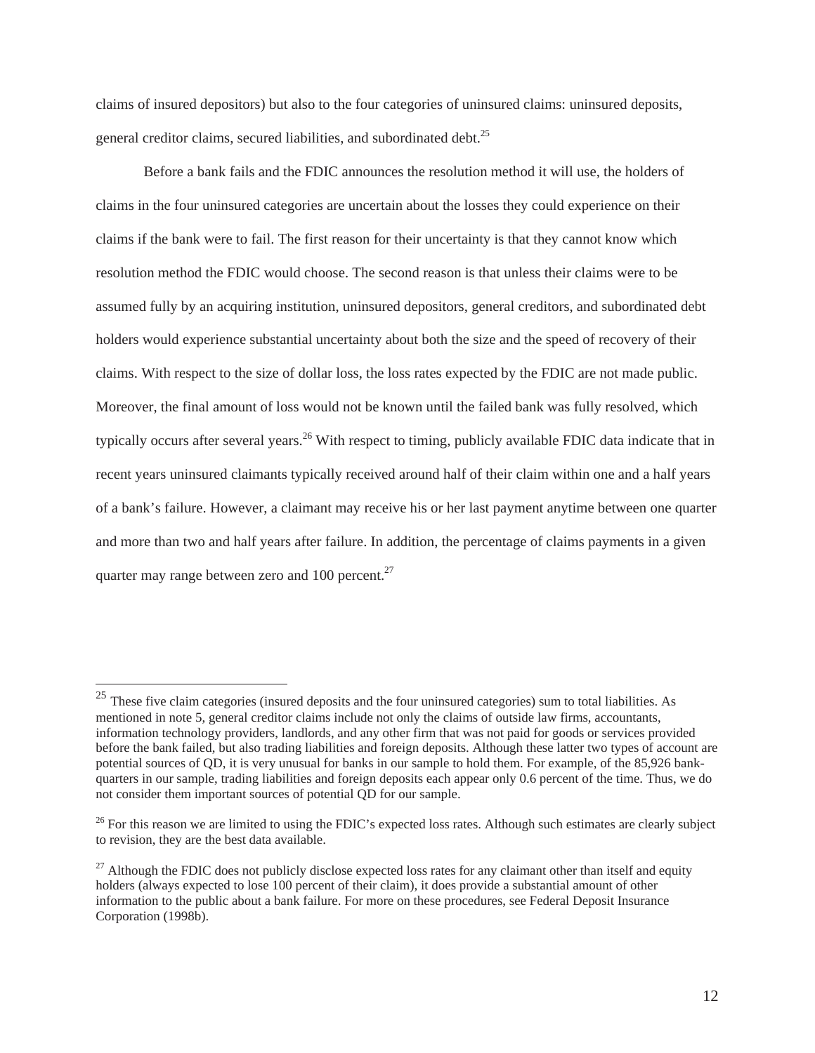claims of insured depositors) but also to the four categories of uninsured claims: uninsured deposits, general creditor claims, secured liabilities, and subordinated debt.[25]

Before a bank fails and the FDIC announces the resolution method it will use, the holders of claims in the four uninsured categories are uncertain about the losses they could experience on their claims if the bank were to fail. The first reason for their uncertainty is that they cannot know which resolution method the FDIC would choose. The second reason is that unless their claims were to be assumed fully by an acquiring institution, uninsured depositors, general creditors, and subordinated debt holders would experience substantial uncertainty about both the size and the speed of recovery of their claims. With respect to the size of dollar loss, the loss rates expected by the FDIC are not made public. Moreover, the final amount of loss would not be known until the failed bank was fully resolved, which typically occurs after several years.[26] With respect to timing, publicly available FDIC data indicate that in recent years uninsured claimants typically received around half of their claim within one and a half years of a bank's failure. However, a claimant may receive his or her last payment anytime between one quarter and more than two and half years after failure. In addition, the percentage of claims payments in a given quarter may range between zero and 100 percent.[27]

---

[25] These five claim categories (insured deposits and the four uninsured categories) sum to total liabilities. As mentioned in note 5, general creditor claims include not only the claims of outside law firms, accountants, information technology providers, landlords, and any other firm that was not paid for goods or services provided before the bank failed, but also trading liabilities and foreign deposits. Although these latter two types of account are potential sources of QD, it is very unusual for banks in our sample to hold them. For example, of the 85,926 bank-quarters in our sample, trading liabilities and foreign deposits each appear only 0.6 percent of the time. Thus, we do not consider them important sources of potential QD for our sample.

[26] For this reason we are limited to using the FDIC's expected loss rates. Although such estimates are clearly subject to revision, they are the best data available.

[27] Although the FDIC does not publicly disclose expected loss rates for any claimant other than itself and equity holders (always expected to lose 100 percent of their claim), it does provide a substantial amount of other information to the public about a bank failure. For more on these procedures, see Federal Deposit Insurance Corporation (1998b).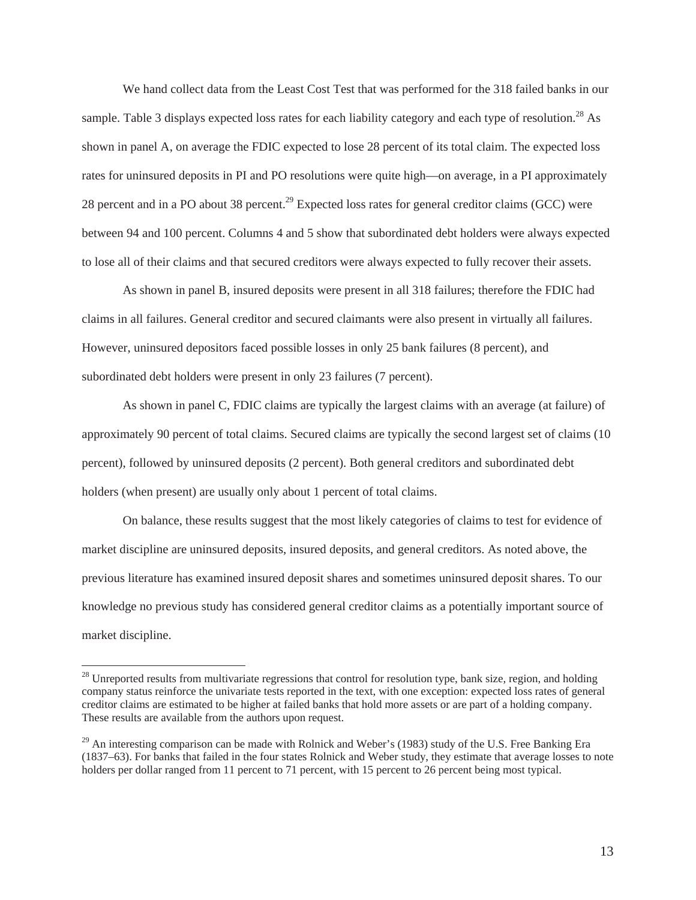We hand collect data from the Least Cost Test that was performed for the 318 failed banks in our sample. Table 3 displays expected loss rates for each liability category and each type of resolution.[28] As shown in panel A, on average the FDIC expected to lose 28 percent of its total claim. The expected loss rates for uninsured deposits in PI and PO resolutions were quite high—on average, in a PI approximately 28 percent and in a PO about 38 percent.[29] Expected loss rates for general creditor claims (GCC) were between 94 and 100 percent. Columns 4 and 5 show that subordinated debt holders were always expected to lose all of their claims and that secured creditors were always expected to fully recover their assets.

As shown in panel B, insured deposits were present in all 318 failures; therefore the FDIC had claims in all failures. General creditor and secured claimants were also present in virtually all failures. However, uninsured depositors faced possible losses in only 25 bank failures (8 percent), and subordinated debt holders were present in only 23 failures (7 percent).

As shown in panel C, FDIC claims are typically the largest claims with an average (at failure) of approximately 90 percent of total claims. Secured claims are typically the second largest set of claims (10 percent), followed by uninsured deposits (2 percent). Both general creditors and subordinated debt holders (when present) are usually only about 1 percent of total claims.

On balance, these results suggest that the most likely categories of claims to test for evidence of market discipline are uninsured deposits, insured deposits, and general creditors. As noted above, the previous literature has examined insured deposit shares and sometimes uninsured deposit shares. To our knowledge no previous study has considered general creditor claims as a potentially important source of market discipline.

---

[28] Unreported results from multivariate regressions that control for resolution type, bank size, region, and holding company status reinforce the univariate tests reported in the text, with one exception: expected loss rates of general creditor claims are estimated to be higher at failed banks that hold more assets or are part of a holding company. These results are available from the authors upon request.

[29] An interesting comparison can be made with Rolnick and Weber's (1983) study of the U.S. Free Banking Era (1837–63). For banks that failed in the four states Rolnick and Weber study, they estimate that average losses to note holders per dollar ranged from 11 percent to 71 percent, with 15 percent to 26 percent being most typical.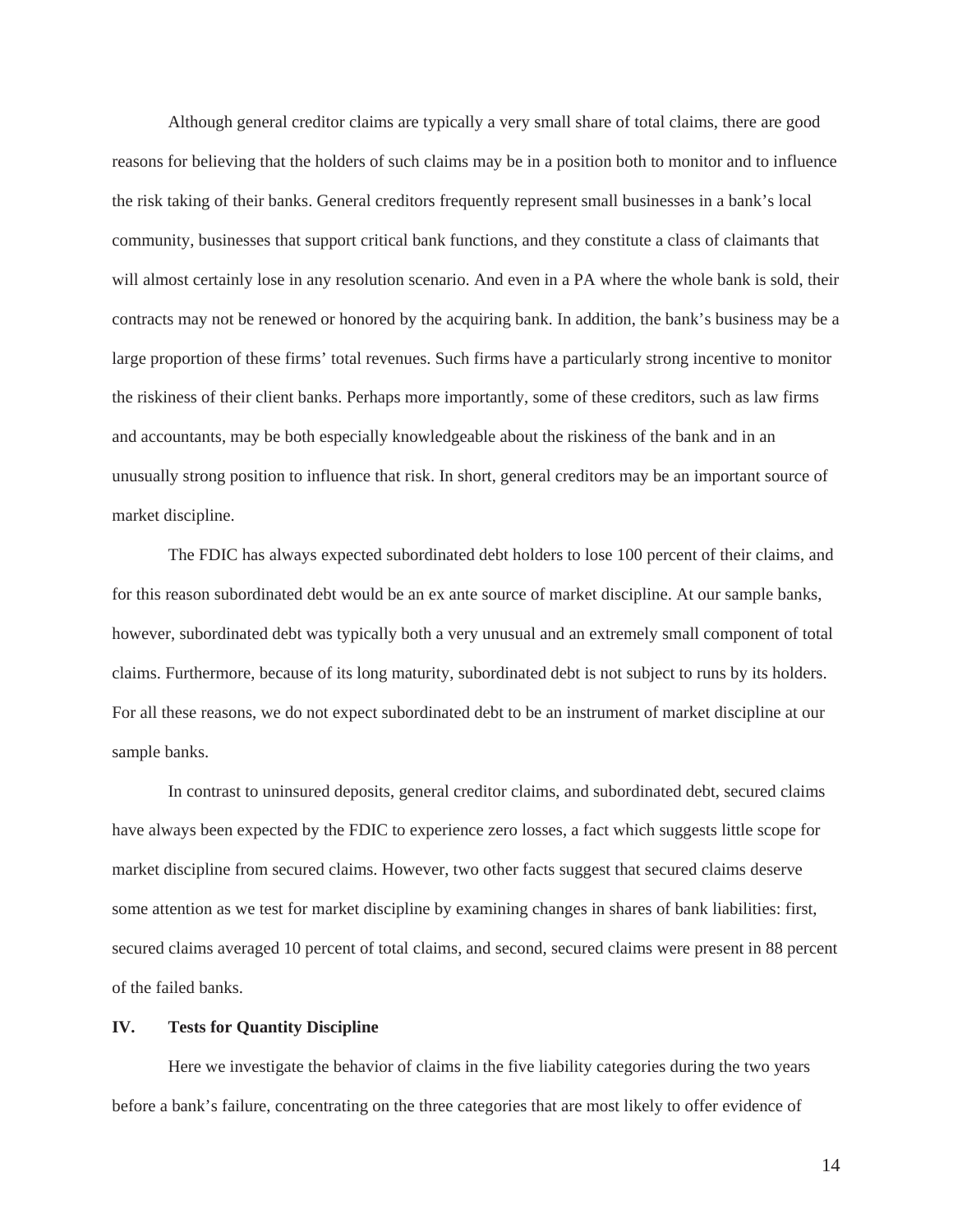Although general creditor claims are typically a very small share of total claims, there are good reasons for believing that the holders of such claims may be in a position both to monitor and to influence the risk taking of their banks. General creditors frequently represent small businesses in a bank's local community, businesses that support critical bank functions, and they constitute a class of claimants that will almost certainly lose in any resolution scenario. And even in a PA where the whole bank is sold, their contracts may not be renewed or honored by the acquiring bank. In addition, the bank's business may be a large proportion of these firms' total revenues. Such firms have a particularly strong incentive to monitor the riskiness of their client banks. Perhaps more importantly, some of these creditors, such as law firms and accountants, may be both especially knowledgeable about the riskiness of the bank and in an unusually strong position to influence that risk. In short, general creditors may be an important source of market discipline.

The FDIC has always expected subordinated debt holders to lose 100 percent of their claims, and for this reason subordinated debt would be an ex ante source of market discipline. At our sample banks, however, subordinated debt was typically both a very unusual and an extremely small component of total claims. Furthermore, because of its long maturity, subordinated debt is not subject to runs by its holders. For all these reasons, we do not expect subordinated debt to be an instrument of market discipline at our sample banks.

In contrast to uninsured deposits, general creditor claims, and subordinated debt, secured claims have always been expected by the FDIC to experience zero losses, a fact which suggests little scope for market discipline from secured claims. However, two other facts suggest that secured claims deserve some attention as we test for market discipline by examining changes in shares of bank liabilities: first, secured claims averaged 10 percent of total claims, and second, secured claims were present in 88 percent of the failed banks.

## IV. Tests for Quantity Discipline

Here we investigate the behavior of claims in the five liability categories during the two years before a bank's failure, concentrating on the three categories that are most likely to offer evidence of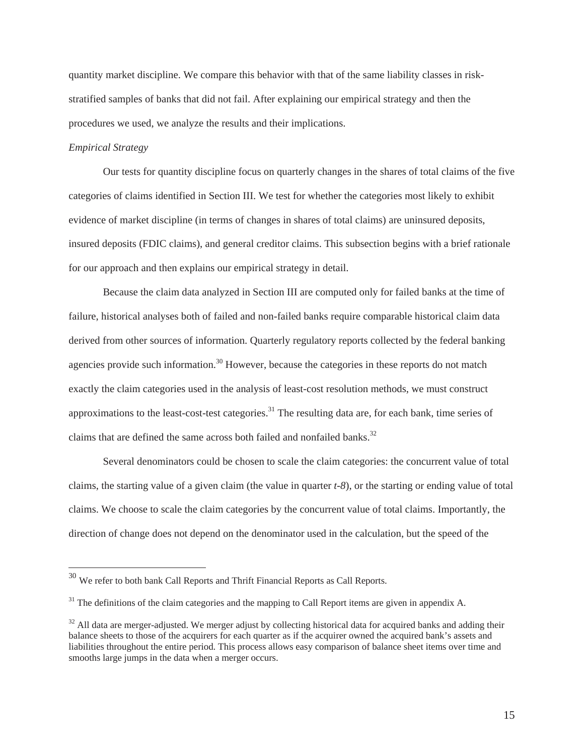quantity market discipline. We compare this behavior with that of the same liability classes in risk-stratified samples of banks that did not fail. After explaining our empirical strategy and then the procedures we used, we analyze the results and their implications.

*Empirical Strategy*

Our tests for quantity discipline focus on quarterly changes in the shares of total claims of the five categories of claims identified in Section III. We test for whether the categories most likely to exhibit evidence of market discipline (in terms of changes in shares of total claims) are uninsured deposits, insured deposits (FDIC claims), and general creditor claims. This subsection begins with a brief rationale for our approach and then explains our empirical strategy in detail.

Because the claim data analyzed in Section III are computed only for failed banks at the time of failure, historical analyses both of failed and non-failed banks require comparable historical claim data derived from other sources of information. Quarterly regulatory reports collected by the federal banking agencies provide such information.[30] However, because the categories in these reports do not match exactly the claim categories used in the analysis of least-cost resolution methods, we must construct approximations to the least-cost-test categories.[31] The resulting data are, for each bank, time series of claims that are defined the same across both failed and nonfailed banks.[32]

Several denominators could be chosen to scale the claim categories: the concurrent value of total claims, the starting value of a given claim (the value in quarter *t-8*), or the starting or ending value of total claims. We choose to scale the claim categories by the concurrent value of total claims. Importantly, the direction of change does not depend on the denominator used in the calculation, but the speed of the

---

[30] We refer to both bank Call Reports and Thrift Financial Reports as Call Reports.

[31] The definitions of the claim categories and the mapping to Call Report items are given in appendix A.

[32] All data are merger-adjusted. We merger adjust by collecting historical data for acquired banks and adding their balance sheets to those of the acquirers for each quarter as if the acquirer owned the acquired bank's assets and liabilities throughout the entire period. This process allows easy comparison of balance sheet items over time and smooths large jumps in the data when a merger occurs.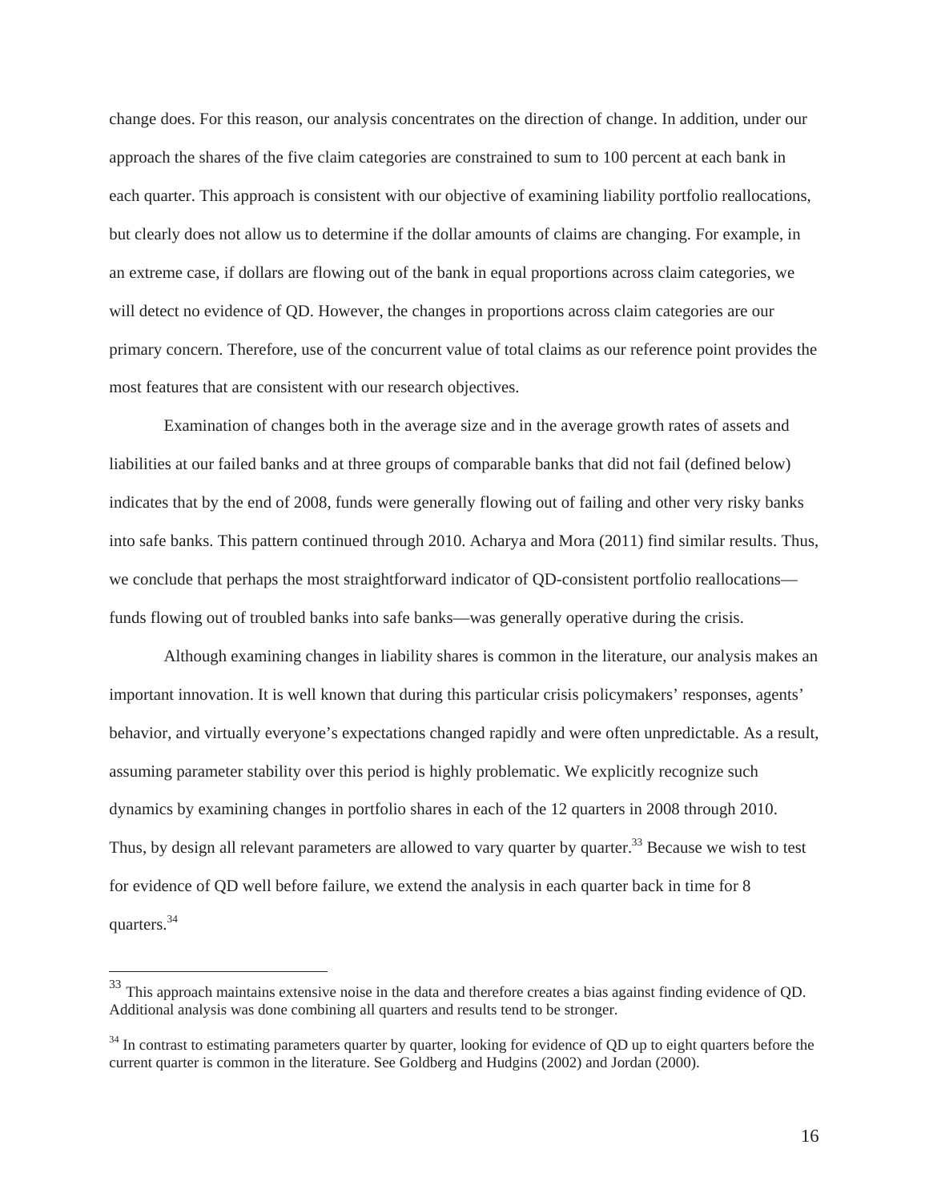change does. For this reason, our analysis concentrates on the direction of change. In addition, under our approach the shares of the five claim categories are constrained to sum to 100 percent at each bank in each quarter. This approach is consistent with our objective of examining liability portfolio reallocations, but clearly does not allow us to determine if the dollar amounts of claims are changing. For example, in an extreme case, if dollars are flowing out of the bank in equal proportions across claim categories, we will detect no evidence of QD. However, the changes in proportions across claim categories are our primary concern. Therefore, use of the concurrent value of total claims as our reference point provides the most features that are consistent with our research objectives.

Examination of changes both in the average size and in the average growth rates of assets and liabilities at our failed banks and at three groups of comparable banks that did not fail (defined below) indicates that by the end of 2008, funds were generally flowing out of failing and other very risky banks into safe banks. This pattern continued through 2010. Acharya and Mora (2011) find similar results. Thus, we conclude that perhaps the most straightforward indicator of QD-consistent portfolio reallocations—funds flowing out of troubled banks into safe banks—was generally operative during the crisis.

Although examining changes in liability shares is common in the literature, our analysis makes an important innovation. It is well known that during this particular crisis policymakers' responses, agents' behavior, and virtually everyone's expectations changed rapidly and were often unpredictable. As a result, assuming parameter stability over this period is highly problematic. We explicitly recognize such dynamics by examining changes in portfolio shares in each of the 12 quarters in 2008 through 2010. Thus, by design all relevant parameters are allowed to vary quarter by quarter.[33] Because we wish to test for evidence of QD well before failure, we extend the analysis in each quarter back in time for 8 quarters.[34]

---

[33] This approach maintains extensive noise in the data and therefore creates a bias against finding evidence of QD. Additional analysis was done combining all quarters and results tend to be stronger.

[34] In contrast to estimating parameters quarter by quarter, looking for evidence of QD up to eight quarters before the current quarter is common in the literature. See Goldberg and Hudgins (2002) and Jordan (2000).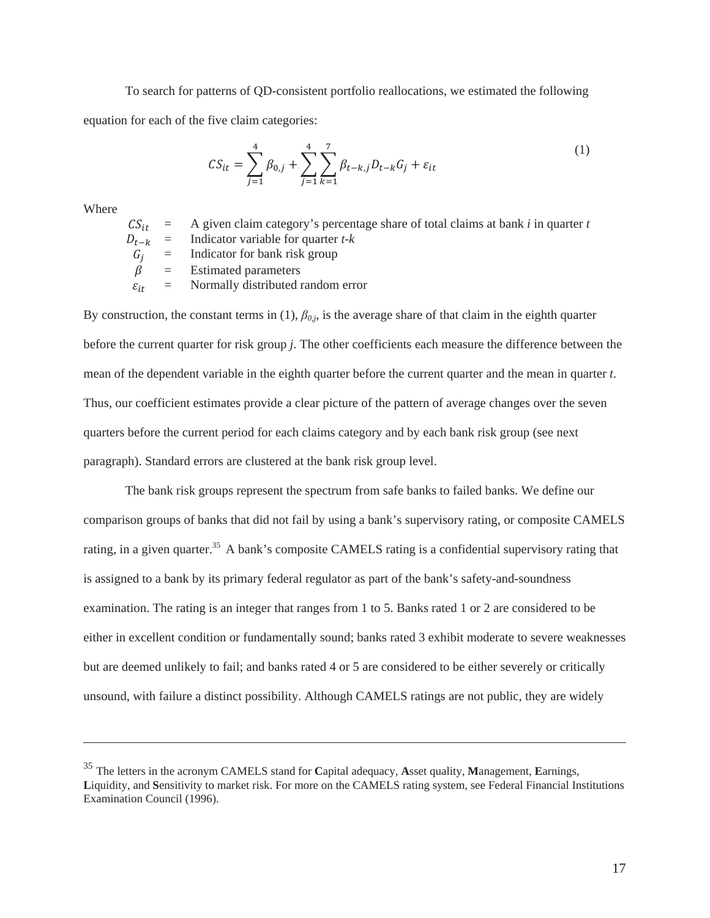To search for patterns of QD-consistent portfolio reallocations, we estimated the following equation for each of the five claim categories:

$$CS_{it} = \sum_{j=1}^{4} \beta_{0,j} + \sum_{j=1}^{4} \sum_{k=1}^{7} \beta_{t-k,j} D_{t-k} G_j + \varepsilon_{it} \tag{1}$$

Where

$CS_{it}$ = A given claim category's percentage share of total claims at bank *i* in quarter *t*
$D_{t-k}$ = Indicator variable for quarter *t-k*
$G_j$ = Indicator for bank risk group
$\beta$ = Estimated parameters
$\varepsilon_{it}$ = Normally distributed random error

By construction, the constant terms in (1), $\beta_{0,j}$, is the average share of that claim in the eighth quarter before the current quarter for risk group *j*. The other coefficients each measure the difference between the mean of the dependent variable in the eighth quarter before the current quarter and the mean in quarter *t*. Thus, our coefficient estimates provide a clear picture of the pattern of average changes over the seven quarters before the current period for each claims category and by each bank risk group (see next paragraph). Standard errors are clustered at the bank risk group level.

The bank risk groups represent the spectrum from safe banks to failed banks. We define our comparison groups of banks that did not fail by using a bank's supervisory rating, or composite CAMELS rating, in a given quarter.[35] A bank's composite CAMELS rating is a confidential supervisory rating that is assigned to a bank by its primary federal regulator as part of the bank's safety-and-soundness examination. The rating is an integer that ranges from 1 to 5. Banks rated 1 or 2 are considered to be either in excellent condition or fundamentally sound; banks rated 3 exhibit moderate to severe weaknesses but are deemed unlikely to fail; and banks rated 4 or 5 are considered to be either severely or critically unsound, with failure a distinct possibility. Although CAMELS ratings are not public, they are widely

---

[35] The letters in the acronym CAMELS stand for **C**apital adequacy, **A**sset quality, **M**anagement, **E**arnings, **L**iquidity, and **S**ensitivity to market risk. For more on the CAMELS rating system, see Federal Financial Institutions Examination Council (1996).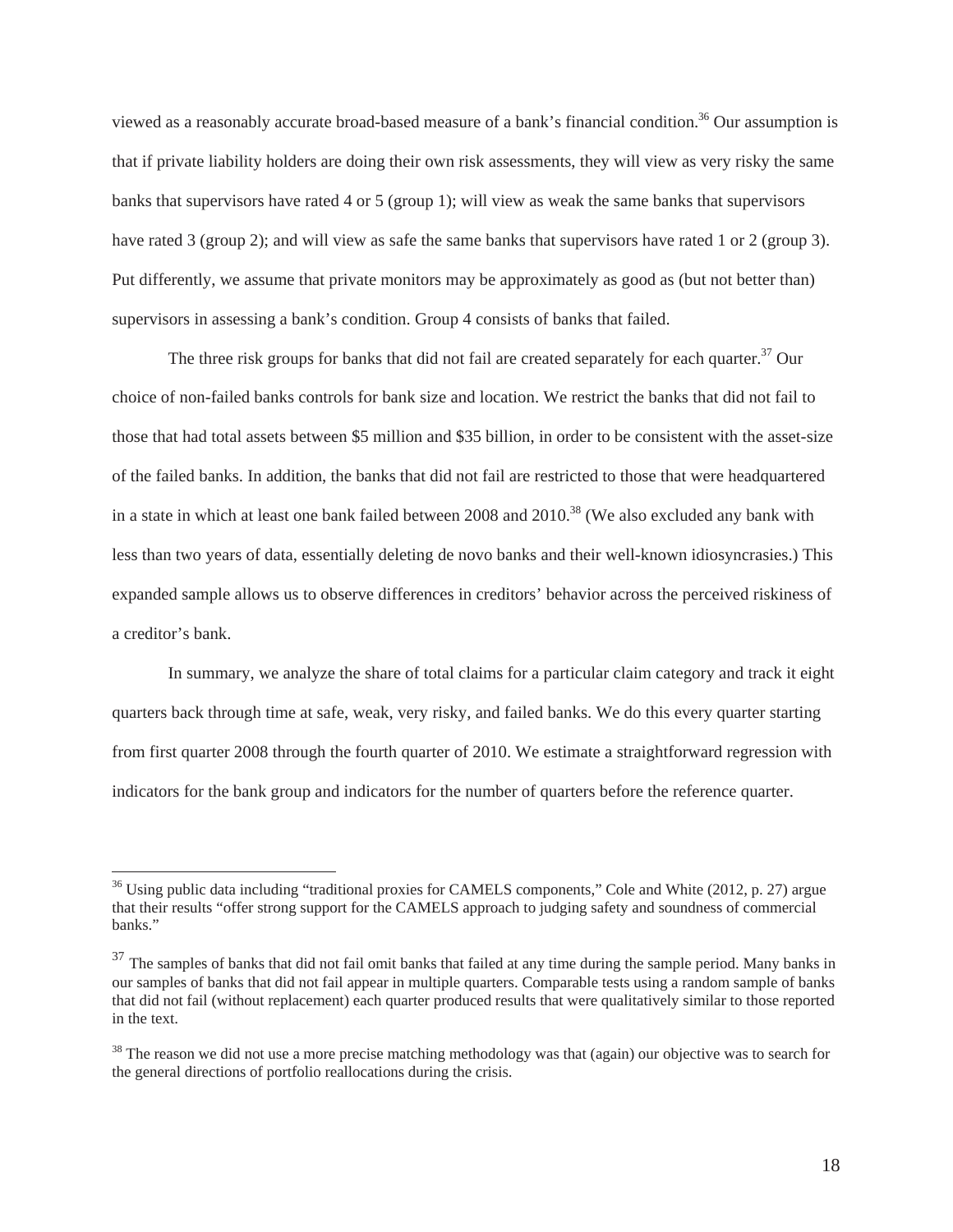viewed as a reasonably accurate broad-based measure of a bank's financial condition.[36] Our assumption is that if private liability holders are doing their own risk assessments, they will view as very risky the same banks that supervisors have rated 4 or 5 (group 1); will view as weak the same banks that supervisors have rated 3 (group 2); and will view as safe the same banks that supervisors have rated 1 or 2 (group 3). Put differently, we assume that private monitors may be approximately as good as (but not better than) supervisors in assessing a bank's condition. Group 4 consists of banks that failed.

The three risk groups for banks that did not fail are created separately for each quarter.[37] Our choice of non-failed banks controls for bank size and location. We restrict the banks that did not fail to those that had total assets between $5 million and $35 billion, in order to be consistent with the asset-size of the failed banks. In addition, the banks that did not fail are restricted to those that were headquartered in a state in which at least one bank failed between 2008 and 2010.[38] (We also excluded any bank with less than two years of data, essentially deleting de novo banks and their well-known idiosyncrasies.) This expanded sample allows us to observe differences in creditors' behavior across the perceived riskiness of a creditor's bank.

In summary, we analyze the share of total claims for a particular claim category and track it eight quarters back through time at safe, weak, very risky, and failed banks. We do this every quarter starting from first quarter 2008 through the fourth quarter of 2010. We estimate a straightforward regression with indicators for the bank group and indicators for the number of quarters before the reference quarter.

---

[36] Using public data including "traditional proxies for CAMELS components," Cole and White (2012, p. 27) argue that their results "offer strong support for the CAMELS approach to judging safety and soundness of commercial banks."

[37] The samples of banks that did not fail omit banks that failed at any time during the sample period. Many banks in our samples of banks that did not fail appear in multiple quarters. Comparable tests using a random sample of banks that did not fail (without replacement) each quarter produced results that were qualitatively similar to those reported in the text.

[38] The reason we did not use a more precise matching methodology was that (again) our objective was to search for the general directions of portfolio reallocations during the crisis.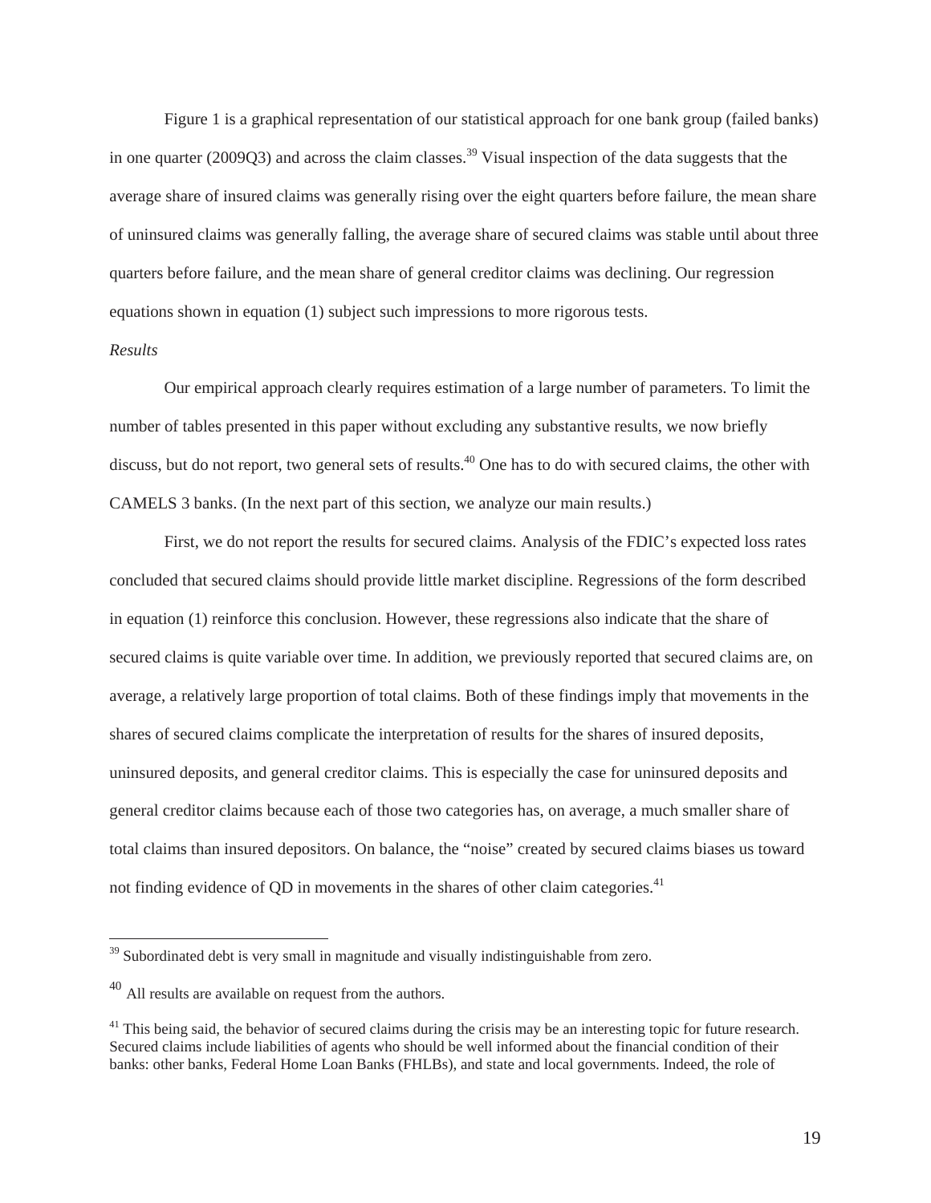Figure 1 is a graphical representation of our statistical approach for one bank group (failed banks) in one quarter (2009Q3) and across the claim classes.[39] Visual inspection of the data suggests that the average share of insured claims was generally rising over the eight quarters before failure, the mean share of uninsured claims was generally falling, the average share of secured claims was stable until about three quarters before failure, and the mean share of general creditor claims was declining. Our regression equations shown in equation (1) subject such impressions to more rigorous tests.

*Results*

Our empirical approach clearly requires estimation of a large number of parameters. To limit the number of tables presented in this paper without excluding any substantive results, we now briefly discuss, but do not report, two general sets of results.[40] One has to do with secured claims, the other with CAMELS 3 banks. (In the next part of this section, we analyze our main results.)

First, we do not report the results for secured claims. Analysis of the FDIC's expected loss rates concluded that secured claims should provide little market discipline. Regressions of the form described in equation (1) reinforce this conclusion. However, these regressions also indicate that the share of secured claims is quite variable over time. In addition, we previously reported that secured claims are, on average, a relatively large proportion of total claims. Both of these findings imply that movements in the shares of secured claims complicate the interpretation of results for the shares of insured deposits, uninsured deposits, and general creditor claims. This is especially the case for uninsured deposits and general creditor claims because each of those two categories has, on average, a much smaller share of total claims than insured depositors. On balance, the "noise" created by secured claims biases us toward not finding evidence of QD in movements in the shares of other claim categories.[41]

---

[39] Subordinated debt is very small in magnitude and visually indistinguishable from zero.

[40] All results are available on request from the authors.

[41] This being said, the behavior of secured claims during the crisis may be an interesting topic for future research. Secured claims include liabilities of agents who should be well informed about the financial condition of their banks: other banks, Federal Home Loan Banks (FHLBs), and state and local governments. Indeed, the role of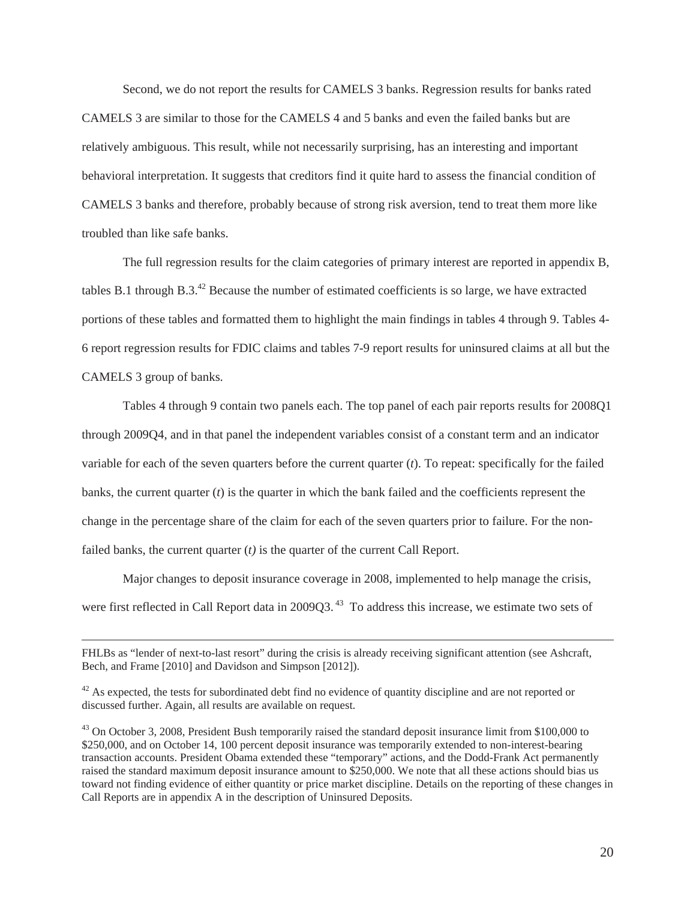Second, we do not report the results for CAMELS 3 banks. Regression results for banks rated CAMELS 3 are similar to those for the CAMELS 4 and 5 banks and even the failed banks but are relatively ambiguous. This result, while not necessarily surprising, has an interesting and important behavioral interpretation. It suggests that creditors find it quite hard to assess the financial condition of CAMELS 3 banks and therefore, probably because of strong risk aversion, tend to treat them more like troubled than like safe banks.

The full regression results for the claim categories of primary interest are reported in appendix B, tables B.1 through B.3.[42] Because the number of estimated coefficients is so large, we have extracted portions of these tables and formatted them to highlight the main findings in tables 4 through 9. Tables 4-6 report regression results for FDIC claims and tables 7-9 report results for uninsured claims at all but the CAMELS 3 group of banks.

Tables 4 through 9 contain two panels each. The top panel of each pair reports results for 2008Q1 through 2009Q4, and in that panel the independent variables consist of a constant term and an indicator variable for each of the seven quarters before the current quarter (*t*). To repeat: specifically for the failed banks, the current quarter (*t*) is the quarter in which the bank failed and the coefficients represent the change in the percentage share of the claim for each of the seven quarters prior to failure. For the non-failed banks, the current quarter (*t)* is the quarter of the current Call Report.

Major changes to deposit insurance coverage in 2008, implemented to help manage the crisis, were first reflected in Call Report data in 2009Q3.[43] To address this increase, we estimate two sets of

---

FHLBs as "lender of next-to-last resort" during the crisis is already receiving significant attention (see Ashcraft, Bech, and Frame [2010] and Davidson and Simpson [2012]).

[42] As expected, the tests for subordinated debt find no evidence of quantity discipline and are not reported or discussed further. Again, all results are available on request.

[43] On October 3, 2008, President Bush temporarily raised the standard deposit insurance limit from $100,000 to $250,000, and on October 14, 100 percent deposit insurance was temporarily extended to non-interest-bearing transaction accounts. President Obama extended these "temporary" actions, and the Dodd-Frank Act permanently raised the standard maximum deposit insurance amount to $250,000. We note that all these actions should bias us toward not finding evidence of either quantity or price market discipline. Details on the reporting of these changes in Call Reports are in appendix A in the description of Uninsured Deposits.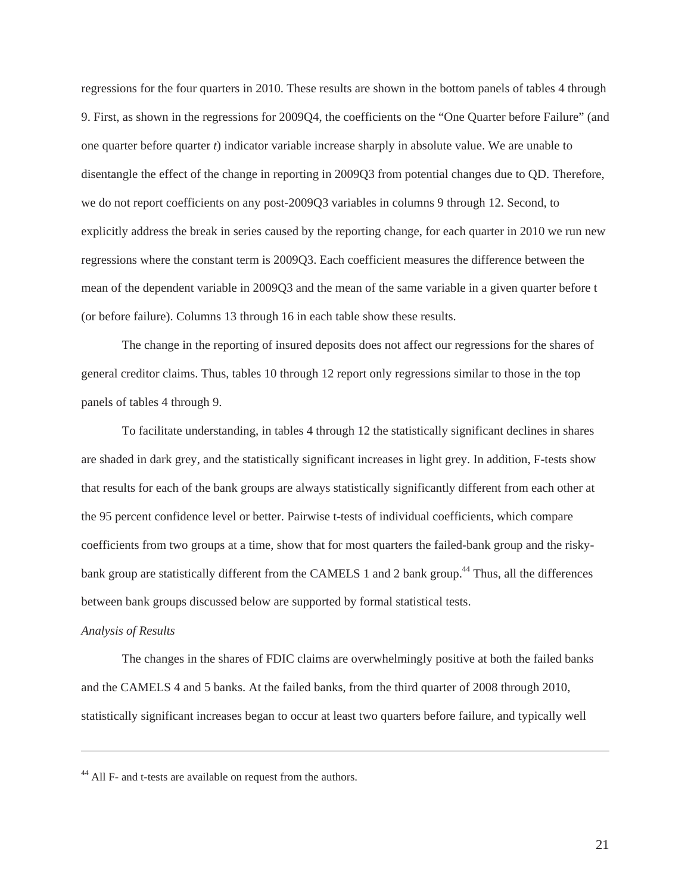regressions for the four quarters in 2010. These results are shown in the bottom panels of tables 4 through 9. First, as shown in the regressions for 2009Q4, the coefficients on the "One Quarter before Failure" (and one quarter before quarter *t*) indicator variable increase sharply in absolute value. We are unable to disentangle the effect of the change in reporting in 2009Q3 from potential changes due to QD. Therefore, we do not report coefficients on any post-2009Q3 variables in columns 9 through 12. Second, to explicitly address the break in series caused by the reporting change, for each quarter in 2010 we run new regressions where the constant term is 2009Q3. Each coefficient measures the difference between the mean of the dependent variable in 2009Q3 and the mean of the same variable in a given quarter before t (or before failure). Columns 13 through 16 in each table show these results.

The change in the reporting of insured deposits does not affect our regressions for the shares of general creditor claims. Thus, tables 10 through 12 report only regressions similar to those in the top panels of tables 4 through 9.

To facilitate understanding, in tables 4 through 12 the statistically significant declines in shares are shaded in dark grey, and the statistically significant increases in light grey. In addition, F-tests show that results for each of the bank groups are always statistically significantly different from each other at the 95 percent confidence level or better. Pairwise t-tests of individual coefficients, which compare coefficients from two groups at a time, show that for most quarters the failed-bank group and the risky-bank group are statistically different from the CAMELS 1 and 2 bank group.[44] Thus, all the differences between bank groups discussed below are supported by formal statistical tests.

*Analysis of Results*

The changes in the shares of FDIC claims are overwhelmingly positive at both the failed banks and the CAMELS 4 and 5 banks. At the failed banks, from the third quarter of 2008 through 2010, statistically significant increases began to occur at least two quarters before failure, and typically well

---

[44] All F- and t-tests are available on request from the authors.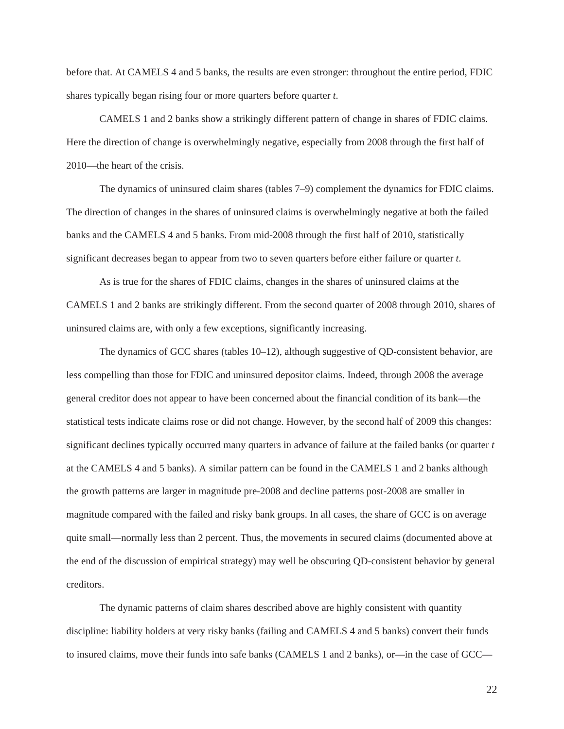before that. At CAMELS 4 and 5 banks, the results are even stronger: throughout the entire period, FDIC shares typically began rising four or more quarters before quarter *t*.

CAMELS 1 and 2 banks show a strikingly different pattern of change in shares of FDIC claims. Here the direction of change is overwhelmingly negative, especially from 2008 through the first half of 2010—the heart of the crisis.

The dynamics of uninsured claim shares (tables 7–9) complement the dynamics for FDIC claims. The direction of changes in the shares of uninsured claims is overwhelmingly negative at both the failed banks and the CAMELS 4 and 5 banks. From mid-2008 through the first half of 2010, statistically significant decreases began to appear from two to seven quarters before either failure or quarter *t*.

As is true for the shares of FDIC claims, changes in the shares of uninsured claims at the CAMELS 1 and 2 banks are strikingly different. From the second quarter of 2008 through 2010, shares of uninsured claims are, with only a few exceptions, significantly increasing.

The dynamics of GCC shares (tables 10–12), although suggestive of QD-consistent behavior, are less compelling than those for FDIC and uninsured depositor claims. Indeed, through 2008 the average general creditor does not appear to have been concerned about the financial condition of its bank—the statistical tests indicate claims rose or did not change. However, by the second half of 2009 this changes: significant declines typically occurred many quarters in advance of failure at the failed banks (or quarter *t* at the CAMELS 4 and 5 banks). A similar pattern can be found in the CAMELS 1 and 2 banks although the growth patterns are larger in magnitude pre-2008 and decline patterns post-2008 are smaller in magnitude compared with the failed and risky bank groups. In all cases, the share of GCC is on average quite small—normally less than 2 percent. Thus, the movements in secured claims (documented above at the end of the discussion of empirical strategy) may well be obscuring QD-consistent behavior by general creditors.

The dynamic patterns of claim shares described above are highly consistent with quantity discipline: liability holders at very risky banks (failing and CAMELS 4 and 5 banks) convert their funds to insured claims, move their funds into safe banks (CAMELS 1 and 2 banks), or—in the case of GCC—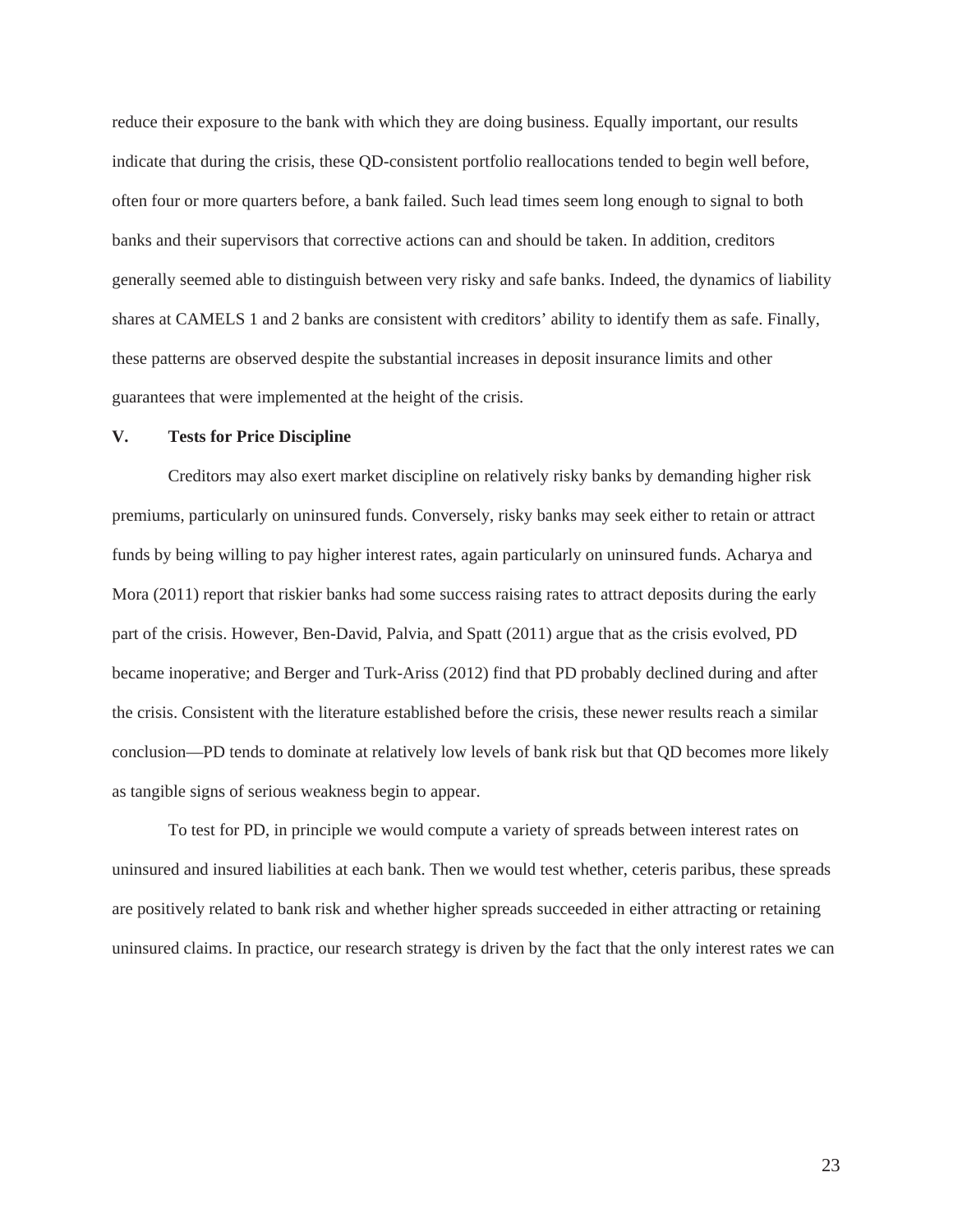reduce their exposure to the bank with which they are doing business. Equally important, our results indicate that during the crisis, these QD-consistent portfolio reallocations tended to begin well before, often four or more quarters before, a bank failed. Such lead times seem long enough to signal to both banks and their supervisors that corrective actions can and should be taken. In addition, creditors generally seemed able to distinguish between very risky and safe banks. Indeed, the dynamics of liability shares at CAMELS 1 and 2 banks are consistent with creditors' ability to identify them as safe. Finally, these patterns are observed despite the substantial increases in deposit insurance limits and other guarantees that were implemented at the height of the crisis.

## V. Tests for Price Discipline

Creditors may also exert market discipline on relatively risky banks by demanding higher risk premiums, particularly on uninsured funds. Conversely, risky banks may seek either to retain or attract funds by being willing to pay higher interest rates, again particularly on uninsured funds. Acharya and Mora (2011) report that riskier banks had some success raising rates to attract deposits during the early part of the crisis. However, Ben-David, Palvia, and Spatt (2011) argue that as the crisis evolved, PD became inoperative; and Berger and Turk-Ariss (2012) find that PD probably declined during and after the crisis. Consistent with the literature established before the crisis, these newer results reach a similar conclusion—PD tends to dominate at relatively low levels of bank risk but that QD becomes more likely as tangible signs of serious weakness begin to appear.

To test for PD, in principle we would compute a variety of spreads between interest rates on uninsured and insured liabilities at each bank. Then we would test whether, ceteris paribus, these spreads are positively related to bank risk and whether higher spreads succeeded in either attracting or retaining uninsured claims. In practice, our research strategy is driven by the fact that the only interest rates we can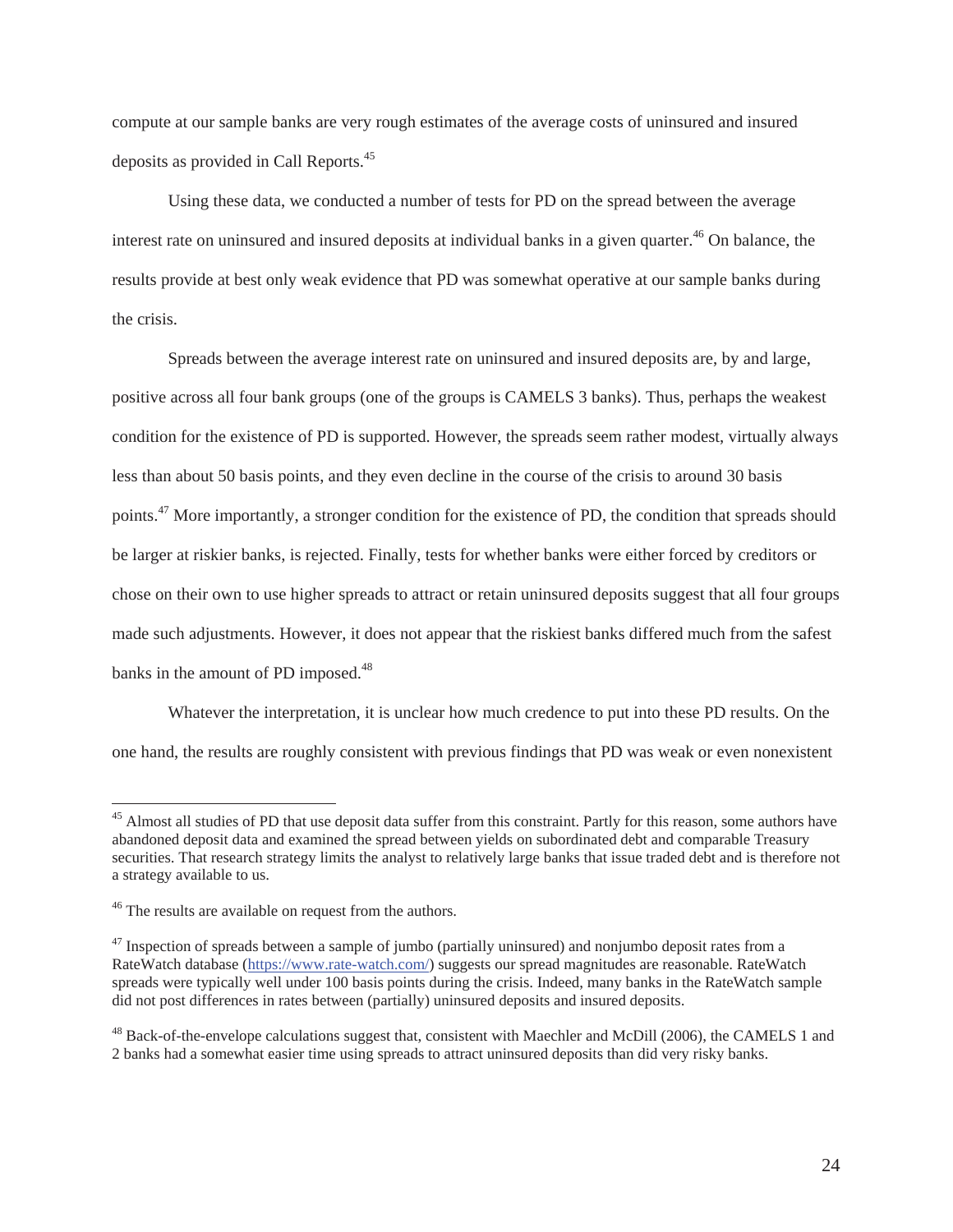compute at our sample banks are very rough estimates of the average costs of uninsured and insured deposits as provided in Call Reports.[45]

Using these data, we conducted a number of tests for PD on the spread between the average interest rate on uninsured and insured deposits at individual banks in a given quarter.[46] On balance, the results provide at best only weak evidence that PD was somewhat operative at our sample banks during the crisis.

Spreads between the average interest rate on uninsured and insured deposits are, by and large, positive across all four bank groups (one of the groups is CAMELS 3 banks). Thus, perhaps the weakest condition for the existence of PD is supported. However, the spreads seem rather modest, virtually always less than about 50 basis points, and they even decline in the course of the crisis to around 30 basis points.[47] More importantly, a stronger condition for the existence of PD, the condition that spreads should be larger at riskier banks, is rejected. Finally, tests for whether banks were either forced by creditors or chose on their own to use higher spreads to attract or retain uninsured deposits suggest that all four groups made such adjustments. However, it does not appear that the riskiest banks differed much from the safest banks in the amount of PD imposed.[48]

Whatever the interpretation, it is unclear how much credence to put into these PD results. On the one hand, the results are roughly consistent with previous findings that PD was weak or even nonexistent

---

[45] Almost all studies of PD that use deposit data suffer from this constraint. Partly for this reason, some authors have abandoned deposit data and examined the spread between yields on subordinated debt and comparable Treasury securities. That research strategy limits the analyst to relatively large banks that issue traded debt and is therefore not a strategy available to us.

[46] The results are available on request from the authors.

[47] Inspection of spreads between a sample of jumbo (partially uninsured) and nonjumbo deposit rates from a RateWatch database (https://www.rate-watch.com/) suggests our spread magnitudes are reasonable. RateWatch spreads were typically well under 100 basis points during the crisis. Indeed, many banks in the RateWatch sample did not post differences in rates between (partially) uninsured deposits and insured deposits.

[48] Back-of-the-envelope calculations suggest that, consistent with Maechler and McDill (2006), the CAMELS 1 and 2 banks had a somewhat easier time using spreads to attract uninsured deposits than did very risky banks.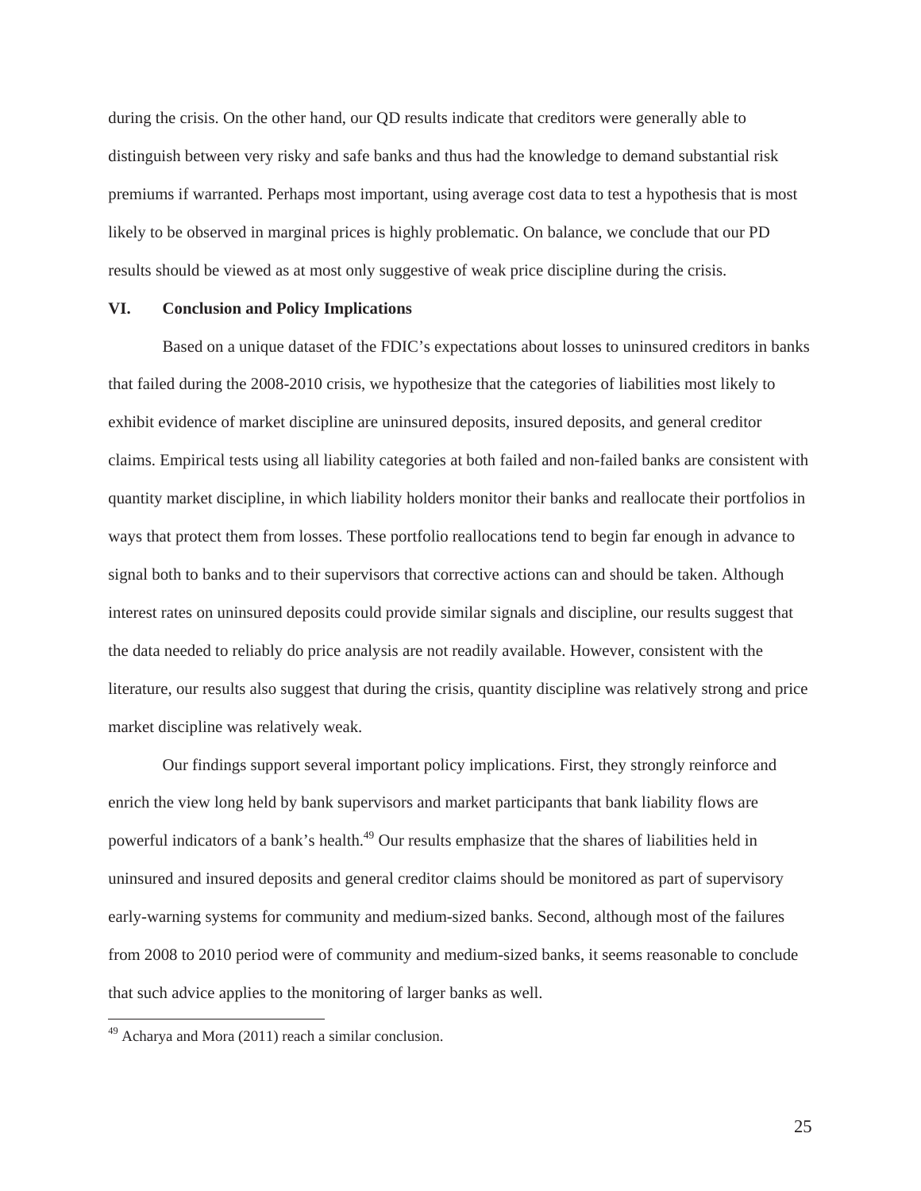during the crisis. On the other hand, our QD results indicate that creditors were generally able to distinguish between very risky and safe banks and thus had the knowledge to demand substantial risk premiums if warranted. Perhaps most important, using average cost data to test a hypothesis that is most likely to be observed in marginal prices is highly problematic. On balance, we conclude that our PD results should be viewed as at most only suggestive of weak price discipline during the crisis.

## VI. Conclusion and Policy Implications

Based on a unique dataset of the FDIC's expectations about losses to uninsured creditors in banks that failed during the 2008-2010 crisis, we hypothesize that the categories of liabilities most likely to exhibit evidence of market discipline are uninsured deposits, insured deposits, and general creditor claims. Empirical tests using all liability categories at both failed and non-failed banks are consistent with quantity market discipline, in which liability holders monitor their banks and reallocate their portfolios in ways that protect them from losses. These portfolio reallocations tend to begin far enough in advance to signal both to banks and to their supervisors that corrective actions can and should be taken. Although interest rates on uninsured deposits could provide similar signals and discipline, our results suggest that the data needed to reliably do price analysis are not readily available. However, consistent with the literature, our results also suggest that during the crisis, quantity discipline was relatively strong and price market discipline was relatively weak.

Our findings support several important policy implications. First, they strongly reinforce and enrich the view long held by bank supervisors and market participants that bank liability flows are powerful indicators of a bank's health.[49] Our results emphasize that the shares of liabilities held in uninsured and insured deposits and general creditor claims should be monitored as part of supervisory early-warning systems for community and medium-sized banks. Second, although most of the failures from 2008 to 2010 period were of community and medium-sized banks, it seems reasonable to conclude that such advice applies to the monitoring of larger banks as well.

[49] Acharya and Mora (2011) reach a similar conclusion.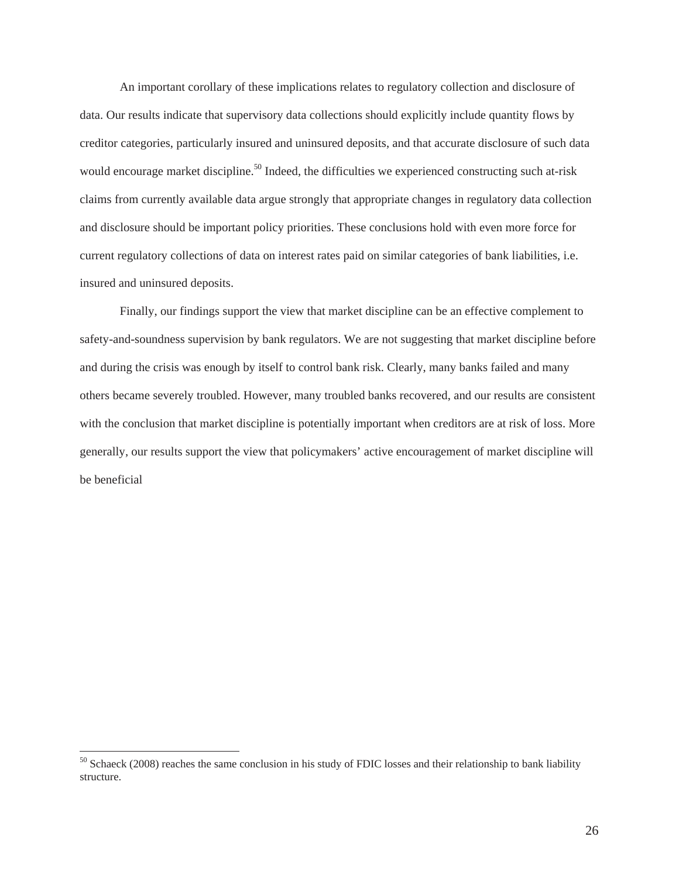An important corollary of these implications relates to regulatory collection and disclosure of data. Our results indicate that supervisory data collections should explicitly include quantity flows by creditor categories, particularly insured and uninsured deposits, and that accurate disclosure of such data would encourage market discipline.[50] Indeed, the difficulties we experienced constructing such at-risk claims from currently available data argue strongly that appropriate changes in regulatory data collection and disclosure should be important policy priorities. These conclusions hold with even more force for current regulatory collections of data on interest rates paid on similar categories of bank liabilities, i.e. insured and uninsured deposits.

Finally, our findings support the view that market discipline can be an effective complement to safety-and-soundness supervision by bank regulators. We are not suggesting that market discipline before and during the crisis was enough by itself to control bank risk. Clearly, many banks failed and many others became severely troubled. However, many troubled banks recovered, and our results are consistent with the conclusion that market discipline is potentially important when creditors are at risk of loss. More generally, our results support the view that policymakers' active encouragement of market discipline will be beneficial

[50] Schaeck (2008) reaches the same conclusion in his study of FDIC losses and their relationship to bank liability structure.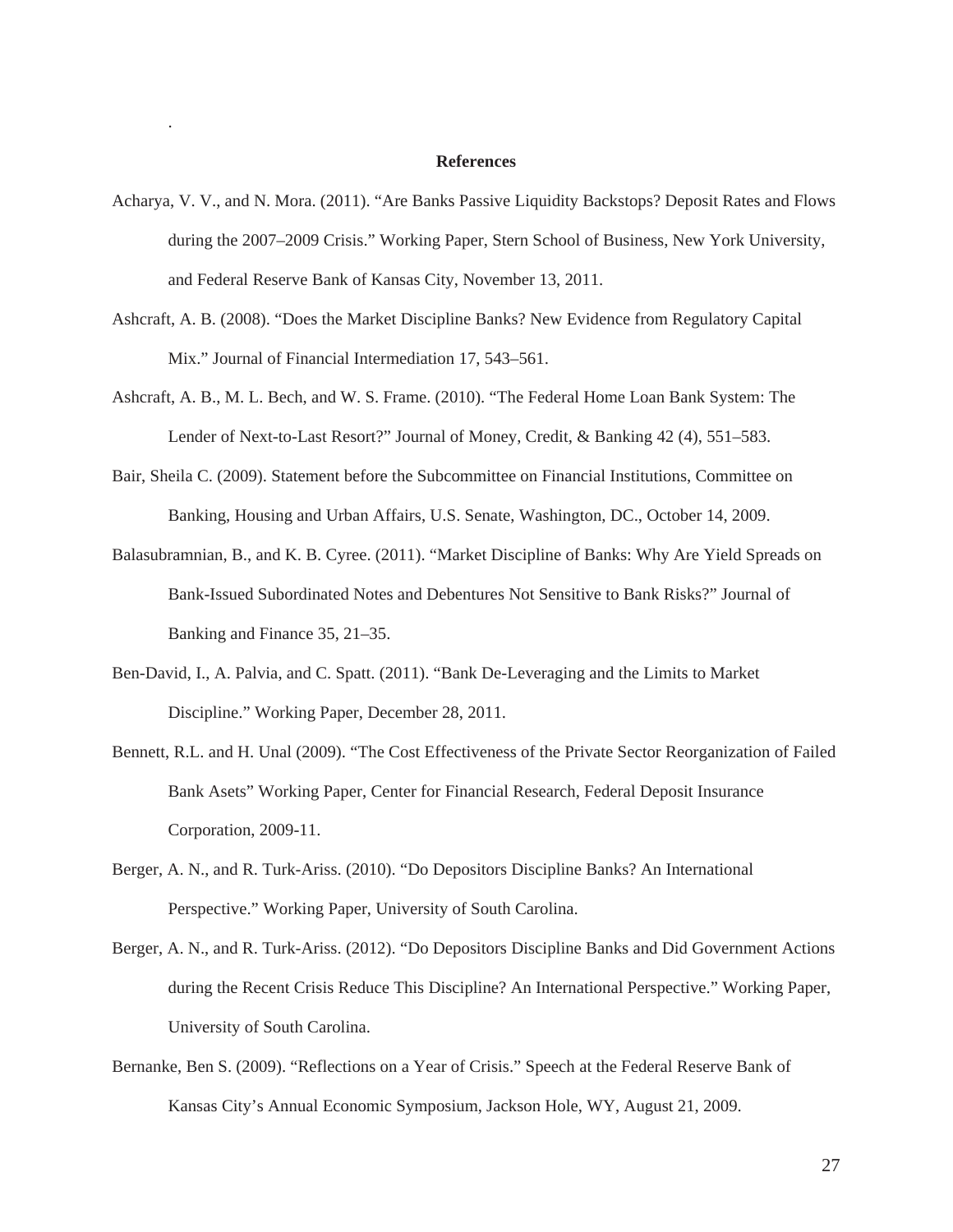## References

Acharya, V. V., and N. Mora. (2011). "Are Banks Passive Liquidity Backstops? Deposit Rates and Flows during the 2007–2009 Crisis." Working Paper, Stern School of Business, New York University, and Federal Reserve Bank of Kansas City, November 13, 2011.

Ashcraft, A. B. (2008). "Does the Market Discipline Banks? New Evidence from Regulatory Capital Mix." Journal of Financial Intermediation 17, 543–561.

Ashcraft, A. B., M. L. Bech, and W. S. Frame. (2010). "The Federal Home Loan Bank System: The Lender of Next-to-Last Resort?" Journal of Money, Credit, & Banking 42 (4), 551–583.

Bair, Sheila C. (2009). Statement before the Subcommittee on Financial Institutions, Committee on Banking, Housing and Urban Affairs, U.S. Senate, Washington, DC., October 14, 2009.

Balasubramnian, B., and K. B. Cyree. (2011). "Market Discipline of Banks: Why Are Yield Spreads on Bank-Issued Subordinated Notes and Debentures Not Sensitive to Bank Risks?" Journal of Banking and Finance 35, 21–35.

Ben-David, I., A. Palvia, and C. Spatt. (2011). "Bank De-Leveraging and the Limits to Market Discipline." Working Paper, December 28, 2011.

Bennett, R.L. and H. Unal (2009). "The Cost Effectiveness of the Private Sector Reorganization of Failed Bank Asets" Working Paper, Center for Financial Research, Federal Deposit Insurance Corporation, 2009-11.

Berger, A. N., and R. Turk-Ariss. (2010). "Do Depositors Discipline Banks? An International Perspective." Working Paper, University of South Carolina.

Berger, A. N., and R. Turk-Ariss. (2012). "Do Depositors Discipline Banks and Did Government Actions during the Recent Crisis Reduce This Discipline? An International Perspective." Working Paper, University of South Carolina.

Bernanke, Ben S. (2009). "Reflections on a Year of Crisis." Speech at the Federal Reserve Bank of Kansas City's Annual Economic Symposium, Jackson Hole, WY, August 21, 2009.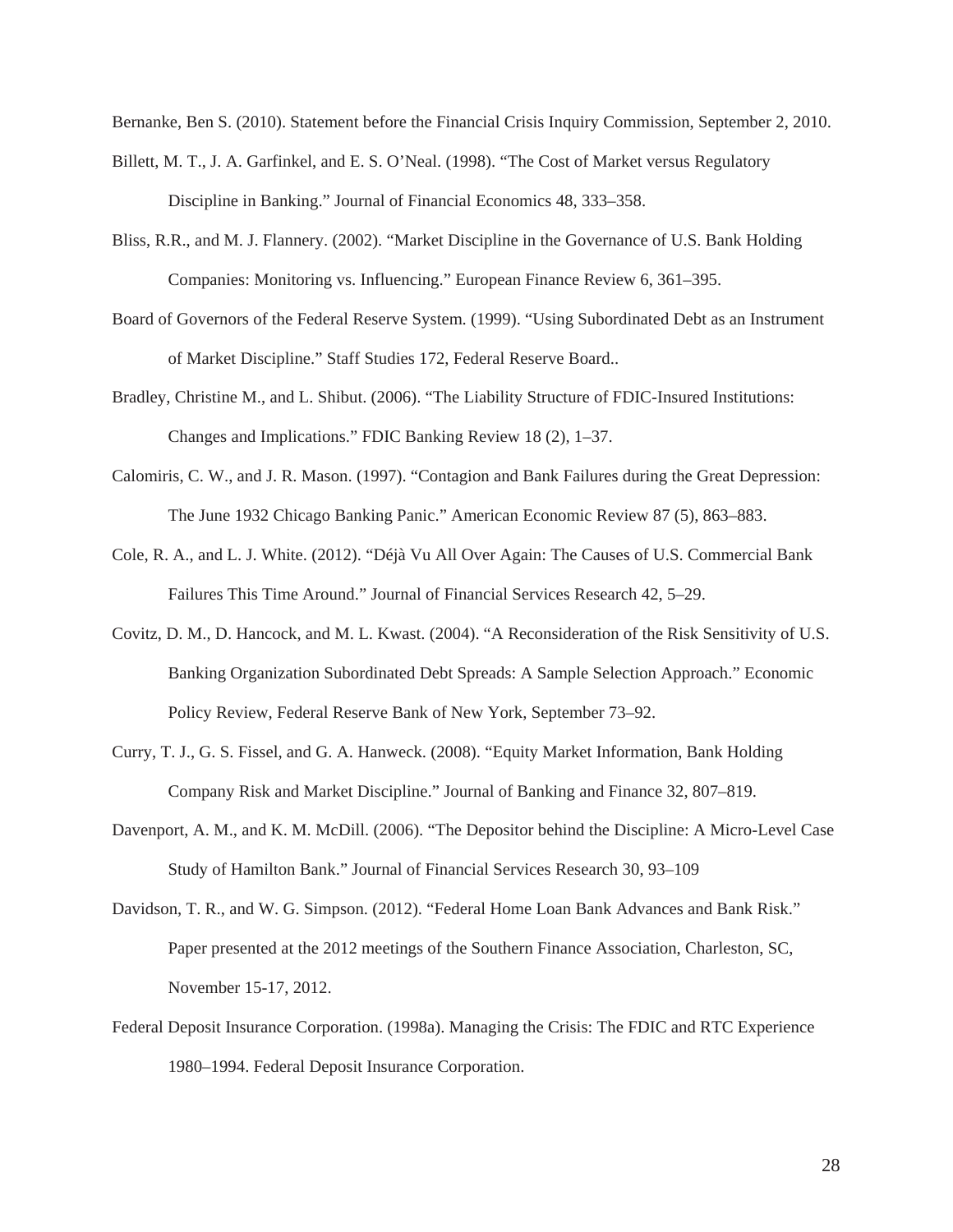Bernanke, Ben S. (2010). Statement before the Financial Crisis Inquiry Commission, September 2, 2010.

Billett, M. T., J. A. Garfinkel, and E. S. O'Neal. (1998). "The Cost of Market versus Regulatory Discipline in Banking." Journal of Financial Economics 48, 333–358.

Bliss, R.R., and M. J. Flannery. (2002). "Market Discipline in the Governance of U.S. Bank Holding Companies: Monitoring vs. Influencing." European Finance Review 6, 361–395.

Board of Governors of the Federal Reserve System. (1999). "Using Subordinated Debt as an Instrument of Market Discipline." Staff Studies 172, Federal Reserve Board..

Bradley, Christine M., and L. Shibut. (2006). "The Liability Structure of FDIC-Insured Institutions: Changes and Implications." FDIC Banking Review 18 (2), 1–37.

Calomiris, C. W., and J. R. Mason. (1997). "Contagion and Bank Failures during the Great Depression: The June 1932 Chicago Banking Panic." American Economic Review 87 (5), 863–883.

Cole, R. A., and L. J. White. (2012). "Déjà Vu All Over Again: The Causes of U.S. Commercial Bank Failures This Time Around." Journal of Financial Services Research 42, 5–29.

Covitz, D. M., D. Hancock, and M. L. Kwast. (2004). "A Reconsideration of the Risk Sensitivity of U.S. Banking Organization Subordinated Debt Spreads: A Sample Selection Approach." Economic Policy Review, Federal Reserve Bank of New York, September 73–92.

Curry, T. J., G. S. Fissel, and G. A. Hanweck. (2008). "Equity Market Information, Bank Holding Company Risk and Market Discipline." Journal of Banking and Finance 32, 807–819.

Davenport, A. M., and K. M. McDill. (2006). "The Depositor behind the Discipline: A Micro-Level Case Study of Hamilton Bank." Journal of Financial Services Research 30, 93–109

Davidson, T. R., and W. G. Simpson. (2012). "Federal Home Loan Bank Advances and Bank Risk." Paper presented at the 2012 meetings of the Southern Finance Association, Charleston, SC, November 15-17, 2012.

Federal Deposit Insurance Corporation. (1998a). Managing the Crisis: The FDIC and RTC Experience 1980–1994. Federal Deposit Insurance Corporation.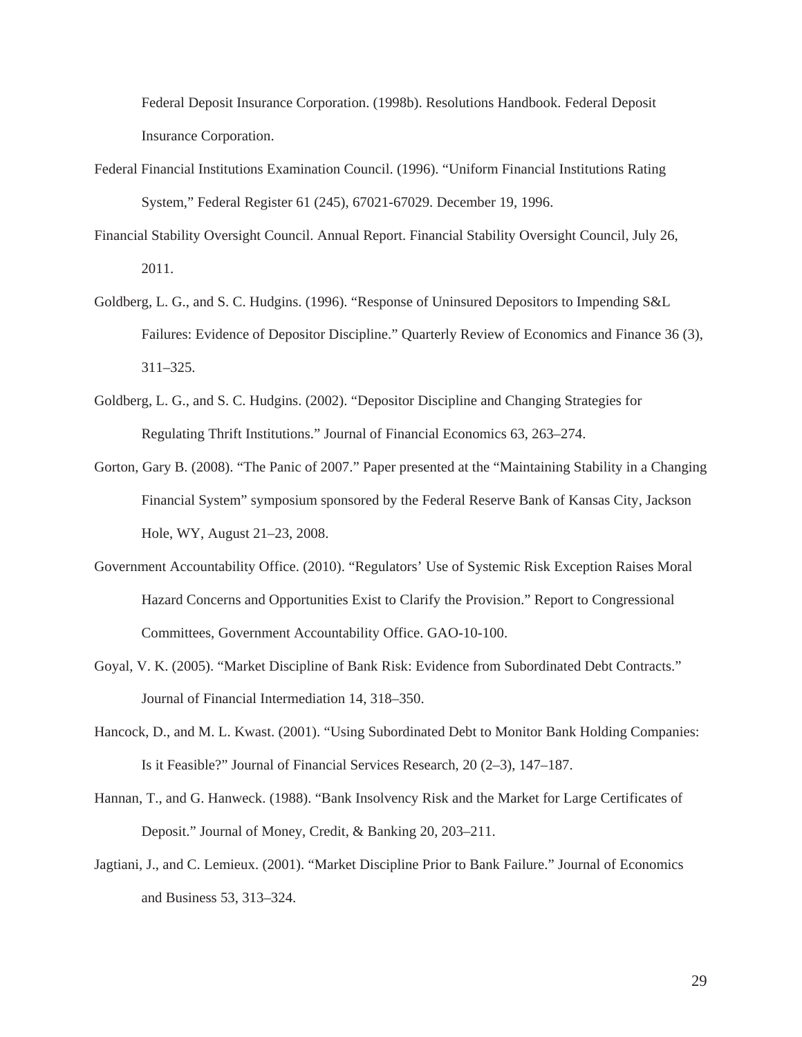Federal Deposit Insurance Corporation. (1998b). Resolutions Handbook. Federal Deposit Insurance Corporation.

Federal Financial Institutions Examination Council. (1996). "Uniform Financial Institutions Rating System," Federal Register 61 (245), 67021-67029. December 19, 1996.

Financial Stability Oversight Council. Annual Report. Financial Stability Oversight Council, July 26, 2011.

Goldberg, L. G., and S. C. Hudgins. (1996). "Response of Uninsured Depositors to Impending S&L Failures: Evidence of Depositor Discipline." Quarterly Review of Economics and Finance 36 (3), 311–325.

Goldberg, L. G., and S. C. Hudgins. (2002). "Depositor Discipline and Changing Strategies for Regulating Thrift Institutions." Journal of Financial Economics 63, 263–274.

Gorton, Gary B. (2008). "The Panic of 2007." Paper presented at the "Maintaining Stability in a Changing Financial System" symposium sponsored by the Federal Reserve Bank of Kansas City, Jackson Hole, WY, August 21–23, 2008.

Government Accountability Office. (2010). "Regulators' Use of Systemic Risk Exception Raises Moral Hazard Concerns and Opportunities Exist to Clarify the Provision." Report to Congressional Committees, Government Accountability Office. GAO-10-100.

Goyal, V. K. (2005). "Market Discipline of Bank Risk: Evidence from Subordinated Debt Contracts." Journal of Financial Intermediation 14, 318–350.

Hancock, D., and M. L. Kwast. (2001). "Using Subordinated Debt to Monitor Bank Holding Companies: Is it Feasible?" Journal of Financial Services Research, 20 (2–3), 147–187.

Hannan, T., and G. Hanweck. (1988). "Bank Insolvency Risk and the Market for Large Certificates of Deposit." Journal of Money, Credit, & Banking 20, 203–211.

Jagtiani, J., and C. Lemieux. (2001). "Market Discipline Prior to Bank Failure." Journal of Economics and Business 53, 313–324.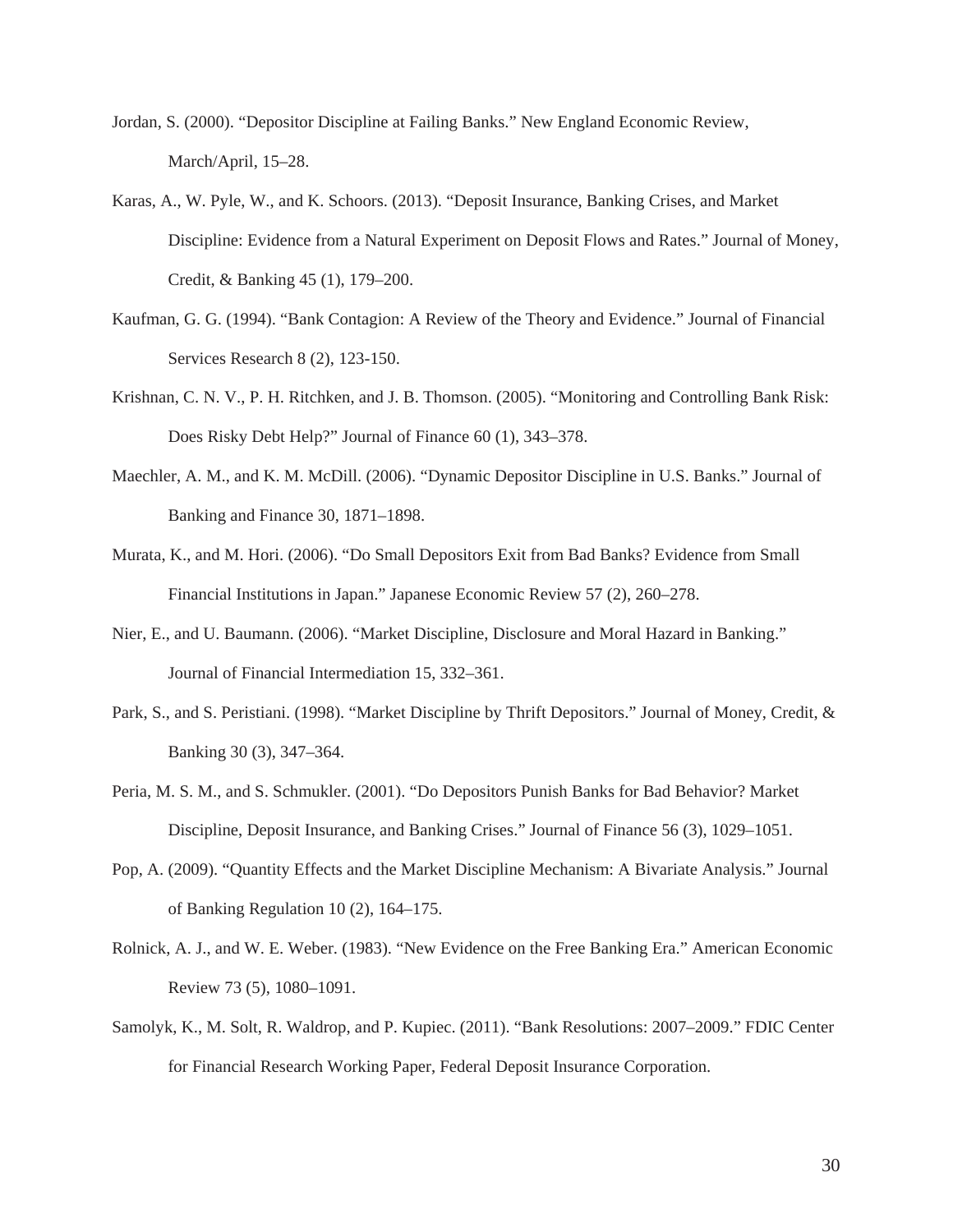Jordan, S. (2000). "Depositor Discipline at Failing Banks." New England Economic Review, March/April, 15–28.

Karas, A., W. Pyle, W., and K. Schoors. (2013). "Deposit Insurance, Banking Crises, and Market Discipline: Evidence from a Natural Experiment on Deposit Flows and Rates." Journal of Money, Credit, & Banking 45 (1), 179–200.

Kaufman, G. G. (1994). "Bank Contagion: A Review of the Theory and Evidence." Journal of Financial Services Research 8 (2), 123-150.

Krishnan, C. N. V., P. H. Ritchken, and J. B. Thomson. (2005). "Monitoring and Controlling Bank Risk: Does Risky Debt Help?" Journal of Finance 60 (1), 343–378.

Maechler, A. M., and K. M. McDill. (2006). "Dynamic Depositor Discipline in U.S. Banks." Journal of Banking and Finance 30, 1871–1898.

Murata, K., and M. Hori. (2006). "Do Small Depositors Exit from Bad Banks? Evidence from Small Financial Institutions in Japan." Japanese Economic Review 57 (2), 260–278.

Nier, E., and U. Baumann. (2006). "Market Discipline, Disclosure and Moral Hazard in Banking." Journal of Financial Intermediation 15, 332–361.

Park, S., and S. Peristiani. (1998). "Market Discipline by Thrift Depositors." Journal of Money, Credit, & Banking 30 (3), 347–364.

Peria, M. S. M., and S. Schmukler. (2001). "Do Depositors Punish Banks for Bad Behavior? Market Discipline, Deposit Insurance, and Banking Crises." Journal of Finance 56 (3), 1029–1051.

Pop, A. (2009). "Quantity Effects and the Market Discipline Mechanism: A Bivariate Analysis." Journal of Banking Regulation 10 (2), 164–175.

Rolnick, A. J., and W. E. Weber. (1983). "New Evidence on the Free Banking Era." American Economic Review 73 (5), 1080–1091.

Samolyk, K., M. Solt, R. Waldrop, and P. Kupiec. (2011). "Bank Resolutions: 2007–2009." FDIC Center for Financial Research Working Paper, Federal Deposit Insurance Corporation.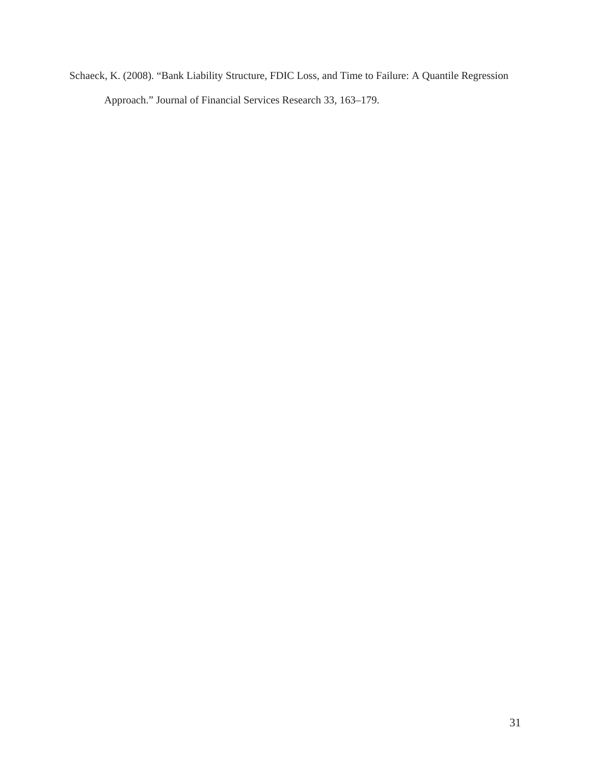Schaeck, K. (2008). “Bank Liability Structure, FDIC Loss, and Time to Failure: A Quantile Regression Approach.” Journal of Financial Services Research 33, 163–179.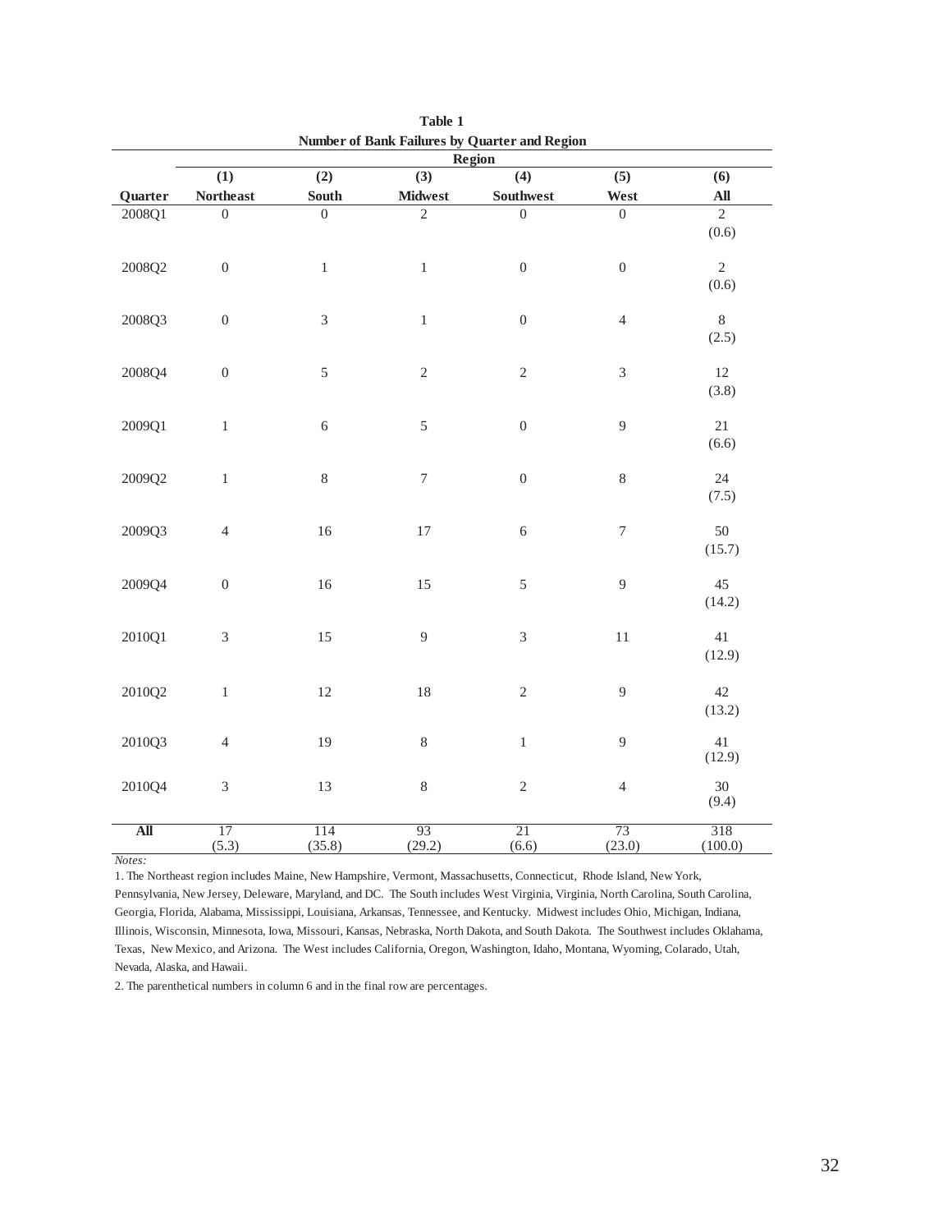**Table 1**

**Number of Bank Failures by Quarter and Region**

| | Region | | | | | |
|---|---|---|---|---|---|---|
| | (1) | (2) | (3) | (4) | (5) | (6) |
| **Quarter** | **Northeast** | **South** | **Midwest** | **Southwest** | **West** | **All** |
| 2008Q1 | 0 | 0 | 2 | 0 | 0 | 2 (0.6) |
| 2008Q2 | 0 | 1 | 1 | 0 | 0 | 2 (0.6) |
| 2008Q3 | 0 | 3 | 1 | 0 | 4 | 8 (2.5) |
| 2008Q4 | 0 | 5 | 2 | 2 | 3 | 12 (3.8) |
| 2009Q1 | 1 | 6 | 5 | 0 | 9 | 21 (6.6) |
| 2009Q2 | 1 | 8 | 7 | 0 | 8 | 24 (7.5) |
| 2009Q3 | 4 | 16 | 17 | 6 | 7 | 50 (15.7) |
| 2009Q4 | 0 | 16 | 15 | 5 | 9 | 45 (14.2) |
| 2010Q1 | 3 | 15 | 9 | 3 | 11 | 41 (12.9) |
| 2010Q2 | 1 | 12 | 18 | 2 | 9 | 42 (13.2) |
| 2010Q3 | 4 | 19 | 8 | 1 | 9 | 41 (12.9) |
| 2010Q4 | 3 | 13 | 8 | 2 | 4 | 30 (9.4) |
| **All** | 17 (5.3) | 114 (35.8) | 93 (29.2) | 21 (6.6) | 73 (23.0) | 318 (100.0) |

*Notes:*

1. The Northeast region includes Maine, New Hampshire, Vermont, Massachusetts, Connecticut, Rhode Island, New York, Pennsylvania, New Jersey, Deleware, Maryland, and DC. The South includes West Virginia, Virginia, North Carolina, South Carolina, Georgia, Florida, Alabama, Mississippi, Louisiana, Arkansas, Tennessee, and Kentucky. Midwest includes Ohio, Michigan, Indiana, Illinois, Wisconsin, Minnesota, Iowa, Missouri, Kansas, Nebraska, North Dakota, and South Dakota. The Southwest includes Oklahama, Texas, New Mexico, and Arizona. The West includes California, Oregon, Washington, Idaho, Montana, Wyoming, Colarado, Utah, Nevada, Alaska, and Hawaii.

2. The parenthetical numbers in column 6 and in the final row are percentages.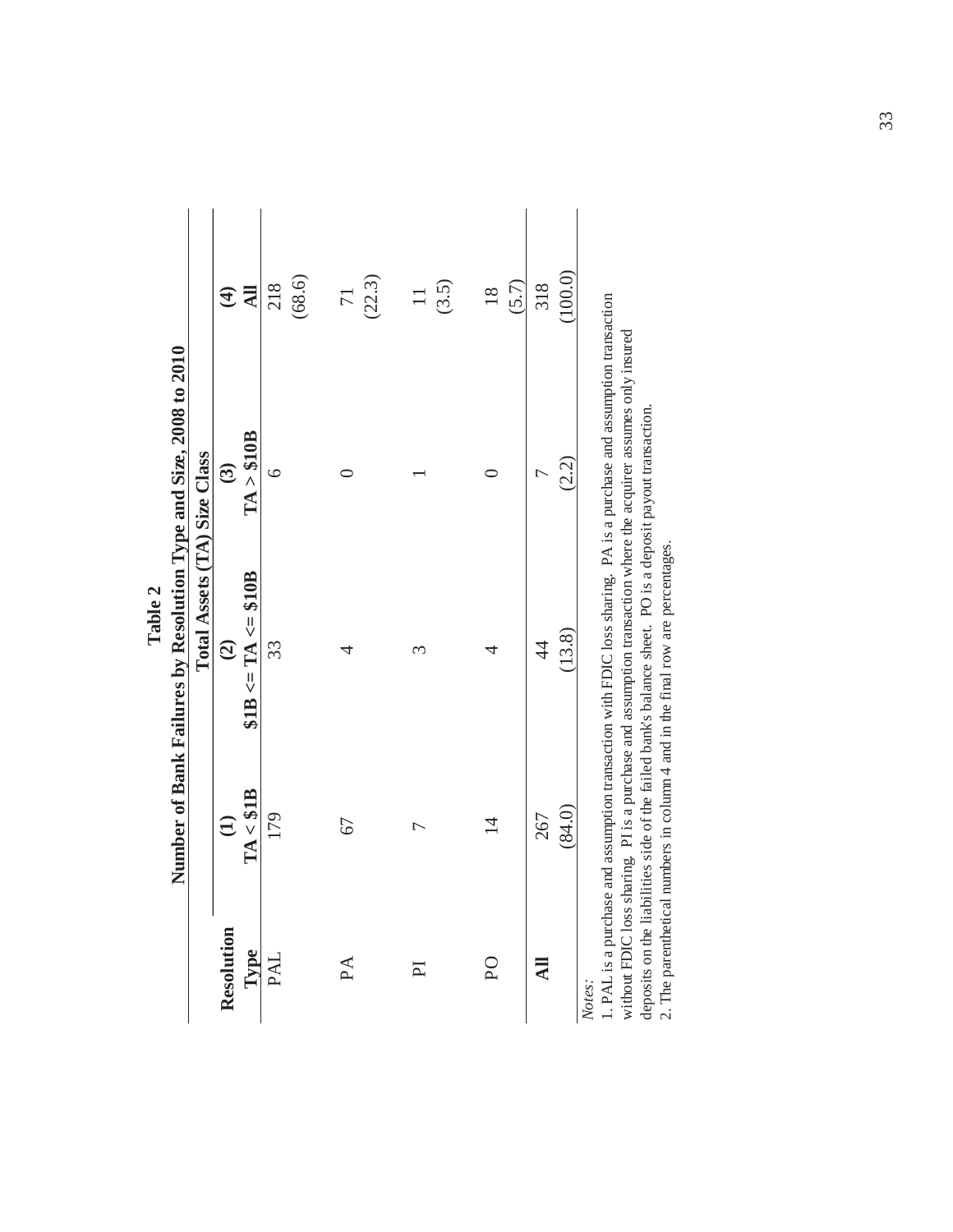**Table 2**

**Number of Bank Failures by Resolution Type and Size, 2008 to 2010**

| Resolution Type | (1) TA < $1B | (2) $1B <= TA <= $10B | (3) TA > $10B | (4) All |
|---|---|---|---|---|
| | **Total Assets (TA) Size Class** | | | |
| PAL | 179 | 33 | 6 | 218 (68.6) |
| PA | 67 | 4 | 0 | 71 (22.3) |
| PI | 7 | 3 | 1 | 11 (3.5) |
| PO | 14 | 4 | 0 | 18 (5.7) |
| **All** | 267 (84.0) | 44 (13.8) | 7 (2.2) | 318 (100.0) |

*Notes:*

1. PAL is a purchase and assumption transaction with FDIC loss sharing. PA is a purchase and assumption transaction without FDIC loss sharing. PI is a purchase and assumption transaction where the acquirer assumes only insured deposits on the liabilities side of the failed bank's balance sheet. PO is a deposit payout transaction.
2. The parenthetical numbers in column 4 and in the final row are percentages.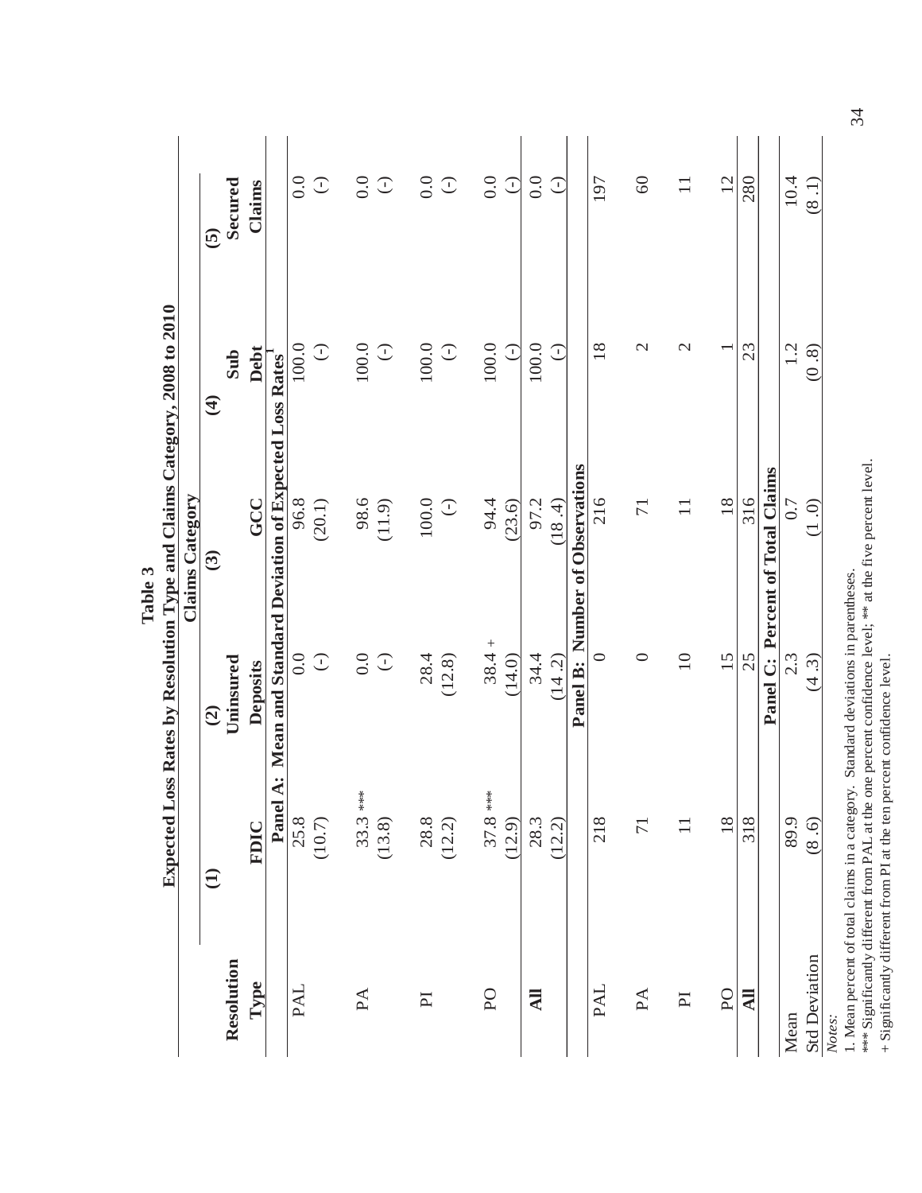# Table 3

## Expected Loss Rates by Resolution Type and Claims Category, 2008 to 2010

| Resolution Type | (1) FDIC | (2) Uninsured Deposits | (3) GCC | (4) Sub Debt | (5) Secured Claims |
|---|---|---|---|---|---|
| | **Panel A: Mean and Standard Deviation of Expected Loss Rates[1]** | | | | |
| PAL | 25.8 | 0.0 | 96.8 | 100.0 | 0.0 |
| | (10.7) | (-) | (20.1) | (-) | (-) |
| PA | 33.3 *** | 0.0 | 98.6 | 100.0 | 0.0 |
| | (13.8) | (-) | (11.9) | (-) | (-) |
| PI | 28.8 | 28.4 | 100.0 | 100.0 | 0.0 |
| | (12.2) | (12.8) | (-) | (-) | (-) |
| PO | 37.8 *** | 38.4 + | 94.4 | 100.0 | 0.0 |
| | (12.9) | (14.0) | (23.6) | (-) | (-) |
| **All** | 28.3 | 34.4 | 97.2 | 100.0 | 0.0 |
| | (12.2) | (14.2) | (18.4) | (-) | (-) |
| | **Panel B: Number of Observations** | | | | |
| PAL | 218 | 0 | 216 | 18 | 197 |
| PA | 71 | 0 | 71 | 2 | 60 |
| PI | 11 | 10 | 11 | 2 | 11 |
| PO | 18 | 15 | 18 | 1 | 12 |
| **All** | 318 | 25 | 316 | 23 | 280 |
| | **Panel C: Percent of Total Claims** | | | | |
| Mean | 89.9 | 2.3 | 0.7 | 1.2 | 10.4 |
| Std Deviation | (8.6) | (4.3) | (1.0) | (0.8) | (8.1) |

*Notes:*

1. Mean percent of total claims in a category. Standard deviations in parentheses.

*** Significantly different from PAL at the one percent confidence level; ** at the five percent level.

\+ Significantly different from PI at the ten percent confidence level.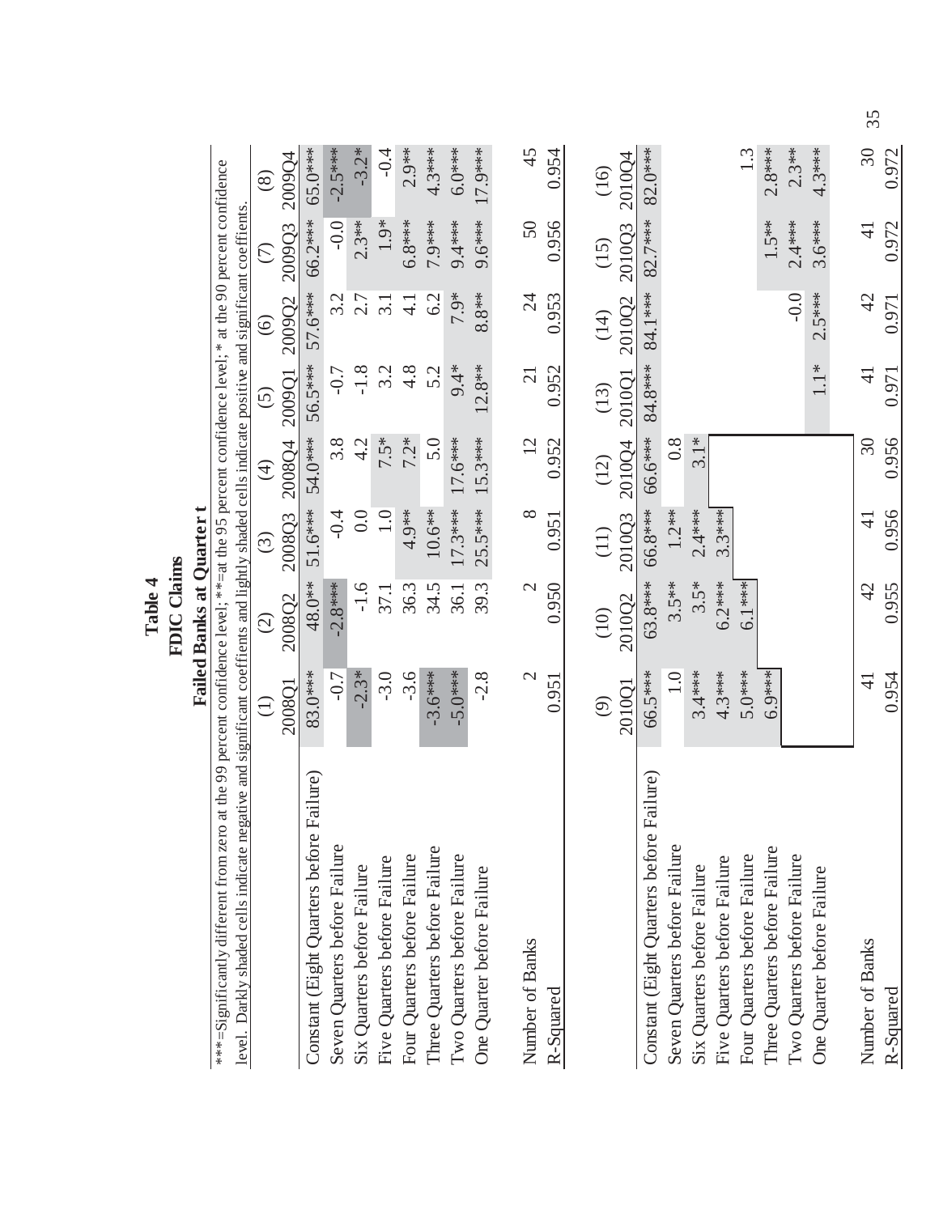# Table 4
## FDIC Claims
### Failed Banks at Quarter t

***=Significantly different from zero at the 99 percent confidence level; **=at the 95 percent confidence level; *=at the 90 percent confidence level. Darkly shaded cells indicate negative and significant coeffients and lightly shaded cells indicate positive and significant coeffients.

| | (1) 2008Q1 | (2) 2008Q2 | (3) 2008Q3 | (4) 2008Q4 | (5) 2009Q1 | (6) 2009Q2 | (7) 2009Q3 | (8) 2009Q4 |
|---|---|---|---|---|---|---|---|---|
| Constant (Eight Quarters before Failure) | 83.0*** | 48.0** | 51.6*** | 54.0*** | 56.5*** | 57.6*** | 66.2*** | 65.0*** |
| Seven Quarters before Failure | -0.7 | -2.8*** | -0.4 | 3.8 | -0.7 | 3.2 | -0.0 | -2.5*** |
| Six Quarters before Failure | -2.3* | -1.6 | 0.0 | 4.2 | -1.8 | 2.7 | 2.3** | -3.2* |
| Five Quarters before Failure | -3.0 | 37.1 | 1.0 | 7.5* | 3.2 | 3.1 | 1.9* | -0.4 |
| Four Quarters before Failure | -3.6 | 36.3 | 4.9** | 7.2* | 4.8 | 4.1 | 6.8*** | 2.9** |
| Three Quarters before Failure | -3.6*** | 34.5 | 10.6** | 5.0 | 5.2 | 6.2 | 7.9*** | 4.3*** |
| Two Quarters before Failure | -5.0*** | 36.1 | 17.3*** | 17.6*** | 9.4* | 7.9* | 9.4*** | 6.0*** |
| One Quarter before Failure | -2.8 | 39.3 | 25.5*** | 15.3*** | 12.8** | 8.8** | 9.6*** | 17.9*** |
| | | | | | | | | |
| Number of Banks | 2 | 2 | 8 | 12 | 21 | 24 | 50 | 45 |
| R-Squared | 0.951 | 0.950 | 0.951 | 0.952 | 0.952 | 0.953 | 0.956 | 0.954 |

| | (9) 2010Q1 | (10) 2010Q2 | (11) 2010Q3 | (12) 2010Q4 | (13) 2010Q1 | (14) 2010Q2 | (15) 2010Q3 | (16) 2010Q4 |
|---|---|---|---|---|---|---|---|---|
| Constant (Eight Quarters before Failure) | 66.5*** | 63.8*** | 66.8*** | 66.6*** | 84.8*** | 84.1*** | 82.7*** | 82.0*** |
| Seven Quarters before Failure | 1.0 | 3.5** | 1.2** | 0.8 | | | | |
| Six Quarters before Failure | 3.4*** | 3.5* | 2.4*** | 3.1* | | | | |
| Five Quarters before Failure | 4.3*** | 6.2*** | 3.3*** | | | | | |
| Four Quarters before Failure | 5.0*** | 6.1*** | | | | | | 1.3 |
| Three Quarters before Failure | 6.9*** | | | | | | 1.5** | 2.8*** |
| Two Quarters before Failure | | | | | | -0.0 | 2.4*** | 2.3** |
| One Quarter before Failure | | | | | 1.1* | 2.5*** | 3.6*** | 4.3*** |
| | | | | | | | | |
| Number of Banks | 41 | 42 | 41 | 30 | 41 | 42 | 41 | 30 |
| R-Squared | 0.954 | 0.955 | 0.956 | 0.956 | 0.971 | 0.971 | 0.972 | 0.972 |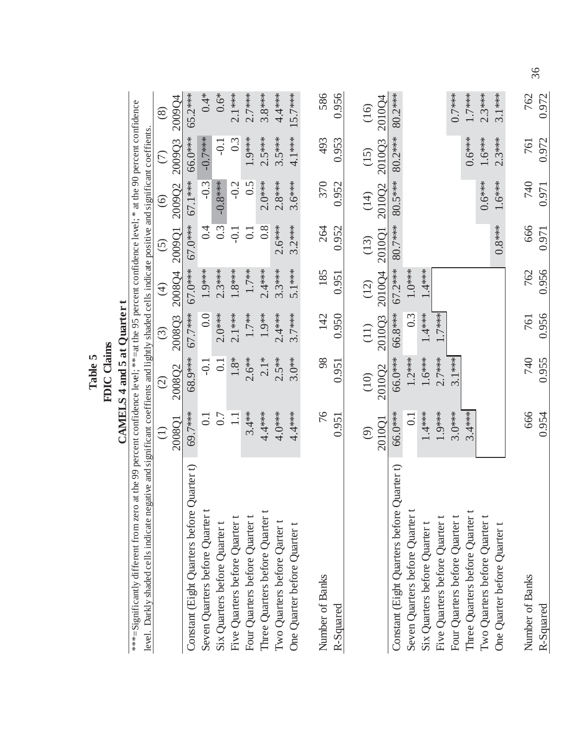# Table 5
## FDIC Claims
### CAMELS 4 and 5 at Quarter t

***=Significantly different from zero at the 99 percent confidence level; **=at the 95 percent confidence level; * at the 90 percent confidence level. Darkly shaded cells indicate negative and significant coeffients and lightly shaded cells indicate positive and significant coeffients.

| | (1) 2008Q1 | (2) 2008Q2 | (3) 2008Q3 | (4) 2008Q4 | (5) 2009Q1 | (6) 2009Q2 | (7) 2009Q3 | (8) 2009Q4 |
|---|---|---|---|---|---|---|---|---|
| Constant (Eight Quarters before Quarter t) | 69.7*** | 68.9*** | 67.7*** | 67.0*** | 67.0*** | 67.1*** | 66.0*** | 65.2*** |
| Seven Quarters before Quarter t | 0.1 | -0.1 | 0.0 | 1.9*** | 0.4 | -0.3 | -0.7*** | 0.4* |
| Six Quarters before Quarter t | 0.7 | 0.1 | 2.0*** | 2.3*** | 0.3 | -0.8*** | -0.1 | 0.6* |
| Five Quarters before Quarter t | 1.1 | 1.8* | 2.1*** | 1.8*** | -0.1 | -0.2 | 0.3 | 2.1*** |
| Four Quarters before Quarter t | 3.4** | 2.6** | 1.7** | 1.7** | 0.1 | 0.5 | 1.9*** | 2.7*** |
| Three Quarters before Quarter t | 4.4*** | 2.1* | 1.9** | 2.4*** | 0.8 | 2.0*** | 2.5*** | 3.8*** |
| Two Quarters before Qarter t | 4.0*** | 2.5** | 2.4*** | 3.3*** | 2.6*** | 2.8*** | 3.5*** | 4.4*** |
| One Quarter before Quarter t | 4.4*** | 3.0** | 3.7*** | 5.1*** | 3.2*** | 3.6*** | 4.1*** | 15.7*** |
| | | | | | | | | |
| Number of Banks | 76 | 98 | 142 | 185 | 264 | 370 | 493 | 586 |
| R-Squared | 0.951 | 0.951 | 0.950 | 0.951 | 0.952 | 0.952 | 0.953 | 0.956 |

| | (9) 2010Q1 | (10) 2010Q2 | (11) 2010Q3 | (12) 2010Q4 | (13) 2010Q1 | (14) 2010Q2 | (15) 2010Q3 | (16) 2010Q4 |
|---|---|---|---|---|---|---|---|---|
| Constant (Eight Quarters before Quarter t) | 66.0*** | 66.0*** | 66.8*** | 67.2*** | 80.7*** | 80.5*** | 80.2*** | 80.2*** |
| Seven Quarters before Quarter t | 0.1 | 1.2*** | 0.3 | 1.0*** | | | | |
| Six Quarters before Quarter t | 1.4*** | 1.6*** | 1.4*** | 1.4*** | | | | |
| Five Quarters before Quarter t | 1.9*** | 2.7*** | 1.7*** | | | | | |
| Four Quarters before Quarter t | 3.0*** | 3.1*** | | | | | | 0.7*** |
| Three Quarters before Quarter t | 3.4*** | | | | | | 0.6*** | 1.7*** |
| Two Quarters before Quarter t | | | | | | 0.6*** | 1.6*** | 2.3*** |
| One Quarter before Quarter t | | | | | 0.8*** | 1.6*** | 2.3*** | 3.1*** |
| | | | | | | | | |
| Number of Banks | 666 | 740 | 761 | 762 | 666 | 740 | 761 | 762 |
| R-Squared | 0.954 | 0.955 | 0.956 | 0.956 | 0.971 | 0.971 | 0.972 | 0.972 |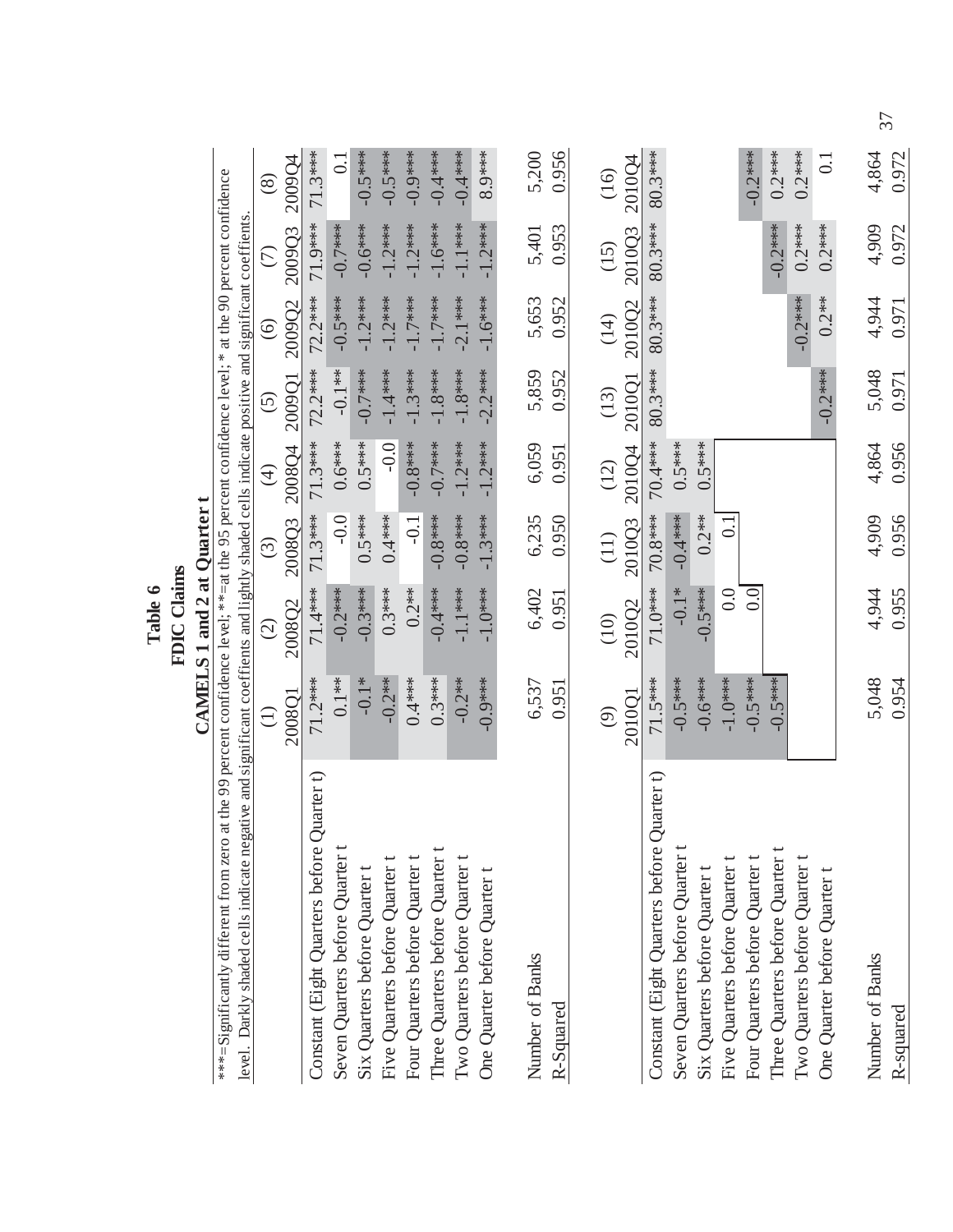**Table 6**
**FDIC Claims**
**CAMELS 1 and 2 at Quarter t**

***=Significantly different from zero at the 99 percent confidence level; **=at the 95 percent confidence level; * at the 90 percent confidence level. Darkly shaded cells indicate negative and significant coefficients and lightly shaded cells indicate positive and significant coefficients.

| | (1) 2008Q1 | (2) 2008Q2 | (3) 2008Q3 | (4) 2008Q4 | (5) 2009Q1 | (6) 2009Q2 | (7) 2009Q3 | (8) 2009Q4 |
|---|---|---|---|---|---|---|---|---|
| Constant (Eight Quarters before Quarter t) | 71.2*** | 71.4*** | 71.3*** | 71.3*** | 72.2*** | 72.2*** | 71.9*** | 71.3*** |
| Seven Quarters before Quarter t | 0.1** | -0.2*** | -0.0 | 0.6*** | -0.1** | -0.5*** | -0.7*** | 0.1 |
| Six Quarters before Quarter t | -0.1* | -0.3*** | 0.5*** | 0.5*** | -0.7*** | -1.2*** | -0.6*** | -0.5*** |
| Five Quarters before Quarter t | -0.2** | 0.3*** | 0.4*** | -0.0 | -1.4*** | -1.2*** | -1.2*** | -0.5*** |
| Four Quarters before Quarter t | 0.4*** | 0.2** | -0.1 | -0.8*** | -1.3*** | -1.7*** | -1.2*** | -0.9*** |
| Three Quarters before Quarter t | 0.3*** | -0.4*** | -0.8*** | -0.7*** | -1.8*** | -1.7*** | -1.6*** | -0.4*** |
| Two Quarters before Quarter t | -0.2** | -1.1*** | -0.8*** | -1.2*** | -1.8*** | -2.1*** | -1.1*** | -0.4*** |
| One Quarter before Quarter t | -0.9*** | -1.0*** | -1.3*** | -1.2*** | -2.2*** | -1.6*** | -1.2*** | 8.9*** |
| | | | | | | | | |
| Number of Banks | 6,537 | 6,402 | 6,235 | 6,059 | 5,859 | 5,653 | 5,401 | 5,200 |
| R-Squared | 0.951 | 0.951 | 0.950 | 0.951 | 0.952 | 0.952 | 0.953 | 0.956 |

| | (9) 2010Q1 | (10) 2010Q2 | (11) 2010Q3 | (12) 2010Q4 | (13) 2010Q1 | (14) 2010Q2 | (15) 2010Q3 | (16) 2010Q4 |
|---|---|---|---|---|---|---|---|---|
| Constant (Eight Quarters before Quarter t) | 71.5*** | 71.0*** | 70.8*** | 70.4*** | 80.3*** | 80.3*** | 80.3*** | 80.3*** |
| Seven Quarters before Quarter t | -0.5*** | -0.1* | -0.4*** | 0.5*** | | | | |
| Six Quarters before Quarter t | -0.6*** | -0.5*** | 0.2** | 0.5*** | | | | |
| Five Quarters before Quarter t | -1.0*** | 0.0 | 0.1 | | | | | |
| Four Quarters before Quarter t | -0.5*** | 0.0 | | | | | | -0.2*** |
| Three Quarters before Quarter t | -0.5*** | | | | | | -0.2*** | 0.2*** |
| Two Quarters before Quarter t | | | | | | -0.2*** | 0.2*** | 0.2*** |
| One Quarter before Quarter t | | | | | -0.2*** | 0.2** | 0.2*** | 0.1 |
| | | | | | | | | |
| Number of Banks | 5,048 | 4,944 | 4,909 | 4,864 | 5,048 | 4,944 | 4,909 | 4,864 |
| R-squared | 0.954 | 0.955 | 0.956 | 0.956 | 0.971 | 0.971 | 0.972 | 0.972 |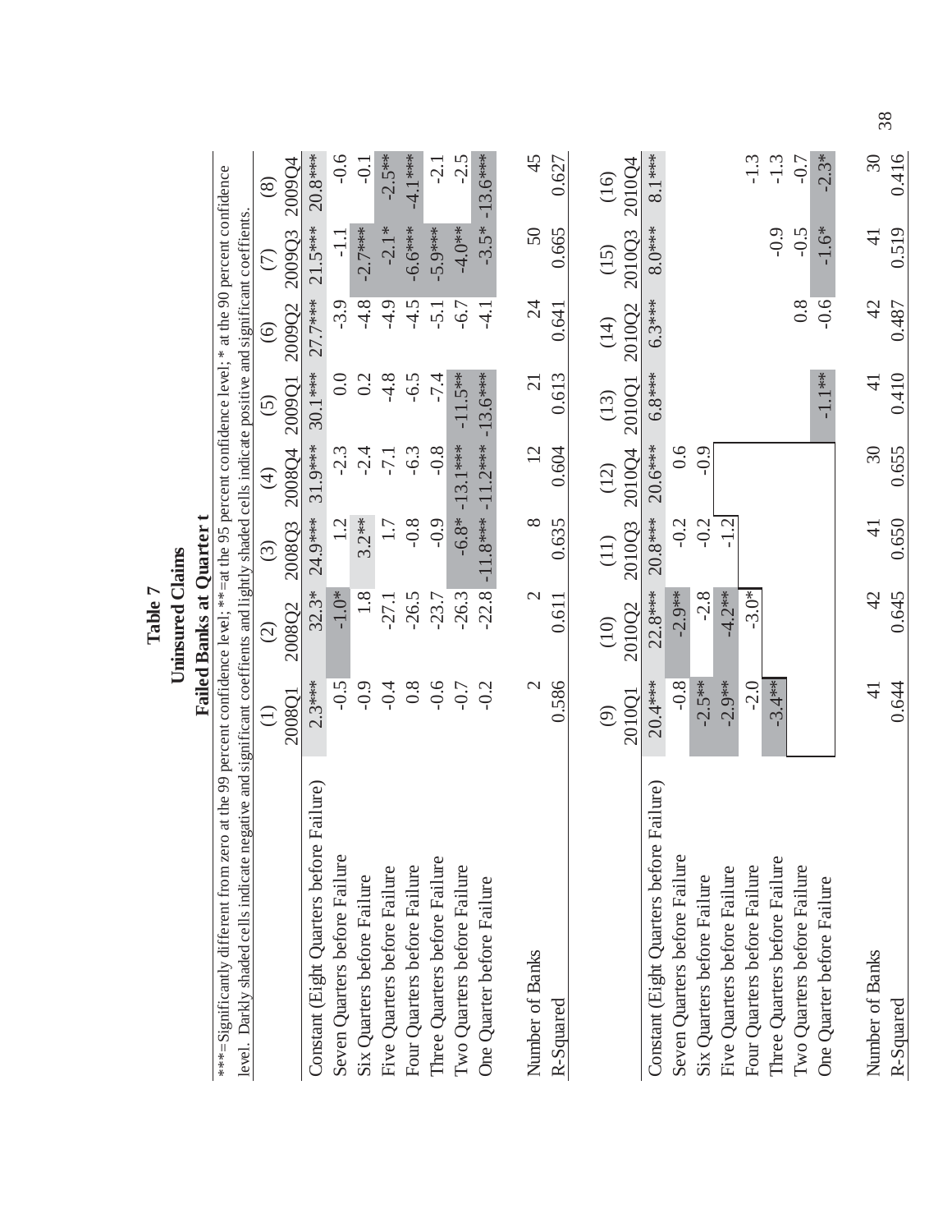# Table 7

## Uninsured Claims

### Failed Banks at Quarter t

***=Significantly different from zero at the 99 percent confidence level; **=at the 95 percent confidence level; *at the 90 percent confidence level. Darkly shaded cells indicate negative and significant coefficients and lightly shaded cells indicate positive and significant coefficients.

| | (1) 2008Q1 | (2) 2008Q2 | (3) 2008Q3 | (4) 2008Q4 | (5) 2009Q1 | (6) 2009Q2 | (7) 2009Q3 | (8) 2009Q4 |
|---|---|---|---|---|---|---|---|---|
| Constant (Eight Quarters before Failure) | 2.3*** | 32.3* | 24.9*** | 31.9*** | 30.1*** | 27.7*** | 21.5*** | 20.8*** |
| Seven Quarters before Failure | -0.5 | -1.0* | 1.2 | -2.3 | 0.0 | -3.9 | -1.1 | -0.6 |
| Six Quarters before Failure | -0.9 | 1.8 | 3.2** | -2.4 | 0.2 | -4.8 | -2.7*** | -0.1 |
| Five Quarters before Failure | -0.4 | -27.1 | 1.7 | -7.1 | -4.8 | -4.9 | -2.1* | -2.5** |
| Four Quarters before Failure | 0.8 | -26.5 | -0.8 | -6.3 | -6.5 | -4.5 | -6.6*** | -4.1*** |
| Three Quarters before Failure | -0.6 | -23.7 | -0.9 | -0.8 | -7.4 | -5.1 | -5.9*** | -2.1 |
| Two Quarters before Failure | -0.7 | -26.3 | -6.8* | -13.1*** | -11.5** | -6.7 | -4.0** | -2.5 |
| One Quarter before Failure | -0.2 | -22.8 | -11.8*** | -11.2*** | -13.6*** | -4.1 | -3.5* | -13.6*** |
| | | | | | | | | |
| Number of Banks | 2 | 2 | 8 | 12 | 21 | 24 | 50 | 45 |
| R-Squared | 0.586 | 0.611 | 0.635 | 0.604 | 0.613 | 0.641 | 0.665 | 0.627 |

| | (9) 2010Q1 | (10) 2010Q2 | (11) 2010Q3 | (12) 2010Q4 | (13) 2010Q1 | (14) 2010Q2 | (15) 2010Q3 | (16) 2010Q4 |
|---|---|---|---|---|---|---|---|---|
| Constant (Eight Quarters before Failure) | 20.4*** | 22.8*** | 20.8*** | 20.6*** | 6.8*** | 6.3*** | 8.0*** | 8.1*** |
| Seven Quarters before Failure | -0.8 | -2.9** | -0.2 | 0.6 | | | | |
| Six Quarters before Failure | -2.5** | -2.8 | -0.2 | -0.9 | | | | |
| Five Quarters before Failure | -2.9** | -4.2** | -1.2 | | | | | |
| Four Quarters before Failure | -2.0 | -3.0* | | | | | | -1.3 |
| Three Quarters before Failure | -3.4** | | | | | | -0.9 | -1.3 |
| Two Quarters before Failure | | | | | | 0.8 | -0.5 | -0.7 |
| One Quarter before Failure | | | | | -1.1** | -0.6 | -1.6* | -2.3* |
| | | | | | | | | |
| Number of Banks | 41 | 42 | 41 | 30 | 41 | 42 | 41 | 30 |
| R-Squared | 0.644 | 0.645 | 0.650 | 0.655 | 0.410 | 0.487 | 0.519 | 0.416 |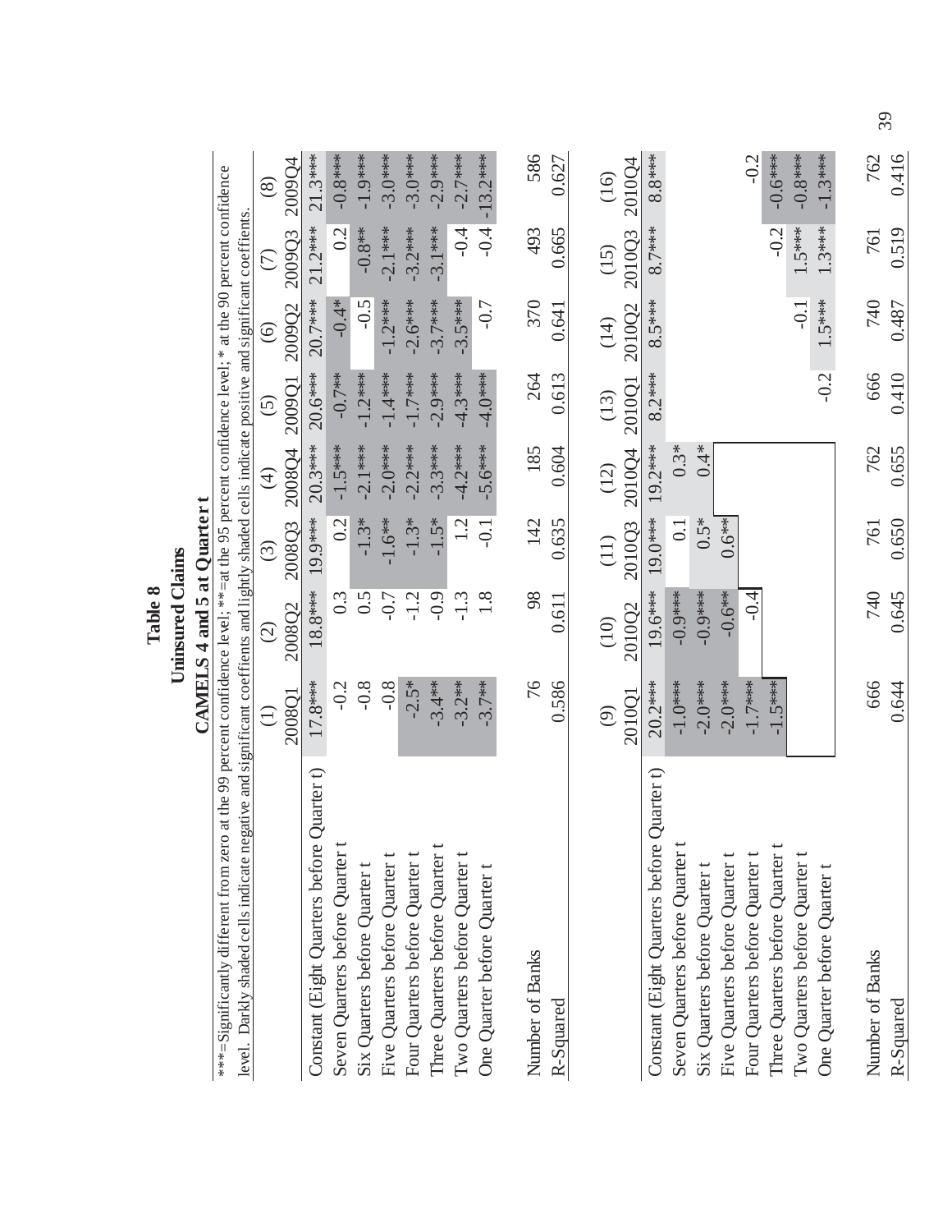# Table 8

## Uninsured Claims

### CAMELS 4 and 5 at Quarter t

***=Significantly different from zero at the 99 percent confidence level; **=at the 95 percent confidence level; * at the 90 percent confidence level. Darkly shaded cells indicate negative and significant coeffients and lightly shaded cells indicate positive and significant coeffients.

| | (1) 2008Q1 | (2) 2008Q2 | (3) 2008Q3 | (4) 2008Q4 | (5) 2009Q1 | (6) 2009Q2 | (7) 2009Q3 | (8) 2009Q4 |
|---|---|---|---|---|---|---|---|---|
| Constant (Eight Quarters before Quarter t) | 17.8*** | 18.8*** | 19.9*** | 20.3*** | 20.6*** | 20.7*** | 21.2*** | 21.3*** |
| Seven Quarters before Quarter t | -0.2 | 0.3 | 0.2 | -1.5*** | -0.7** | -0.4* | 0.2 | -0.8*** |
| Six Quarters before Quarter t | -0.8 | 0.5 | -1.3* | -2.1*** | -1.2*** | -0.5 | -0.8** | -1.9*** |
| Five Quarters before Quarter t | -0.8 | -0.7 | -1.6** | -2.0*** | -1.4*** | -1.2*** | -2.1*** | -3.0*** |
| Four Quarters before Quarter t | -2.5* | -1.2 | -1.3* | -2.2*** | -1.7*** | -2.6*** | -3.2*** | -3.0*** |
| Three Quarters before Quarter t | -3.4** | -0.9 | -1.5* | -3.3*** | -2.9*** | -3.7*** | -3.1*** | -2.9*** |
| Two Quarters before Quarter t | -3.2** | -1.3 | 1.2 | -4.2*** | -4.3*** | -3.5*** | -0.4 | -2.7*** |
| One Quarter before Quarter t | -3.7** | 1.8 | -0.1 | -5.6*** | -4.0*** | -0.7 | -0.4 | -13.2*** |
| | | | | | | | | |
| Number of Banks | 76 | 98 | 142 | 185 | 264 | 370 | 493 | 586 |
| R-Squared | 0.586 | 0.611 | 0.635 | 0.604 | 0.613 | 0.641 | 0.665 | 0.627 |

| | (9) 2010Q1 | (10) 2010Q2 | (11) 2010Q3 | (12) 2010Q4 | (13) 2010Q1 | (14) 2010Q2 | (15) 2010Q3 | (16) 2010Q4 |
|---|---|---|---|---|---|---|---|---|
| Constant (Eight Quarters before Quarter t) | 20.2*** | 19.6*** | 19.0*** | 19.2*** | 8.2*** | 8.5*** | 8.7*** | 8.8*** |
| Seven Quarters before Quarter t | -1.0*** | -0.9*** | 0.1 | 0.3* | | | | |
| Six Quarters before Quarter t | -2.0*** | -0.9*** | 0.5* | 0.4* | | | | |
| Five Quarters before Quarter t | -2.0*** | -0.6** | 0.6** | | | | | |
| Four Quarters before Quarter t | -1.7*** | -0.4 | | | | | | -0.2 |
| Three Quarters before Quarter t | -1.5*** | | | | | | -0.2 | -0.6*** |
| Two Quarters before Quarter t | | | | | | -0.1 | 1.5*** | -0.8*** |
| One Quarter before Quarter t | | | | | -0.2 | 1.5*** | 1.3*** | -1.3*** |
| | | | | | | | | |
| Number of Banks | 666 | 740 | 761 | 762 | 666 | 740 | 761 | 762 |
| R-Squared | 0.644 | 0.645 | 0.650 | 0.655 | 0.410 | 0.487 | 0.519 | 0.416 |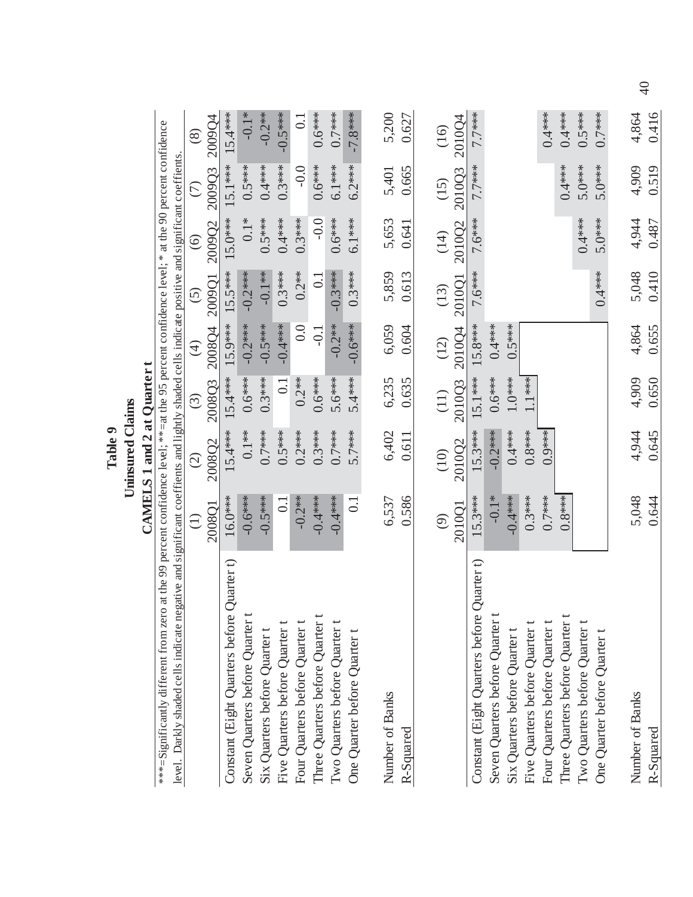**Table 9**

**Uninsured Claims**

**CAMELS 1 and 2 at Quarter t**

***=Significantly different from zero at the 99 percent confidence level; **=at the 95 percent confidence level; * at the 90 percent confidence level. Darkly shaded cells indicate negative and significant coeffients and lightly shaded cells indicate positive and significant coeffients.

| | (1) 2008Q1 | (2) 2008Q2 | (3) 2008Q3 | (4) 2008Q4 | (5) 2009Q1 | (6) 2009Q2 | (7) 2009Q3 | (8) 2009Q4 |
|---|---|---|---|---|---|---|---|---|
| Constant (Eight Quarters before Quarter t) | 16.0*** | 15.4*** | 15.4*** | 15.9*** | 15.5*** | 15.0*** | 15.1*** | 15.4*** |
| Seven Quarters before Quarter t | -0.6*** | 0.1** | 0.6*** | -0.2*** | -0.2*** | 0.1* | 0.5*** | -0.1* |
| Six Quarters before Quarter t | -0.5*** | 0.7*** | 0.3*** | -0.5*** | -0.1** | 0.5*** | 0.4*** | -0.2** |
| Five Quarters before Quarter t | 0.1 | 0.5*** | 0.1 | -0.4*** | 0.3*** | 0.4*** | 0.3*** | -0.5*** |
| Four Quarters before Quarter t | -0.2** | 0.2*** | 0.2** | 0.0 | 0.2** | 0.3*** | -0.0 | 0.1 |
| Three Quarters before Quarter t | -0.4*** | 0.3*** | 0.6*** | -0.1 | 0.1 | -0.0 | 0.6*** | 0.6*** |
| Two Quarters before Quarter t | -0.4*** | 0.7*** | 5.6*** | -0.2** | -0.3*** | 0.6*** | 6.1*** | 0.7*** |
| One Quarter before Quarter t | 0.1 | 5.7*** | 5.4*** | -0.6*** | 0.3*** | 6.1*** | 6.2*** | -7.8*** |
| Number of Banks | 6,537 | 6,402 | 6,235 | 6,059 | 5,859 | 5,653 | 5,401 | 5,200 |
| R-Squared | 0.586 | 0.611 | 0.635 | 0.604 | 0.613 | 0.641 | 0.665 | 0.627 |

| | (9) 2010Q1 | (10) 2010Q2 | (11) 2010Q3 | (12) 2010Q4 | (13) 2010Q1 | (14) 2010Q2 | (15) 2010Q3 | (16) 2010Q4 |
|---|---|---|---|---|---|---|---|---|
| Constant (Eight Quarters before Quarter t) | 15.3*** | 15.3*** | 15.1*** | 15.8*** | 7.6*** | 7.6*** | 7.7*** | 7.7*** |
| Seven Quarters before Quarter t | -0.1* | -0.2*** | 0.6*** | 0.4*** | | | | |
| Six Quarters before Quarter t | -0.4*** | 0.4*** | 1.0*** | 0.5*** | | | | |
| Five Quarters before Quarter t | 0.3*** | 0.8*** | 1.1*** | | | | | |
| Four Quarters before Quarter t | 0.7*** | 0.9*** | | | | | | 0.4*** |
| Three Quarters before Quarter t | 0.8*** | | | | | | 0.4*** | 0.4*** |
| Two Quarters before Quarter t | | | | | | 0.4*** | 5.0*** | 0.5*** |
| One Quarter before Quarter t | | | | | 0.4*** | 5.0*** | 5.0*** | 0.7*** |
| Number of Banks | 5,048 | 4,944 | 4,909 | 4,864 | 5,048 | 4,944 | 4,909 | 4,864 |
| R-Squared | 0.644 | 0.645 | 0.650 | 0.655 | 0.410 | 0.487 | 0.519 | 0.416 |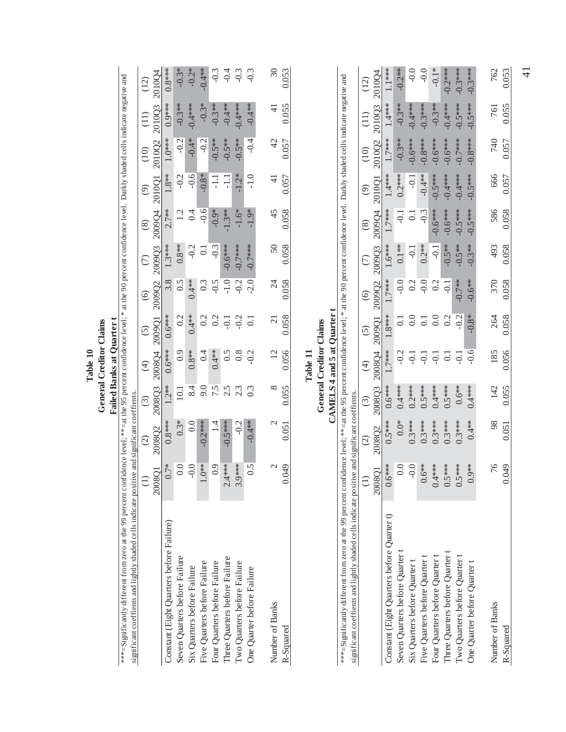# Table 10

## General Creditor Claims

### Failed Banks at Quarter t

***=Significantly different from zero at the 99 percent confidence level; **=at the 95 percent confidence level; * at the 90 percent confidence level. Darkly shaded cells indicate negative and significant coeffients and lightly shaded cells indicate positive and significant coeffients.

| | (1) | (2) | (3) | (4) | (5) | (6) | (7) | (8) | (9) | (10) | (11) | (12) |
|---|---|---|---|---|---|---|---|---|---|---|---|---|
| | 2008Q1 | 2008Q2 | 2008Q3 | 2008Q4 | 2009Q1 | 2009Q2 | 2009Q3 | 2009Q4 | 2010Q1 | 2010Q2 | 2010Q3 | 2010Q4 |
| Constant (Eight Quarters before Failure) | 0.7* | 0.8*** | 1.2** | 0.6*** | 0.6*** | 3.8 | 1.3*** | 2.7** | 1.8** | 1.0*** | 0.9*** | 0.8*** |
| Seven Quarters before Failure | 0.0 | 0.3* | 10.1 | 0.9 | 0.2 | 0.5 | 0.8** | 1.2 | -0.2 | -0.2 | -0.3** | -0.3* |
| Six Quarters before Failure | -0.0 | 0.0 | 8.4 | 0.8** | 0.4** | 0.4** | -0.2 | 0.4 | -0.6 | -0.4* | -0.4*** | -0.2* |
| Five Quarters before Failure | 1.0** | -0.2*** | 9.0 | 0.4 | 0.2 | 0.3 | 0.1 | -0.6 | -0.8* | -0.2 | -0.3* | -0.4** |
| Four Quarters before Failure | 0.9 | 1.4 | 7.5 | 0.4** | 0.2 | -0.5 | -0.3 | -0.9* | -1.1 | -0.5** | -0.3** | -0.3 |
| Three Quarters before Failure | 2.4*** | -0.5*** | 2.5 | 0.5 | -0.1 | -1.0 | -0.6*** | -1.3** | -1.1 | -0.5** | -0.4** | -0.4 |
| Two Quarters before Failure | 3.9*** | -0.2 | 2.3 | 0.8 | -0.2 | -0.2 | -0.7*** | -1.6* | -1.2* | -0.5** | -0.4*** | -0.3 |
| One Quarter before Failure | 0.5 | -0.4** | 0.3 | -0.2 | 0.1 | -2.0 | -0.7*** | -1.9* | -1.0 | -0.4 | -0.4** | -0.3 |
| | | | | | | | | | | | | |
| Number of Banks | 2 | 2 | 8 | 12 | 21 | 24 | 50 | 45 | 41 | 42 | 41 | 30 |
| R-Squared | 0.049 | 0.051 | 0.055 | 0.056 | 0.058 | 0.058 | 0.058 | 0.058 | 0.057 | 0.057 | 0.055 | 0.053 |

# Table 11

## General Creditor Claims

### CAMELS 4 and 5 at Quarter t

***=Significantly different from zero at the 99 percent confidence level; **=at the 95 percent confidence level; * at the 90 percent confidence level. Darkly shaded cells indicate negative and significant coeffients and lightly shaded cells indicate positive and significant coeffients.

| | (1) | (2) | (3) | (4) | (5) | (6) | (7) | (8) | (9) | (10) | (11) | (12) |
|---|---|---|---|---|---|---|---|---|---|---|---|---|
| | 2008Q1 | 2008Q2 | 2008Q3 | 2008Q4 | 2009Q1 | 2009Q2 | 2009Q3 | 2009Q4 | 2010Q1 | 2010Q2 | 2010Q3 | 2010Q4 |
| Constant (Eight Quarters before Quarter t) | 0.6*** | 0.5*** | 0.6*** | 1.7*** | 1.8*** | 1.7*** | 1.6*** | 1.7*** | 1.4*** | 1.7*** | 1.4*** | 1.1*** |
| Seven Quarters before Quarter t | 0.0 | 0.0* | 0.4*** | -0.2 | 0.1 | -0.0 | 0.1** | -0.1 | 0.2*** | -0.3** | -0.3** | -0.2** |
| Six Quarters before Quarter t | -0.0 | 0.3*** | 0.2*** | -0.1 | 0.0 | 0.2 | -0.1 | 0.1 | -0.1 | -0.6*** | -0.4*** | -0.0 |
| Five Quarters before Quarter t | 0.6** | 0.3*** | 0.5*** | -0.1 | 0.1 | -0.0 | 0.2** | -0.3 | -0.4** | -0.8*** | -0.3*** | -0.0 |
| Four Quarters before Quarter t | 0.4*** | 0.3*** | 0.4*** | -0.1 | 0.0 | 0.2 | -0.1 | -0.6*** | -0.5*** | -0.6*** | -0.3** | -0.1* |
| Three Quarters before Quarter t | 0.5*** | 0.3*** | 0.5*** | 0.1 | 0.2 | -0.1 | -0.5** | -0.6*** | -0.4*** | -0.6*** | -0.4*** | -0.2*** |
| Two Quarters before Quarter t | 0.5*** | 0.3*** | 0.6** | -0.1 | -0.2 | -0.7** | -0.5** | -0.5*** | -0.4*** | -0.7*** | -0.5*** | -0.3*** |
| One Quarter before Quarter t | 0.9** | 0.4** | 0.4*** | -0.6 | -0.8* | -0.6** | -0.3** | -0.5*** | -0.5*** | -0.8*** | -0.5*** | -0.3*** |
| | | | | | | | | | | | | |
| Number of Banks | 76 | 98 | 142 | 185 | 264 | 370 | 493 | 586 | 666 | 740 | 761 | 762 |
| R-Squared | 0.049 | 0.051 | 0.055 | 0.056 | 0.058 | 0.058 | 0.058 | 0.058 | 0.057 | 0.057 | 0.055 | 0.053 |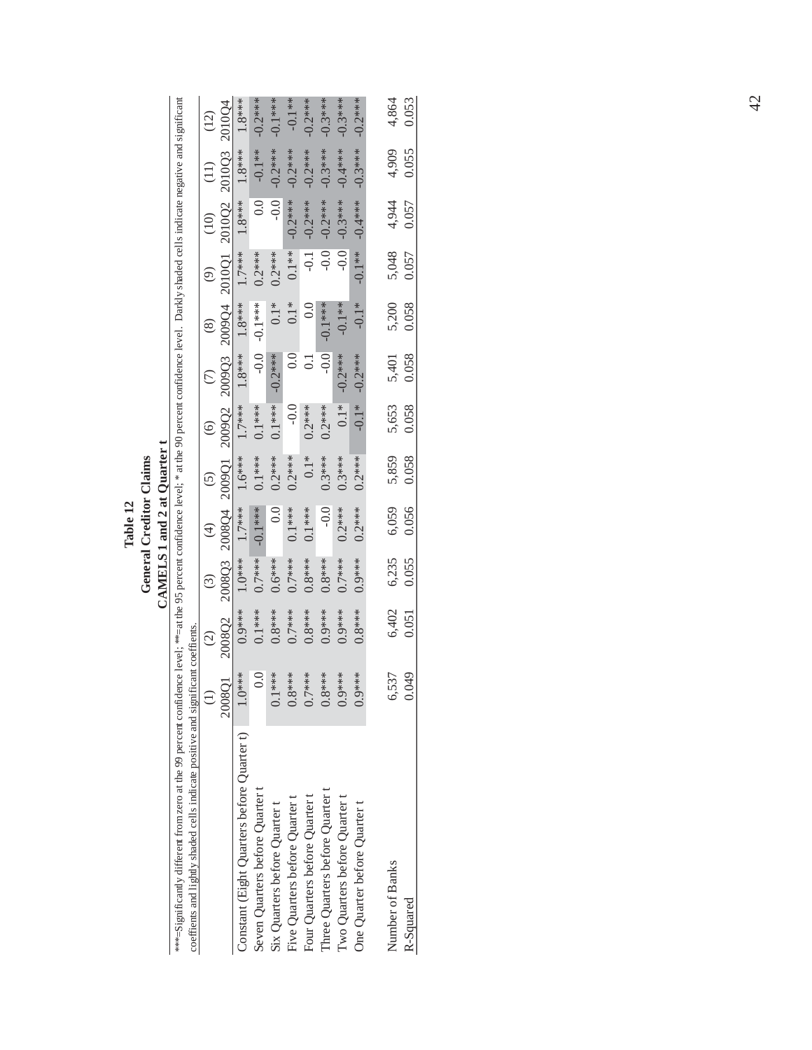# Table 12
## General Creditor Claims
### CAMELS 1 and 2 at Quarter t

***=Significantly different from zero at the 99 percent confidence level; **=at the 95 percent confidence level; * at the 90 percent confidence level. Darkly shaded cells indicate negative and significant coeffients and lightly shaded cells indicate positive and significant coeffients.

| | (1) | (2) | (3) | (4) | (5) | (6) | (7) | (8) | (9) | (10) | (11) | (12) |
|---|---|---|---|---|---|---|---|---|---|---|---|---|
| | 2008Q1 | 2008Q2 | 2008Q3 | 2008Q4 | 2009Q1 | 2009Q2 | 2009Q3 | 2009Q4 | 2010Q1 | 2010Q2 | 2010Q3 | 2010Q4 |
| Constant (Eight Quarters before Quarter t) | 1.0*** | 0.9*** | 1.0*** | 1.7*** | 1.6*** | 1.7*** | 1.8*** | 1.8*** | 1.7*** | 1.8*** | 1.8*** | 1.8*** |
| Seven Quarters before Quarter t | 0.0 | 0.1*** | 0.7*** | -0.1*** | 0.1*** | 0.1*** | -0.0 | -0.1*** | 0.2*** | 0.0 | -0.1** | -0.2*** |
| Six Quarters before Quarter t | 0.1*** | 0.8*** | 0.6*** | 0.0 | 0.2*** | 0.1*** | -0.2*** | 0.1* | 0.2*** | -0.0 | -0.2*** | -0.1*** |
| Five Quarters before Quarter t | 0.8*** | 0.7*** | 0.7*** | 0.1*** | 0.2*** | -0.0 | 0.0 | 0.1* | 0.1** | -0.2*** | -0.2*** | -0.1** |
| Four Quarters before Quarter t | 0.7*** | 0.8*** | 0.8*** | 0.1*** | 0.1* | 0.2*** | 0.1 | 0.0 | -0.1 | -0.2*** | -0.2*** | -0.2*** |
| Three Quarters before Quarter t | 0.8*** | 0.9*** | 0.8*** | -0.0 | 0.3*** | 0.2*** | -0.0 | -0.1*** | -0.0 | -0.2*** | -0.3*** | -0.3*** |
| Two Quarters before Quarter t | 0.9*** | 0.9*** | 0.7*** | 0.2*** | 0.3*** | 0.1* | -0.2*** | -0.1** | -0.0 | -0.3*** | -0.4*** | -0.3*** |
| One Quarter before Quarter t | 0.9*** | 0.8*** | 0.9*** | 0.2*** | 0.2*** | -0.1* | -0.2*** | -0.1* | -0.1** | -0.4*** | -0.3*** | -0.2*** |
| | | | | | | | | | | | | |
| Number of Banks | 6,537 | 6,402 | 6,235 | 6,059 | 5,859 | 5,653 | 5,401 | 5,200 | 5,048 | 4,944 | 4,909 | 4,864 |
| R-Squared | 0.049 | 0.051 | 0.055 | 0.056 | 0.058 | 0.058 | 0.058 | 0.058 | 0.057 | 0.057 | 0.055 | 0.053 |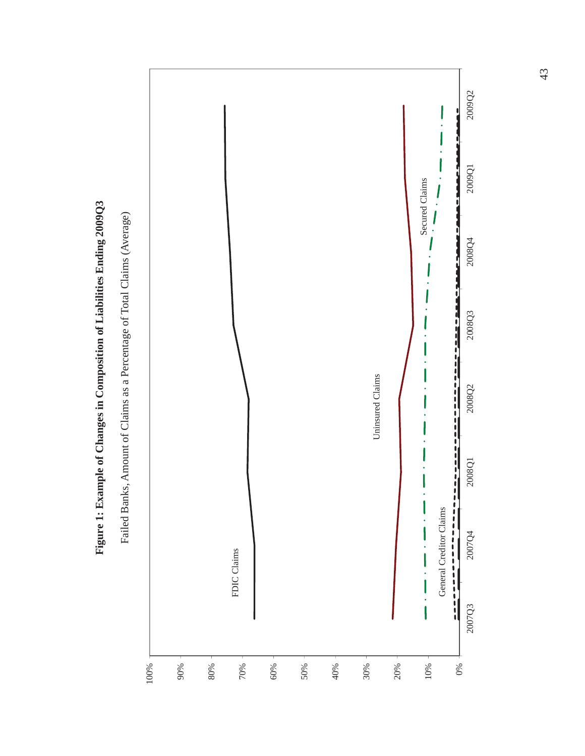**Figure 1: Example of Changes in Composition of Liabilities Ending 2009Q3**

Failed Banks, Amount of Claims as a Percentage of Total Claims (Average)

FDIC Claims

Uninsured Claims

Secured Claims

General Creditor Claims

100%
90%
80%
70%
60%
50%
40%
30%
20%
10%
0%

2007Q3 2007Q4 2008Q1 2008Q2 2008Q3 2008Q4 2009Q1 2009Q2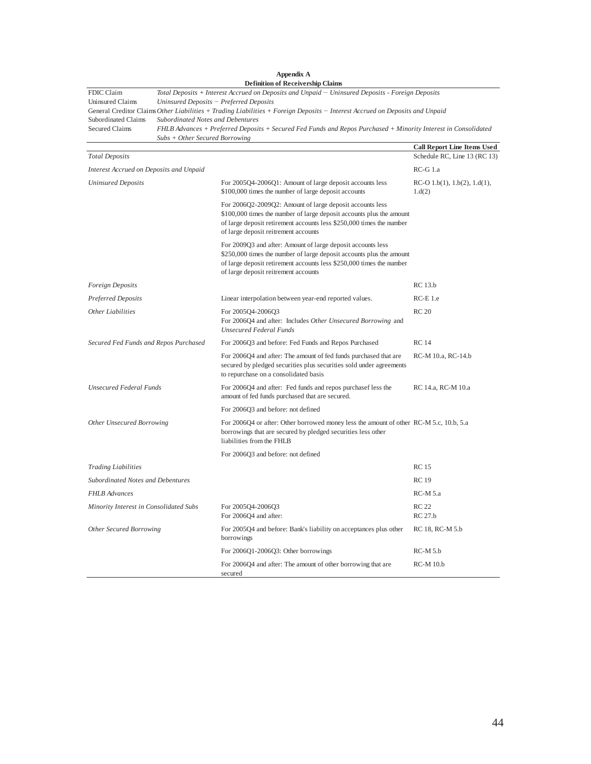**Appendix A**

**Definition of Receivership Claims**

| | |
|---|---|
| FDIC Claim | *Total Deposits + Interest Accrued on Deposits and Unpaid − Uninsured Deposits - Foreign Deposits* |
| Uninsured Claims | *Uninsured Deposits − Preferred Deposits* |
| General Creditor Claims | *Other Liabilities + Trading Liabilities + Foreign Deposits − Interest Accrued on Deposits and Unpaid* |
| Subordinated Claims | *Subordinated Notes and Debentures* |
| Secured Claims | *FHLB Advances + Preferred Deposits + Secured Fed Funds and Repos Purchased + Minority Interest in Consolidated Subs + Other Secured Borrowing* |

| | | **Call Report Line Items Used** |
|---|---|---|
| *Total Deposits* | | Schedule RC, Line 13 (RC 13) |
| *Interest Accrued on Deposits and Unpaid* | | RC-G 1.a |
| *Uninsured Deposits* | For 2005Q4-2006Q1: Amount of large deposit accounts less \$100,000 times the number of large deposit accounts | RC-O 1.b(1), 1.b(2), 1.d(1), 1.d(2) |
| | For 2006Q2-2009Q2: Amount of large deposit accounts less \$100,000 times the number of large deposit accounts plus the amount of large deposit retirement accounts less \$250,000 times the number of large deposit reitrement accounts | |
| | For 2009Q3 and after: Amount of large deposit accounts less \$250,000 times the number of large deposit accounts plus the amount of large deposit retirement accounts less \$250,000 times the number of large deposit reitrement accounts | |
| *Foreign Deposits* | | RC 13.b |
| *Preferred Deposits* | Linear interpolation between year-end reported values. | RC-E 1.e |
| *Other Liabilities* | For 2005Q4-2006Q3<br>For 2006Q4 and after: Includes *Other Unsecured Borrowing* and *Unsecured Federal Funds* | RC 20 |
| *Secured Fed Funds and Repos Purchased* | For 2006Q3 and before: Fed Funds and Repos Purchased | RC 14 |
| | For 2006Q4 and after: The amount of fed funds purchased that are secured by pledged securities plus securities sold under agreements to repurchase on a consolidated basis | RC-M 10.a, RC-14.b |
| *Unsecured Federal Funds* | For 2006Q4 and after: Fed funds and repos purchasef less the amount of fed funds purchased that are secured. | RC 14.a, RC-M 10.a |
| | For 2006Q3 and before: not defined | |
| *Other Unsecured Borrowing* | For 2006Q4 or after: Other borrowed money less the amount of other borrowings that are secured by pledged securities less other liabilities from the FHLB | RC-M 5.c, 10.b, 5.a |
| | For 2006Q3 and before: not defined | |
| *Trading Liabilities* | | RC 15 |
| *Subordinated Notes and Debentures* | | RC 19 |
| *FHLB Advances* | | RC-M 5.a |
| *Minority Interest in Consolidated Subs* | For 2005Q4-2006Q3<br>For 2006Q4 and after: | RC 22<br>RC 27.b |
| *Other Secured Borrowing* | For 2005Q4 and before: Bank's liability on acceptances plus other borrowings | RC 18, RC-M 5.b |
| | For 2006Q1-2006Q3: Other borrowings | RC-M 5.b |
| | For 2006Q4 and after: The amount of other borrowing that are secured | RC-M 10.b |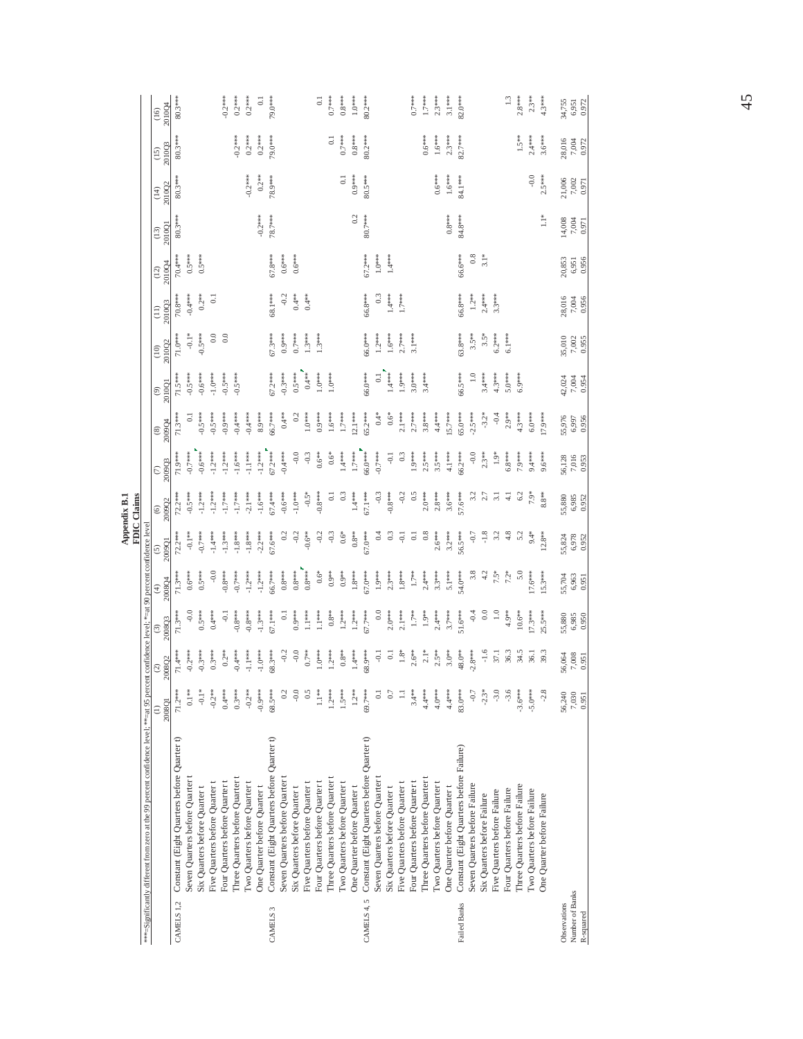# Appendix B.1

## FDIC Claims

***=Significantly different from zero at the 99 percent confidence level; **=at 95 percent confidence level; *=at 90 percent confidence level

| | | (1) 2008Q1 | (2) 2008Q2 | (3) 2008Q3 | (4) 2008Q4 | (5) 2009Q1 | (6) 2009Q2 | (7) 2009Q3 | (8) 2009Q4 | (9) 2010Q1 | (10) 2010Q2 | (11) 2010Q3 | (12) 2010Q4 | (13) 2010Q1 | (14) 2010Q2 | (15) 2010Q3 | (16) 2010Q4 |
|---|---|---|---|---|---|---|---|---|---|---|---|---|---|---|---|---|---|
| CAMELS 1,2 | Constant (Eight Quarters before Quarter t) | 71.2*** | 71.4*** | 71.3*** | 71.3*** | 72.2*** | 72.2*** | 71.9*** | 71.3*** | 71.5*** | 71.0*** | 70.8*** | 70.4*** | 80.3*** | 80.3*** | 80.3*** | 80.3*** |
| | Seven Quarters before Quarter t | 0.1** | -0.2*** | -0.0 | 0.6*** | -0.1** | -0.5*** | -0.7*** | 0.1 | -0.5*** | -0.1* | -0.4*** | 0.5*** | | | | |
| | Six Quarters before Quarter t | -0.1* | -0.3*** | 0.5*** | 0.5*** | -0.7*** | -1.2*** | -0.6*** | -0.5*** | -0.6*** | -0.5*** | 0.2** | 0.5*** | | | | |
| | Five Quarters before Quarter t | -0.2** | 0.3*** | 0.4*** | -0.0 | -1.4*** | -1.2*** | -1.2*** | -0.5*** | -1.0*** | 0.0 | 0.1 | | | | | |
| | Four Quarters before Quarter t | 0.4*** | 0.2** | -0.1 | -0.8*** | -1.3*** | -1.7*** | -1.2*** | -0.9*** | -0.5*** | 0.0 | | | | | | -0.2*** |
| | Three Quarters before Quarter t | 0.3*** | -0.4*** | -0.8*** | -0.7*** | -1.8*** | -1.7*** | -1.6*** | -0.4*** | -0.5*** | | | | | | -0.2*** | 0.2*** |
| | Two Quarters before Quarter t | -0.2** | -1.1*** | -0.8*** | -1.2*** | -1.8*** | -2.1*** | -1.1*** | -0.4*** | | | | | | -0.2*** | 0.2*** | 0.2*** |
| | One Quarter before Quarter t | -0.9*** | -1.0*** | -1.3*** | -1.2*** | -2.2*** | -1.6*** | -1.2*** | 8.9*** | | | | | -0.2*** | 0.2** | 0.2*** | 0.1 |
| CAMELS 3 | Constant (Eight Quarters before Quarter t) | 68.5*** | 68.3*** | 67.1*** | 66.7*** | 67.6*** | 67.4*** | 67.2*** | 66.7*** | 67.2*** | 67.3*** | 68.1*** | 67.8*** | 78.7*** | 78.9*** | 79.0*** | 79.0*** |
| | Seven Quarters before Quarter t | 0.2 | -0.2 | 0.1 | 0.8*** | 0.2 | -0.6*** | -0.4*** | 0.4** | -0.3*** | 0.9*** | -0.2 | 0.6*** | | | | |
| | Six Quarters before Quarter t | -0.0 | -0.0 | 0.9*** | 0.8*** | -0.2 | -1.0*** | -0.0 | 0.2 | 0.5*** | 0.7*** | 0.4** | 0.6*** | | | | |
| | Five Quarters before Quarter t | 0.5 | 0.7** | 1.1*** | 0.8*** | -0.6** | -0.5* | -0.3 | 1.0*** | 0.4** | 1.3*** | 0.4** | | | | | |
| | Four Quarters before Quarter t | 1.1** | 1.0*** | 1.1*** | 0.6* | -0.2 | -0.8*** | 0.6** | 0.9*** | 1.0*** | 1.3*** | | | | | | 0.1 |
| | Three Quarters before Quarter t | 1.2*** | 1.2*** | 0.8** | 0.9** | -0.3 | 0.1 | 0.6* | 1.6*** | 1.0*** | | | | | | 0.1 | 0.7*** |
| | Two Quarters before Quarter t | 1.5*** | 0.8** | 1.2*** | 0.9** | 0.6* | 0.3 | 1.4*** | 1.7*** | | | | | | 0.1 | 0.7*** | 0.8*** |
| | One Quarter before Quarter t | 1.2** | 1.4*** | 1.2*** | 1.8*** | 0.8** | 1.4*** | 1.7*** | 12.1*** | | | | | 0.2 | 0.9*** | 0.8*** | 1.0*** |
| CAMELS 4, 5 | Constant (Eight Quarters before Quarter t) | 69.7*** | 68.9*** | 67.7*** | 67.0*** | 67.0*** | 67.1*** | 66.0*** | 65.2*** | 66.0*** | 66.0*** | 66.8*** | 67.2*** | 80.7*** | 80.5*** | 80.2*** | 80.2*** |
| | Seven Quarters before Quarter t | 0.1 | -0.1 | 0.0 | 1.9*** | 0.4 | -0.3 | -0.7*** | 0.4* | 0.1 | 1.2*** | 0.3 | 1.0*** | | | | |
| | Six Quarters before Quarter t | 0.7 | 0.1 | 2.0*** | 2.3*** | 0.3 | -0.8*** | -0.1 | 0.6* | 1.4*** | 1.6*** | 1.4*** | 1.4*** | | | | |
| | Five Quarters before Quarter t | 1.1 | 1.8* | 2.1*** | 1.8*** | -0.1 | -0.2 | 0.3 | 2.1*** | 1.9*** | 2.7*** | 1.7*** | | | | | |
| | Four Quarters before Quarter t | 3.4** | 2.6** | 1.7** | 1.7** | 0.1 | 0.5 | 1.9*** | 2.7*** | 3.0*** | 3.1*** | | | | | | 0.7*** |
| | Three Quarters before Quarter t | 4.4*** | 2.1* | 1.9** | 2.4*** | 0.8 | 2.0*** | 2.5*** | 3.8*** | 3.4*** | | | | | | 0.6*** | 1.7*** |
| | Two Quarters before Quarter t | 4.0*** | 2.5** | 2.4*** | 3.3*** | 2.6*** | 2.8*** | 3.5*** | 4.4*** | | | | | | 0.6*** | 1.6*** | 2.3*** |
| | One Quarter before Quarter t | 4.4*** | 3.0** | 3.7*** | 5.1*** | 3.2*** | 3.6*** | 4.1*** | 15.7*** | | | | | 0.8*** | 1.6*** | 2.3*** | 3.1*** |
| Failed Banks | Constant (Eight Quarters before Failure) | 83.0*** | 48.0** | 51.6*** | 54.0*** | 56.5*** | 57.6*** | 66.2*** | 65.0*** | 66.5*** | 63.8*** | 66.8*** | 66.6*** | 84.8*** | 84.1*** | 82.7*** | 82.0*** |
| | Seven Quarters before Failure | -0.7 | -2.8*** | -0.4 | 3.8 | -0.7 | 3.2 | -0.0 | -2.5*** | 1.0 | 3.5* | 1.2** | 0.8 | | | | |
| | Six Quarters before Failure | -2.3* | -1.6 | 0.0 | 4.2 | -1.8 | 2.7 | 2.3** | -3.2* | 3.4*** | 3.5* | 2.4*** | 3.1* | | | | |
| | Five Quarters before Failure | -3.0 | 37.1 | 1.0 | 7.5* | 3.2 | 3.1 | 1.9* | -0.4 | 4.3*** | 6.2*** | 3.3*** | | | | | |
| | Four Quarters before Failure | -3.6 | 36.3 | 4.9** | 7.2* | 4.8 | 4.1 | 6.8*** | 2.9** | 5.0*** | 6.1*** | | | | | | 1.3 |
| | Three Quarters before Failure | -3.6*** | 34.5 | 10.6** | 5.0 | 5.2 | 6.2 | 7.9*** | 4.3*** | 6.9*** | | | | | | 1.5** | 2.8*** |
| | Two Quarters before Failure | -5.0*** | 36.1 | 17.3*** | 17.6*** | 9.4* | 7.9* | 9.4*** | 6.0*** | | | | | | -0.0 | 2.4*** | 2.3** |
| | One Quarter before Failure | -2.8 | 39.3 | 25.5*** | 15.3*** | 12.8** | 8.8** | 9.6*** | 17.9*** | | | | | 1.1* | 2.5*** | 3.6*** | 4.3*** |
| Observations | | 56,240 | 56,064 | 55,880 | 55,704 | 55,824 | 55,880 | 56,128 | 55,976 | 42,024 | 35,010 | 28,016 | 20,853 | 14,008 | 21,006 | 28,016 | 34,755 |
| Number of Banks | | 7,030 | 7,008 | 6,985 | 6,963 | 6,978 | 6,985 | 7,016 | 6,997 | 7,004 | 7,002 | 7,004 | 6,951 | 7,004 | 7,002 | 7,004 | 6,951 |
| R-squared | | 0.951 | 0.951 | 0.950 | 0.951 | 0.952 | 0.952 | 0.953 | 0.956 | 0.954 | 0.955 | 0.956 | 0.956 | 0.971 | 0.971 | 0.972 | 0.972 |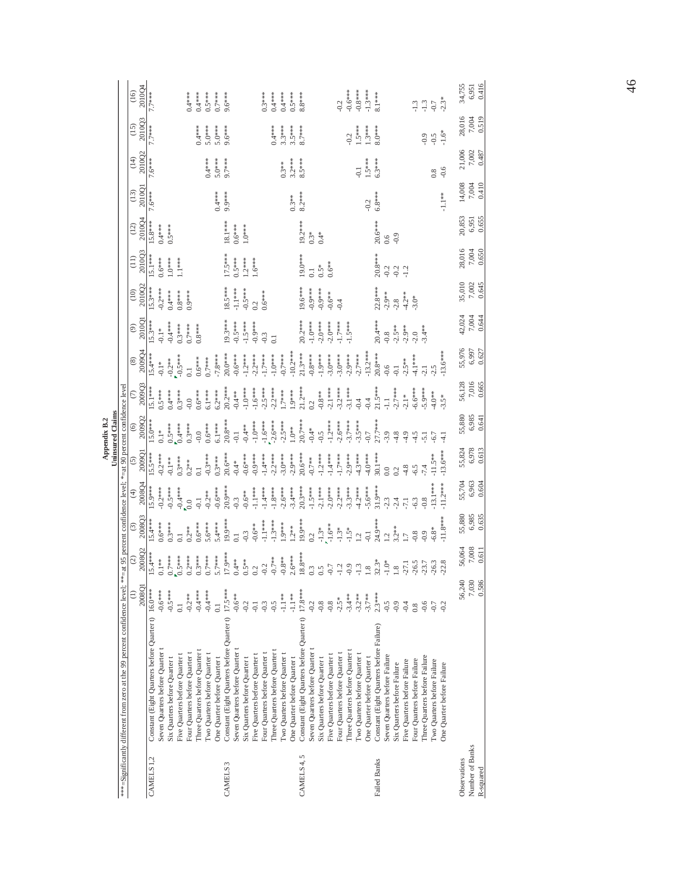# Appendix B.2

## Uninsured Claims

***=Significantly different from zero at the 99 percent confidence level; **=at 95 percent confidence level; *=at 90 percent confidence level

| | | (1) 2008Q1 | (2) 2008Q2 | (3) 2008Q3 | (4) 2008Q4 | (5) 2009Q1 | (6) 2009Q2 | (7) 2009Q3 | (8) 2009Q4 | (9) 2010Q1 | (10) 2010Q2 | (11) 2010Q3 | (12) 2010Q4 | (13) 2010Q1 | (14) 2010Q2 | (15) 2010Q3 | (16) 2010Q4 |
|---|---|---|---|---|---|---|---|---|---|---|---|---|---|---|---|---|---|
| CAMELS 1,2 | Constant (Eight Quarters before Quarter t) | 16.0*** | 15.4*** | 15.4*** | 15.9*** | 15.5*** | 15.0*** | 15.1*** | 15.4*** | 15.3*** | 15.3*** | 15.1*** | 15.8*** | 7.6*** | 7.6*** | 7.7*** | 7.7*** |
| | Seven Quarters before Quarter t | -0.6*** | 0.1** | 0.6*** | -0.2*** | -0.2*** | 0.1* | 0.5*** | -0.1* | -0.1* | -0.2*** | 0.6*** | 0.4*** | | | | |
| | Six Quarters before Quarter t | -0.5*** | 0.7*** | 0.3*** | -0.5*** | -0.1** | 0.5*** | 0.4*** | -0.2** | -0.4*** | 0.4*** | 1.0*** | 0.5*** | | | | |
| | Five Quarters before Quarter t | 0.1 | 0.5*** | 0.1 | -0.4*** | 0.3*** | 0.4*** | 0.3*** | -0.5*** | 0.3*** | 0.8*** | 1.1*** | | | | | |
| | Four Quarters before Quarter t | -0.2** | 0.2*** | 0.2** | 0.0 | 0.2** | 0.3*** | -0.0 | 0.1 | 0.7*** | 0.9*** | | | | | | 0.4*** |
| | Three Quarters before Quarter t | -0.4*** | 0.3*** | 0.6*** | -0.1 | 0.1 | 0.6*** | 0.6*** | 0.6*** | 0.8*** | | | | | | 0.4*** | 0.4*** |
| | Two Quarters before Quarter t | -0.4*** | 0.7*** | 5.6*** | -0.2** | -0.3*** | 0.6*** | 6.1*** | 0.7*** | | | | | | 0.4*** | 5.0*** | 0.5*** |
| | One Quarter before Quarter t | 0.1 | 5.7*** | 5.4*** | -0.6*** | 0.3*** | 6.1*** | 6.2*** | -7.8*** | | | | | 0.4*** | 5.0*** | 5.0*** | 0.7*** |
| CAMELS 3 | Constant (Eight Quarters before Quarter t) | 17.5*** | 17.9*** | 19.9*** | 20.9*** | 20.6*** | 20.8*** | 20.2*** | 20.0*** | 19.3*** | 18.5*** | 17.5*** | 18.1*** | 9.9*** | 9.7*** | 9.6*** | 9.6*** |
| | Seven Quarters before Quarter t | -0.6** | 0.4** | 0.1 | -0.3 | -0.4* | -0.1 | -0.4** | -0.6*** | -0.5*** | -1.1*** | 0.5*** | 0.6*** | | | | |
| | Six Quarters before Quarter t | -0.2 | 0.5** | -0.3 | -0.6** | -0.6*** | -0.4** | -1.0*** | -1.2*** | -1.5*** | -0.5*** | 1.2*** | 1.0*** | | | | |
| | Five Quarters before Quarter t | -0.1 | 0.2 | -0.6** | -1.1*** | -0.9*** | -1.0*** | -1.6*** | -2.2*** | -0.9*** | 0.2 | 1.6*** | | | | | |
| | Four Quarters before Quarter t | -0.3 | -0.2 | -1.1*** | -1.4*** | -1.4*** | -1.6*** | -2.5*** | -1.7*** | -0.3 | 0.6*** | | | | | | 0.3*** |
| | Three Quarters before Quarter t | -0.5 | -0.7** | -1.3*** | -1.8*** | -2.2*** | -2.6*** | -2.2*** | -1.0*** | 0.1 | | | | | | 0.4*** | 0.4*** |
| | Two Quarters before Quarter t | -1.1** | -0.8** | 1.9*** | -2.6*** | -3.0*** | -2.5*** | 1.7*** | -0.7*** | | | | | | 0.3** | 3.3*** | 0.4*** |
| | One Quarter before Quarter t | -1.1** | 2.6*** | 1.2** | -3.4*** | -2.9*** | 1.0** | 1.9*** | -10.2*** | | | | | 0.3** | 3.2*** | 3.5*** | 0.5*** |
| CAMELS 4, 5 | Constant (Eight Quarters before Quarter t) | 17.8*** | 18.8*** | 19.9*** | 20.3*** | 20.6*** | 20.7*** | 21.2*** | 21.3*** | 20.2*** | 19.6*** | 19.0*** | 19.2*** | 8.2*** | 8.5*** | 8.7*** | 8.8*** |
| | Seven Quarters before Quarter t | -0.2 | 0.3 | 0.2 | -1.5*** | -0.7** | -0.4* | 0.2 | -0.8*** | -1.0*** | -0.9*** | 0.1 | 0.3* | | | | |
| | Six Quarters before Quarter t | -0.8 | 0.5 | -1.3* | -2.1*** | -1.2*** | -0.5 | -0.8** | -1.9*** | -2.0*** | -0.9*** | 0.5* | 0.4* | | | | |
| | Five Quarters before Quarter t | -0.8 | -0.7 | -1.6** | -2.0*** | -1.4*** | -1.2*** | -2.1*** | -3.0*** | -2.0*** | -0.6** | 0.6** | | | | | |
| | Four Quarters before Quarter t | -2.5* | -1.2 | -1.3* | -2.2*** | -1.7*** | -2.6*** | -3.2*** | -3.0*** | -1.7*** | -0.4 | | | | | | -0.2 |
| | Three Quarters before Quarter t | -3.4** | -0.9 | -1.5* | -3.3*** | -2.9*** | -3.7*** | -3.1*** | -2.9*** | -1.5*** | | | | | | -0.2 | -0.6*** |
| | Two Quarters before Quarter t | -3.2** | -1.3 | 1.2 | -4.2*** | -4.3*** | -3.5*** | -0.4 | -2.7*** | | | | | | -0.1 | 1.5*** | -0.8*** |
| | One Quarter before Quarter t | -3.7** | 1.8 | -0.1 | -5.6*** | -4.0*** | -0.7 | -0.4 | -13.2*** | | | | | -0.2 | 1.5*** | 1.3*** | -1.3*** |
| Failed Banks | Constant (Eight Quarters before Failure) | 2.3*** | 32.3* | 24.9*** | 31.9*** | 30.1*** | 27.7*** | 21.5*** | 20.8*** | 20.4*** | 22.8*** | 20.8*** | 20.6*** | 6.8*** | 6.3*** | 8.0*** | 8.1*** |
| | Seven Quarters before Failure | -0.5 | -1.0* | 1.2 | -2.3 | 0.0 | -3.9 | -1.1 | -0.6 | -0.8 | -2.9** | -0.2 | 0.6 | | | | |
| | Six Quarters before Failure | -0.9 | 1.8 | 3.2** | -2.4 | 0.2 | -4.8 | -2.7*** | -0.1 | -2.5** | -2.8 | -0.2 | -0.9 | | | | |
| | Five Quarters before Failure | -0.4 | -27.1 | 1.7 | -7.1 | -4.8 | -4.9 | -2.1* | -2.5** | -2.9** | -4.2** | -1.2 | | | | | |
| | Four Quarters before Failure | 0.8 | -26.5 | -0.8 | -6.3 | -6.5 | -4.5 | -6.6*** | -4.1*** | -2.0 | -3.0* | | | | | | -1.3 |
| | Three Quarters before Failure | -0.6 | -23.7 | -0.9 | -0.8 | -7.4 | -5.1 | -5.9*** | -2.1 | -3.4** | | | | | | -0.9 | -1.3 |
| | Two Quarters before Failure | -0.7 | -26.3 | -6.8* | -13.1*** | -11.5** | -6.7 | -4.0** | -2.5 | | | | | | 0.8 | -0.5 | -0.7 |
| | One Quarter before Failure | -0.2 | -22.8 | -11.8*** | -11.2*** | -13.6*** | -4.1 | -3.5* | -13.6*** | | | | | -1.1** | -0.6 | -1.6* | -2.3* |
| Observations | | 56,240 | 56,064 | 55,880 | 55,704 | 55,824 | 55,880 | 56,128 | 55,976 | 42,024 | 35,010 | 28,016 | 20,853 | 14,008 | 21,006 | 28,016 | 34,755 |
| Number of Banks | | 7,030 | 7,008 | 6,985 | 6,963 | 6,978 | 6,985 | 7,016 | 6,997 | 7,004 | 7,002 | 7,004 | 6,951 | 7,004 | 7,002 | 7,004 | 6,951 |
| R-squared | | 0.586 | 0.611 | 0.635 | 0.604 | 0.613 | 0.641 | 0.665 | 0.627 | 0.644 | 0.645 | 0.650 | 0.655 | 0.410 | 0.487 | 0.519 | 0.416 |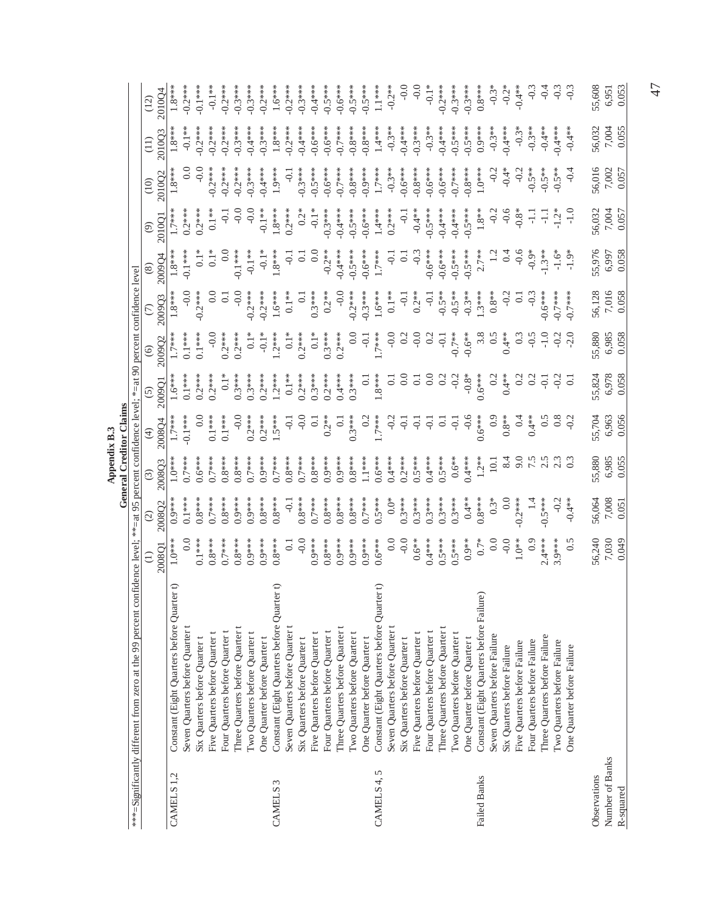## Appendix B.3

### General Creditor Claims

***=Significantly different from zero at the 99 percent confidence level; **=at 95 percent confidence level; *=at 90 percent confidence level

| | | (1) | (2) | (3) | (4) | (5) | (6) | (7) | (8) | (9) | (10) | (11) | (12) |
|---|---|---|---|---|---|---|---|---|---|---|---|---|---|
| | | 2008Q1 | 2008Q2 | 2008Q3 | 2008Q4 | 2009Q1 | 2009Q2 | 2009Q3 | 2009Q4 | 2010Q1 | 2010Q2 | 2010Q3 | 2010Q4 |
| CAMELS 1,2 | Constant (Eight Quarters before Quarter t) | 1.0*** | 0.9*** | 1.0*** | 1.7*** | 1.6*** | 1.7*** | 1.8*** | 1.8*** | 1.7*** | 1.8*** | 1.8*** | 1.8*** |
| | Seven Quarters before Quarter t | 0.0 | 0.1*** | 0.7*** | -0.1*** | 0.1*** | 0.1*** | -0.0 | -0.1*** | 0.2*** | 0.0 | -0.1** | -0.2*** |
| | Six Quarters before Quarter t | 0.1*** | 0.8*** | 0.6*** | 0.0 | 0.2*** | 0.1*** | -0.2*** | 0.1* | 0.2*** | -0.0 | -0.2*** | -0.1*** |
| | Five Quarters before Quarter t | 0.8*** | 0.7*** | 0.7*** | 0.1*** | 0.2*** | -0.0 | 0.0 | 0.1* | 0.1** | -0.2*** | -0.2*** | -0.1*** |
| | Four Quarters before Quarter t | 0.7*** | 0.8*** | 0.8*** | 0.1*** | 0.1* | 0.2*** | 0.1 | 0.0 | -0.1 | -0.2*** | -0.2*** | -0.2*** |
| | Three Quarters before Quarter t | 0.8*** | 0.9*** | 0.8*** | -0.0 | 0.3*** | 0.2*** | -0.0 | -0.1*** | -0.0 | -0.2*** | -0.2*** | -0.3*** |
| | Two Quarters before Quarter t | 0.9*** | 0.9*** | 0.7*** | 0.2*** | 0.3*** | 0.1* | -0.2*** | -0.1** | -0.0 | -0.3*** | -0.4*** | -0.3*** |
| | One Quarter before Quarter t | 0.9*** | 0.8*** | 0.9*** | 0.2*** | 0.2*** | -0.1* | -0.2*** | -0.1* | -0.1** | -0.4*** | -0.3*** | -0.2*** |
| CAMELS 3 | Constant (Eight Quarters before Quarter t) | 0.8*** | 0.8*** | 0.7*** | 1.5*** | 1.2*** | 1.2*** | 1.6*** | 1.8*** | 1.8*** | 1.9*** | 1.8*** | 1.6*** |
| | Seven Quarters before Quarter t | 0.1 | -0.1 | 0.8*** | -0.1 | 0.1** | 0.1* | 0.1** | -0.1 | 0.2*** | -0.1 | -0.2*** | -0.2*** |
| | Six Quarters before Quarter t | -0.0 | 0.8*** | 0.7*** | -0.0 | 0.2*** | 0.2*** | 0.1 | 0.1 | 0.2* | -0.3*** | -0.4*** | -0.3*** |
| | Five Quarters before Quarter t | 0.9*** | 0.7*** | 0.8*** | 0.1 | 0.3*** | 0.1* | 0.3*** | 0.0 | -0.1* | -0.5*** | -0.6*** | -0.4*** |
| | Four Quarters before Quarter t | 0.8*** | 0.8*** | 0.9*** | 0.2** | 0.2*** | 0.3*** | 0.2** | -0.2** | -0.3*** | -0.6*** | -0.6*** | -0.5*** |
| | Three Quarters before Quarter t | 0.9*** | 0.8*** | 0.9*** | 0.1 | 0.4*** | 0.2*** | -0.0 | -0.4*** | -0.4*** | -0.7*** | -0.7*** | -0.6*** |
| | Two Quarters before Quarter t | 0.9*** | 0.8*** | 0.8*** | 0.3*** | 0.3*** | 0.0 | -0.2*** | -0.5*** | -0.5*** | -0.8*** | -0.8*** | -0.5*** |
| | One Quarter before Quarter t | 0.9*** | 0.7*** | 1.1*** | 0.2 | 0.1 | -0.1 | -0.3*** | -0.6*** | -0.6*** | -0.9*** | -0.8*** | -0.5*** |
| CAMELS 4, 5 | Constant (Eight Quarters before Quarter t) | 0.6*** | 0.5*** | 0.6*** | 1.7*** | 1.8*** | 1.7*** | 1.6*** | 1.7*** | 1.4*** | 1.7*** | 1.4*** | 1.1*** |
| | Seven Quarters before Quarter t | 0.0 | 0.0* | 0.4*** | -0.2 | 0.1 | -0.0 | 0.1** | -0.1 | 0.2*** | -0.3*** | -0.3** | -0.2** |
| | Six Quarters before Quarter t | -0.0 | 0.3*** | 0.2*** | -0.1 | 0.0 | 0.2 | -0.1 | 0.1 | -0.1 | -0.6*** | -0.4*** | -0.0 |
| | Five Quarters before Quarter t | 0.6** | 0.3*** | 0.5*** | -0.1 | 0.1 | -0.0 | 0.2** | -0.3 | -0.4** | -0.8*** | -0.3*** | -0.0 |
| | Four Quarters before Quarter t | 0.4*** | 0.3*** | 0.4*** | -0.1 | 0.0 | 0.2 | -0.1 | -0.6*** | -0.5*** | -0.6*** | -0.3** | -0.1* |
| | Three Quarters before Quarter t | 0.5*** | 0.3*** | 0.5*** | 0.1 | 0.2 | -0.1 | -0.5** | -0.6*** | -0.4*** | -0.6*** | -0.4*** | -0.2*** |
| | Two Quarters before Quarter t | 0.5*** | 0.3*** | 0.6** | -0.1 | -0.2 | -0.7** | -0.5** | -0.5*** | -0.4*** | -0.7*** | -0.5*** | -0.3*** |
| | One Quarter before Quarter t | 0.9** | 0.4** | 0.4*** | -0.6 | -0.8* | -0.6** | -0.3** | -0.5*** | -0.5*** | -0.8*** | -0.5*** | -0.3*** |
| Failed Banks | Constant (Eight Quarters before Failure) | 0.7* | 0.8*** | 1.2** | 0.6*** | 0.6*** | 3.8 | 1.3*** | 2.7** | 1.8** | 1.0*** | 0.9*** | 0.8*** |
| | Seven Quarters before Failure | 0.0 | 0.3* | 10.1 | 0.9 | 0.2 | 0.5 | 0.8** | 1.2 | -0.2 | -0.2 | -0.3** | -0.3* |
| | Six Quarters before Failure | -0.0 | 0.0 | 8.4 | 0.8** | 0.4** | 0.4** | -0.2 | 0.4 | -0.6 | -0.4* | -0.4*** | -0.2* |
| | Five Quarters before Failure | 1.0** | -0.2*** | 9.0 | 0.4 | 0.2 | 0.3 | 0.1 | -0.6 | -0.8* | -0.2 | -0.3* | -0.4** |
| | Four Quarters before Failure | 0.9 | 1.4 | 7.5 | 0.4** | 0.2 | -0.5 | -0.3 | -0.9* | -1.1 | -0.5** | -0.3** | -0.3 |
| | Three Quarters before Failure | 2.4*** | -0.5*** | 2.5 | 0.5 | -0.1 | -1.0 | -0.6*** | -1.3** | -1.1 | -0.5** | -0.4** | -0.4 |
| | Two Quarters before Failure | 3.9*** | -0.2 | 2.3 | 0.8 | -0.2 | | -0.7*** | -1.6* | -1.2* | -0.5** | -0.4*** | -0.3 |
| | One Quarter before Failure | 0.5 | -0.4** | 0.3 | -0.2 | 0.1 | -2.0 | -0.7*** | -1.9* | -1.0 | -0.4 | -0.4** | -0.3 |
| Observations | | 56,240 | 56,064 | 55,880 | 55,704 | 55,824 | 55,880 | 56,128 | 55,976 | 56,032 | 56,016 | 56,032 | 55,608 |
| Number of Banks | | 7,030 | 7,008 | 6,985 | 6,963 | 6,978 | 6,985 | 7,016 | 6,997 | 7,004 | 7,002 | 7,004 | 6,951 |
| R-squared | | 0.049 | 0.051 | 0.055 | 0.056 | 0.058 | 0.058 | 0.058 | 0.058 | 0.057 | 0.057 | 0.055 | 0.053 |